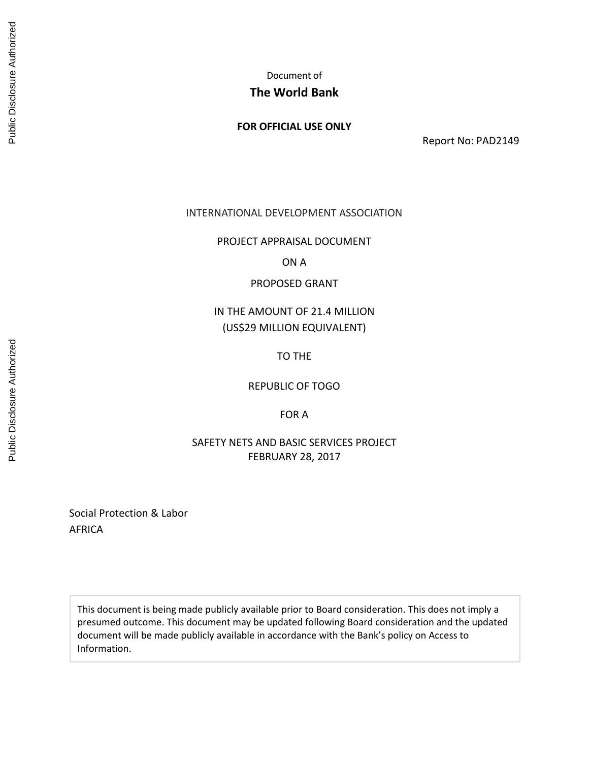Document of

**The World Bank**

**FOR OFFICIAL USE ONLY**

Report No: PAD2149

INTERNATIONAL DEVELOPMENT ASSOCIATION

PROJECT APPRAISAL DOCUMENT

ON A

PROPOSED GRANT

IN THE AMOUNT OF 21.4 MILLION
(US$29 MILLION EQUIVALENT)

TO THE

REPUBLIC OF TOGO

FOR A

SAFETY NETS AND BASIC SERVICES PROJECT
FEBRUARY 28, 2017

Social Protection & Labor
AFRICA

This document is being made publicly available prior to Board consideration. This does not imply a presumed outcome. This document may be updated following Board consideration and the updated document will be made publicly available in accordance with the Bank's policy on Access to Information.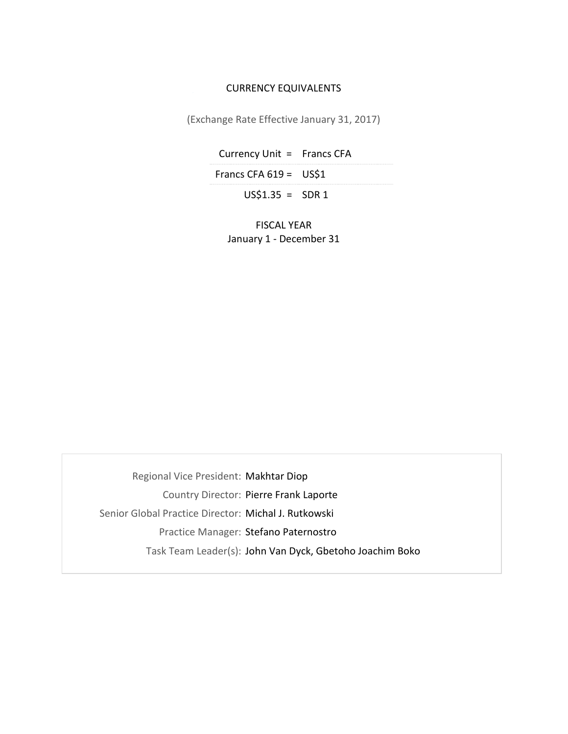CURRENCY EQUIVALENTS

(Exchange Rate Effective January 31, 2017)

| | |
|---|---|
| Currency Unit = | Francs CFA |
| Francs CFA 619 = | US$1 |
| US$1.35 = | SDR 1 |

FISCAL YEAR
January 1 - December 31

| | |
|---|---|
| Regional Vice President: | Makhtar Diop |
| Country Director: | Pierre Frank Laporte |
| Senior Global Practice Director: | Michal J. Rutkowski |
| Practice Manager: | Stefano Paternostro |
| Task Team Leader(s): | John Van Dyck, Gbetoho Joachim Boko |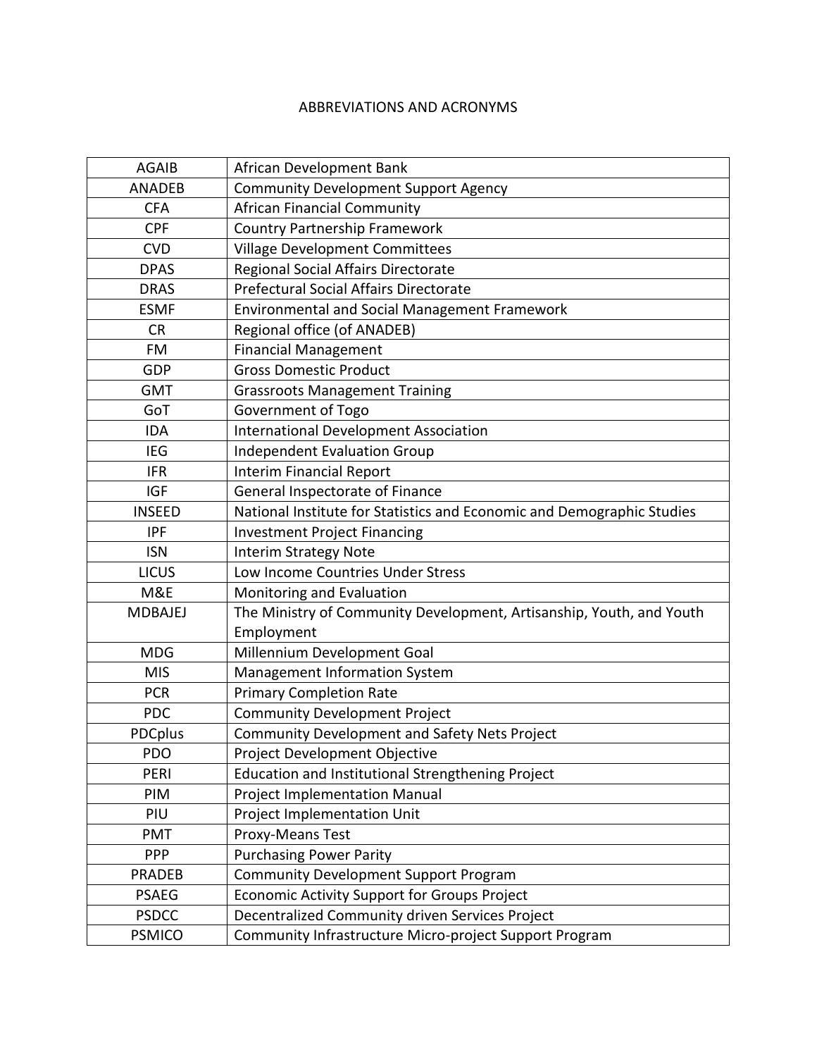# ABBREVIATIONS AND ACRONYMS

| | |
|---|---|
| AGAIB | African Development Bank |
| ANADEB | Community Development Support Agency |
| CFA | African Financial Community |
| CPF | Country Partnership Framework |
| CVD | Village Development Committees |
| DPAS | Regional Social Affairs Directorate |
| DRAS | Prefectural Social Affairs Directorate |
| ESMF | Environmental and Social Management Framework |
| CR | Regional office (of ANADEB) |
| FM | Financial Management |
| GDP | Gross Domestic Product |
| GMT | Grassroots Management Training |
| GoT | Government of Togo |
| IDA | International Development Association |
| IEG | Independent Evaluation Group |
| IFR | Interim Financial Report |
| IGF | General Inspectorate of Finance |
| INSEED | National Institute for Statistics and Economic and Demographic Studies |
| IPF | Investment Project Financing |
| ISN | Interim Strategy Note |
| LICUS | Low Income Countries Under Stress |
| M&E | Monitoring and Evaluation |
| MDBAJEJ | The Ministry of Community Development, Artisanship, Youth, and Youth Employment |
| MDG | Millennium Development Goal |
| MIS | Management Information System |
| PCR | Primary Completion Rate |
| PDC | Community Development Project |
| PDCplus | Community Development and Safety Nets Project |
| PDO | Project Development Objective |
| PERI | Education and Institutional Strengthening Project |
| PIM | Project Implementation Manual |
| PIU | Project Implementation Unit |
| PMT | Proxy-Means Test |
| PPP | Purchasing Power Parity |
| PRADEB | Community Development Support Program |
| PSAEG | Economic Activity Support for Groups Project |
| PSDCC | Decentralized Community driven Services Project |
| PSMICO | Community Infrastructure Micro-project Support Program |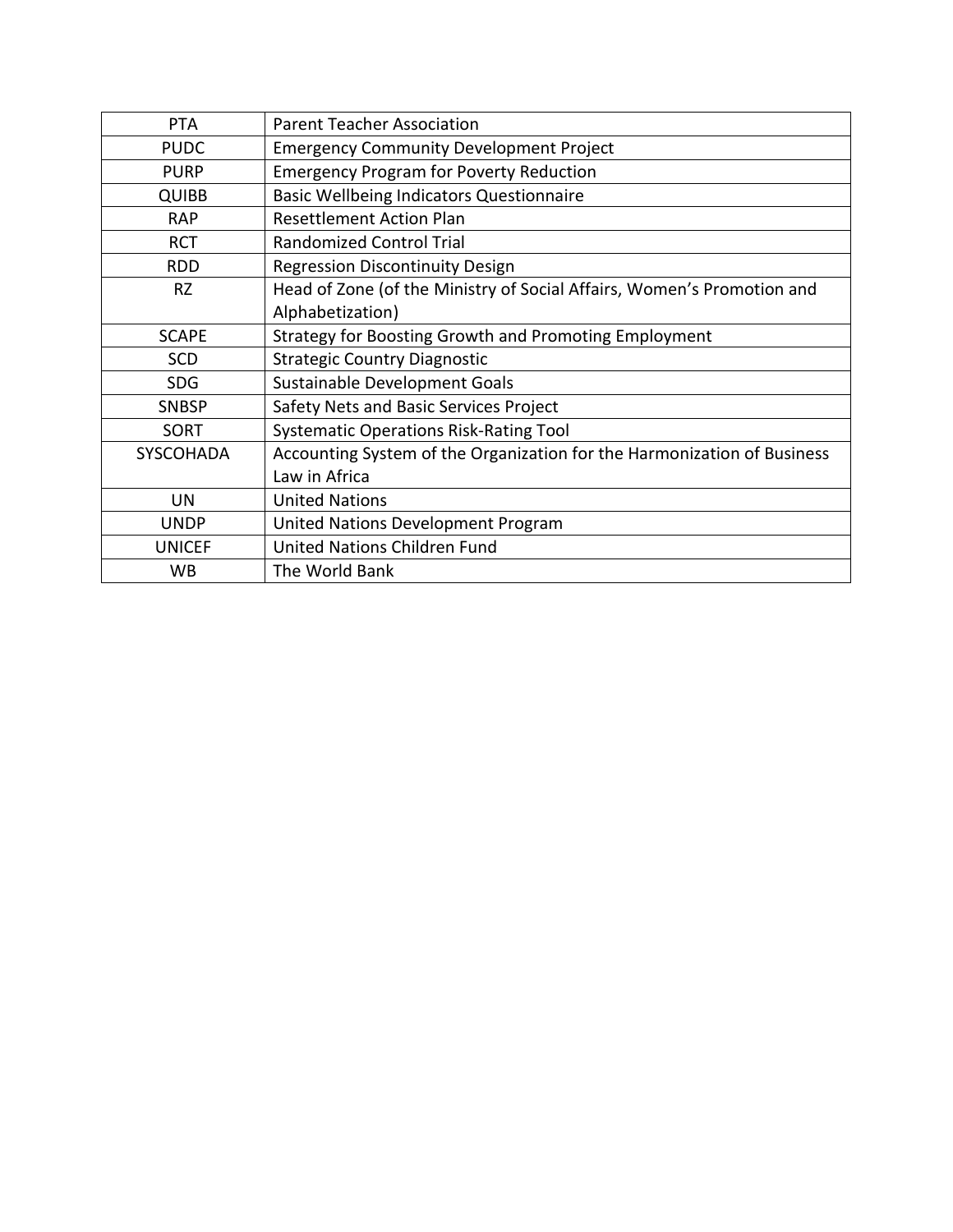| PTA | Parent Teacher Association |
|---|---|
| PUDC | Emergency Community Development Project |
| PURP | Emergency Program for Poverty Reduction |
| QUIBB | Basic Wellbeing Indicators Questionnaire |
| RAP | Resettlement Action Plan |
| RCT | Randomized Control Trial |
| RDD | Regression Discontinuity Design |
| RZ | Head of Zone (of the Ministry of Social Affairs, Women's Promotion and Alphabetization) |
| SCAPE | Strategy for Boosting Growth and Promoting Employment |
| SCD | Strategic Country Diagnostic |
| SDG | Sustainable Development Goals |
| SNBSP | Safety Nets and Basic Services Project |
| SORT | Systematic Operations Risk-Rating Tool |
| SYSCOHADA | Accounting System of the Organization for the Harmonization of Business Law in Africa |
| UN | United Nations |
| UNDP | United Nations Development Program |
| UNICEF | United Nations Children Fund |
| WB | The World Bank |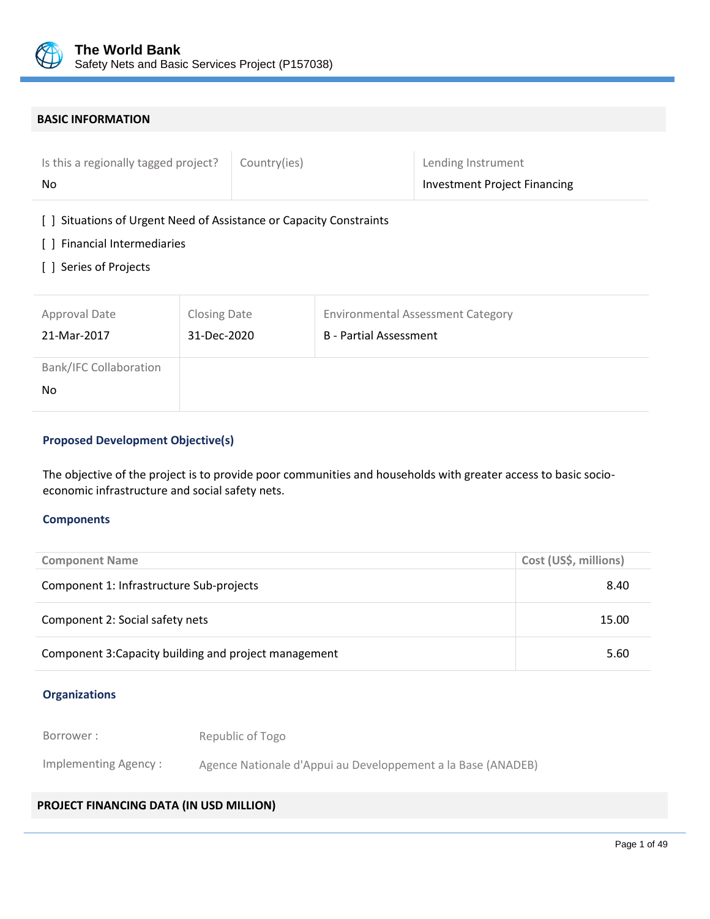# BASIC INFORMATION

| Is this a regionally tagged project? | Country(ies) | Lending Instrument |
|---|---|---|
| No | | Investment Project Financing |

[ ] Situations of Urgent Need of Assistance or Capacity Constraints

[ ] Financial Intermediaries

[ ] Series of Projects

| Approval Date | Closing Date | Environmental Assessment Category |
|---|---|---|
| 21-Mar-2017 | 31-Dec-2020 | B - Partial Assessment |
| **Bank/IFC Collaboration** | | |
| No | | |

### Proposed Development Objective(s)

The objective of the project is to provide poor communities and households with greater access to basic socio-economic infrastructure and social safety nets.

### Components

| Component Name | Cost (US$, millions) |
|---|---|
| Component 1: Infrastructure Sub-projects | 8.40 |
| Component 2: Social safety nets | 15.00 |
| Component 3:Capacity building and project management | 5.60 |

### Organizations

| | |
|---|---|
| Borrower : | Republic of Togo |
| Implementing Agency : | Agence Nationale d'Appui au Developpement a la Base (ANADEB) |

# PROJECT FINANCING DATA (IN USD MILLION)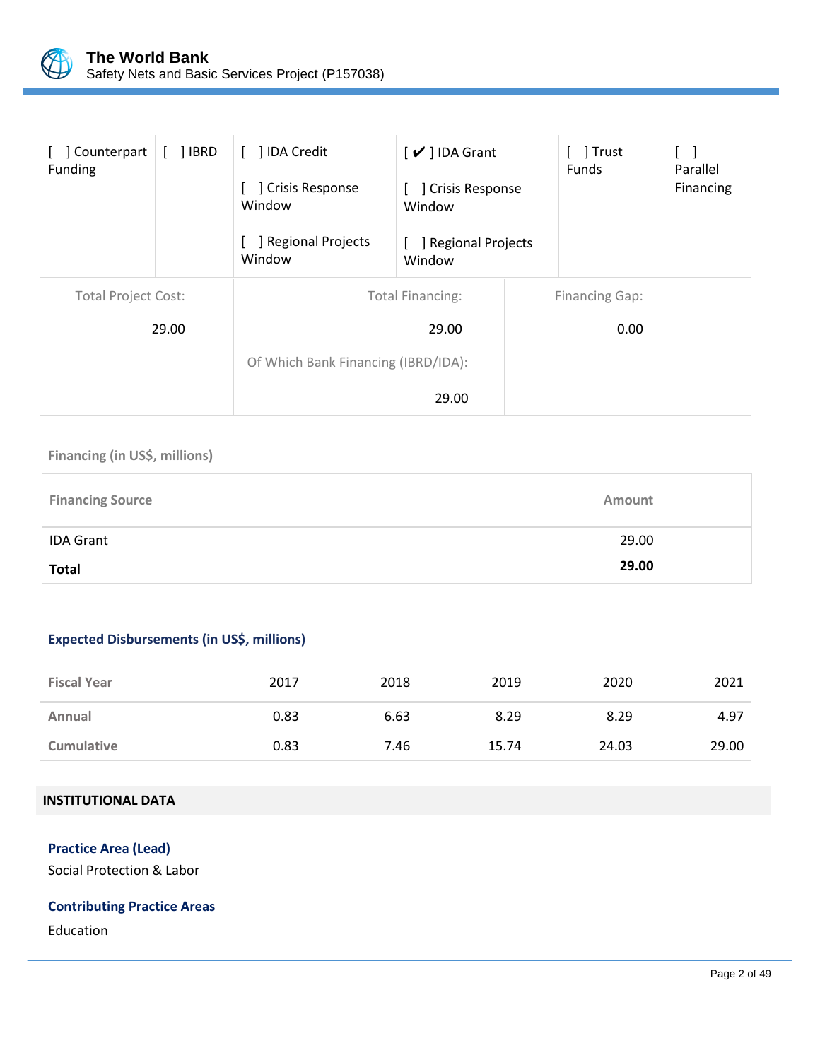| [ ] Counterpart Funding | [ ] IBRD | [ ] IDA Credit<br><br>[ ] Crisis Response Window<br><br>[ ] Regional Projects Window | [ ✔ ] IDA Grant<br><br>[ ] Crisis Response Window<br><br>[ ] Regional Projects Window | [ ] Trust Funds | [ ] Parallel Financing |
|---|---|---|---|---|---|

| Total Project Cost: | Total Financing: | Financing Gap: |
|---|---|---|
| 29.00 | 29.00 | 0.00 |
| | Of Which Bank Financing (IBRD/IDA): | |
| | 29.00 | |

**Financing (in US$, millions)**

| Financing Source | Amount |
|---|---|
| IDA Grant | 29.00 |
| **Total** | **29.00** |

**Expected Disbursements (in US$, millions)**

| Fiscal Year | 2017 | 2018 | 2019 | 2020 | 2021 |
|---|---|---|---|---|---|
| Annual | 0.83 | 6.63 | 8.29 | 8.29 | 4.97 |
| Cumulative | 0.83 | 7.46 | 15.74 | 24.03 | 29.00 |

## INSTITUTIONAL DATA

**Practice Area (Lead)**

Social Protection & Labor

**Contributing Practice Areas**

Education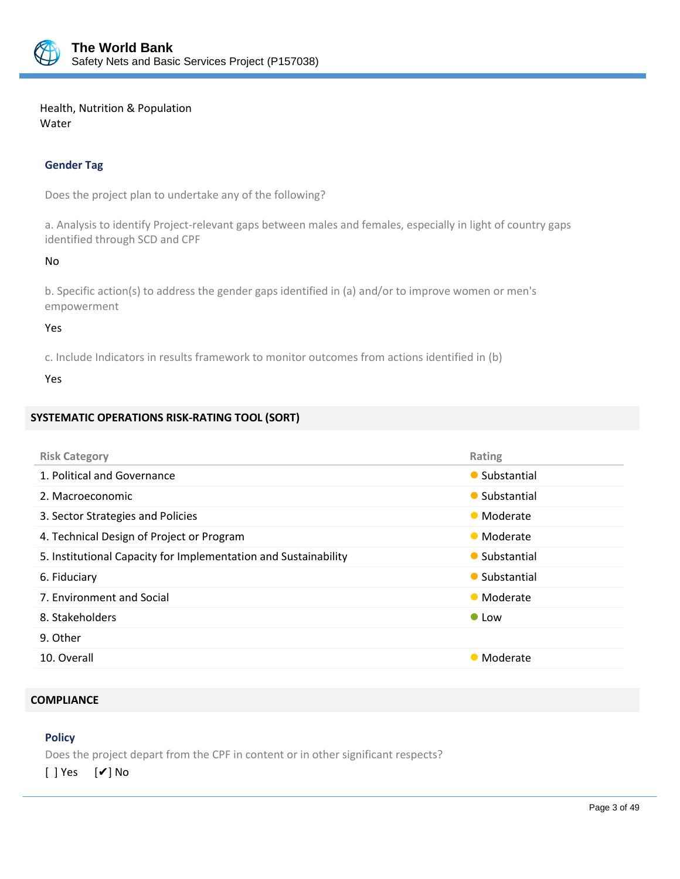Health, Nutrition & Population
Water

### Gender Tag

Does the project plan to undertake any of the following?

a. Analysis to identify Project-relevant gaps between males and females, especially in light of country gaps identified through SCD and CPF

No

b. Specific action(s) to address the gender gaps identified in (a) and/or to improve women or men's empowerment

Yes

c. Include Indicators in results framework to monitor outcomes from actions identified in (b)

Yes

## SYSTEMATIC OPERATIONS RISK-RATING TOOL (SORT)

| Risk Category | Rating |
|---|---|
| 1. Political and Governance | Substantial |
| 2. Macroeconomic | Substantial |
| 3. Sector Strategies and Policies | Moderate |
| 4. Technical Design of Project or Program | Moderate |
| 5. Institutional Capacity for Implementation and Sustainability | Substantial |
| 6. Fiduciary | Substantial |
| 7. Environment and Social | Moderate |
| 8. Stakeholders | Low |
| 9. Other | |
| 10. Overall | Moderate |

## COMPLIANCE

### Policy

Does the project depart from the CPF in content or in other significant respects?

[ ] Yes [✔] No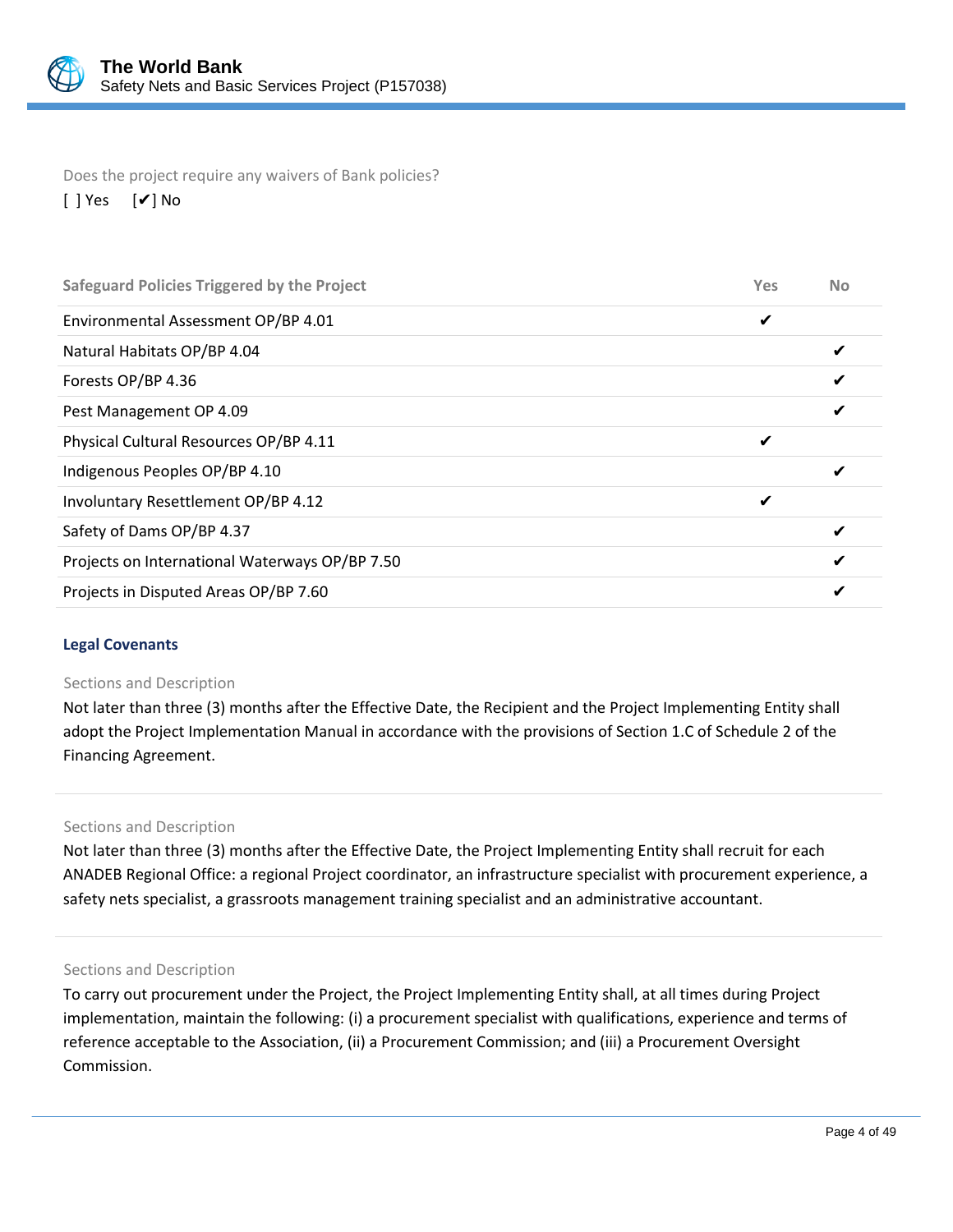Does the project require any waivers of Bank policies?

[ ] Yes [✔] No

| Safeguard Policies Triggered by the Project | Yes | No |
|---|---|---|
| Environmental Assessment OP/BP 4.01 | ✔ | |
| Natural Habitats OP/BP 4.04 | | ✔ |
| Forests OP/BP 4.36 | | ✔ |
| Pest Management OP 4.09 | | ✔ |
| Physical Cultural Resources OP/BP 4.11 | ✔ | |
| Indigenous Peoples OP/BP 4.10 | | ✔ |
| Involuntary Resettlement OP/BP 4.12 | ✔ | |
| Safety of Dams OP/BP 4.37 | | ✔ |
| Projects on International Waterways OP/BP 7.50 | | ✔ |
| Projects in Disputed Areas OP/BP 7.60 | | ✔ |

### Legal Covenants

Sections and Description

Not later than three (3) months after the Effective Date, the Recipient and the Project Implementing Entity shall adopt the Project Implementation Manual in accordance with the provisions of Section 1.C of Schedule 2 of the Financing Agreement.

Sections and Description

Not later than three (3) months after the Effective Date, the Project Implementing Entity shall recruit for each ANADEB Regional Office: a regional Project coordinator, an infrastructure specialist with procurement experience, a safety nets specialist, a grassroots management training specialist and an administrative accountant.

Sections and Description

To carry out procurement under the Project, the Project Implementing Entity shall, at all times during Project implementation, maintain the following: (i) a procurement specialist with qualifications, experience and terms of reference acceptable to the Association, (ii) a Procurement Commission; and (iii) a Procurement Oversight Commission.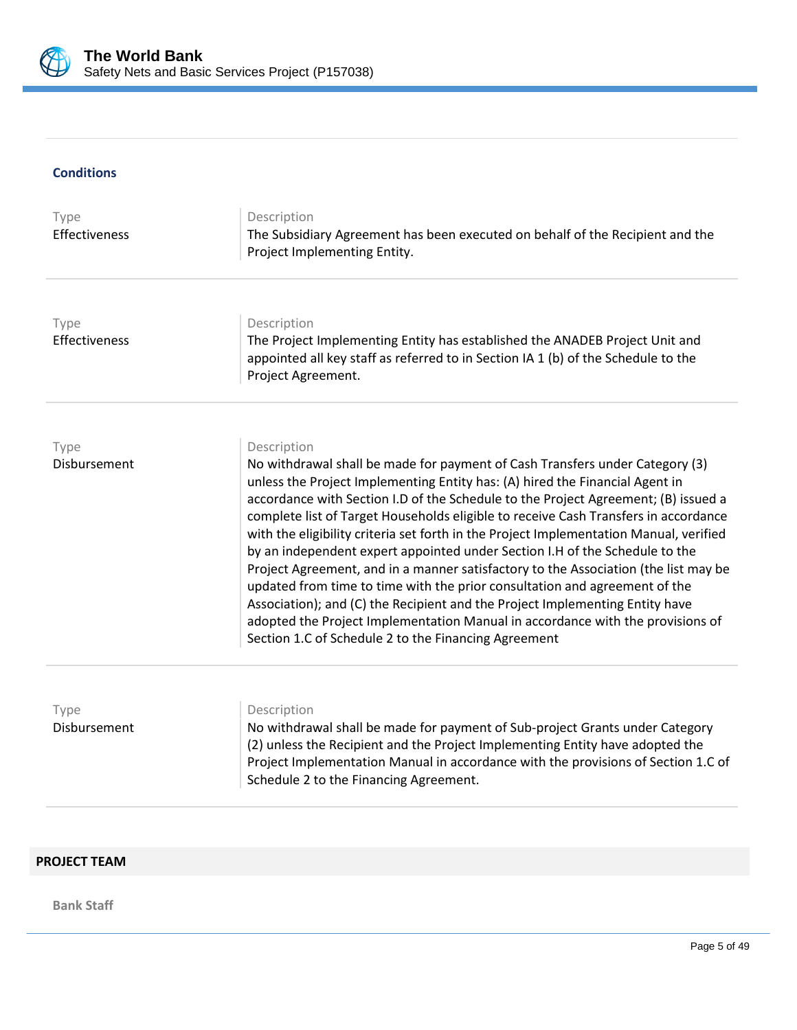### Conditions

| Type | Description |
| --- | --- |
| Effectiveness | The Subsidiary Agreement has been executed on behalf of the Recipient and the Project Implementing Entity. |

| Type | Description |
| --- | --- |
| Effectiveness | The Project Implementing Entity has established the ANADEB Project Unit and appointed all key staff as referred to in Section IA 1 (b) of the Schedule to the Project Agreement. |

| Type | Description |
| --- | --- |
| Disbursement | No withdrawal shall be made for payment of Cash Transfers under Category (3) unless the Project Implementing Entity has: (A) hired the Financial Agent in accordance with Section I.D of the Schedule to the Project Agreement; (B) issued a complete list of Target Households eligible to receive Cash Transfers in accordance with the eligibility criteria set forth in the Project Implementation Manual, verified by an independent expert appointed under Section I.H of the Schedule to the Project Agreement, and in a manner satisfactory to the Association (the list may be updated from time to time with the prior consultation and agreement of the Association); and (C) the Recipient and the Project Implementing Entity have adopted the Project Implementation Manual in accordance with the provisions of Section 1.C of Schedule 2 to the Financing Agreement |

| Type | Description |
| --- | --- |
| Disbursement | No withdrawal shall be made for payment of Sub-project Grants under Category (2) unless the Recipient and the Project Implementing Entity have adopted the Project Implementation Manual in accordance with the provisions of Section 1.C of Schedule 2 to the Financing Agreement. |

## PROJECT TEAM

**Bank Staff**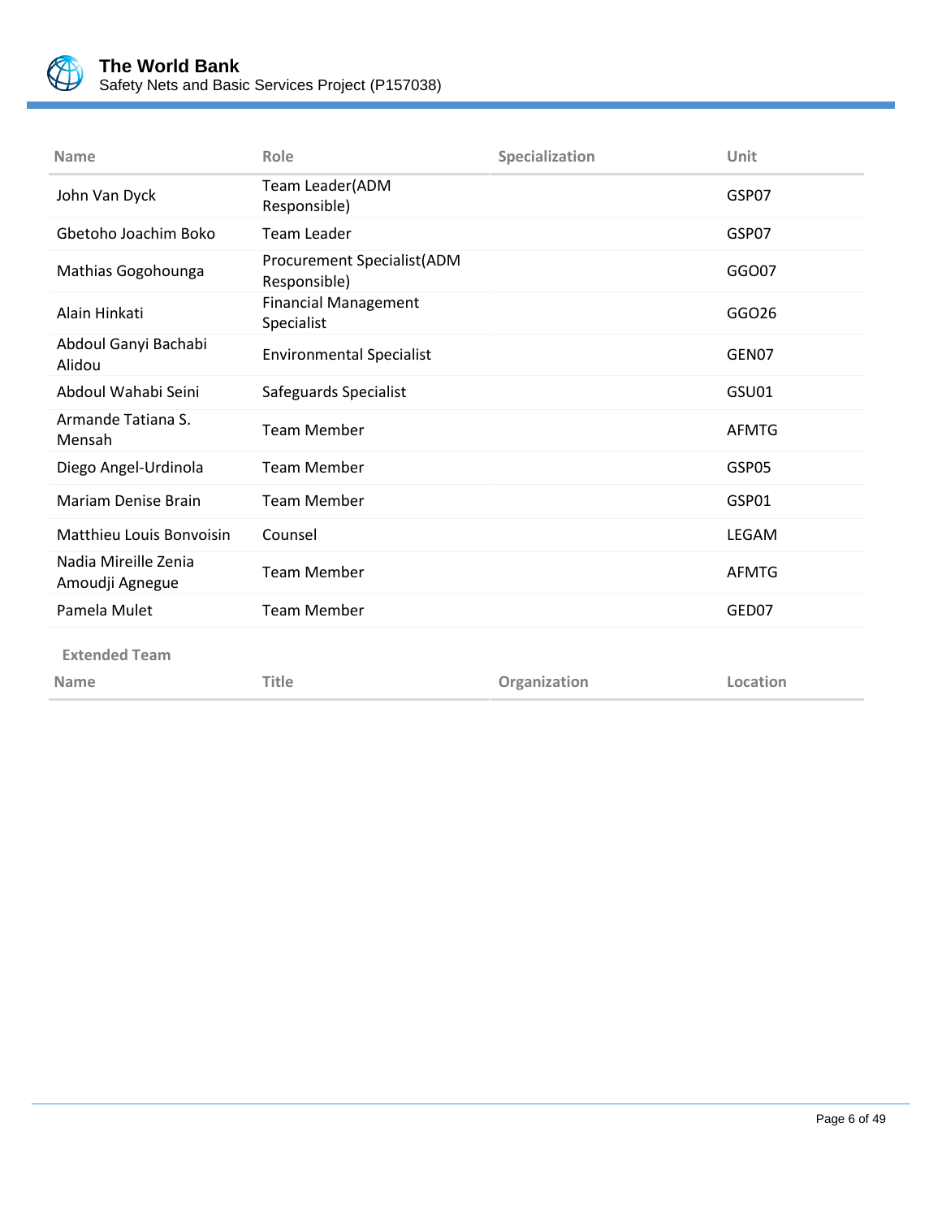| Name | Role | Specialization | Unit |
|---|---|---|---|
| John Van Dyck | Team Leader(ADM Responsible) | | GSP07 |
| Gbetoho Joachim Boko | Team Leader | | GSP07 |
| Mathias Gogohounga | Procurement Specialist(ADM Responsible) | | GGO07 |
| Alain Hinkati | Financial Management Specialist | | GGO26 |
| Abdoul Ganyi Bachabi Alidou | Environmental Specialist | | GEN07 |
| Abdoul Wahabi Seini | Safeguards Specialist | | GSU01 |
| Armande Tatiana S. Mensah | Team Member | | AFMTG |
| Diego Angel-Urdinola | Team Member | | GSP05 |
| Mariam Denise Brain | Team Member | | GSP01 |
| Matthieu Louis Bonvoisin | Counsel | | LEGAM |
| Nadia Mireille Zenia Amoudji Agnegue | Team Member | | AFMTG |
| Pamela Mulet | Team Member | | GED07 |

**Extended Team**

| Name | Title | Organization | Location |
|---|---|---|---|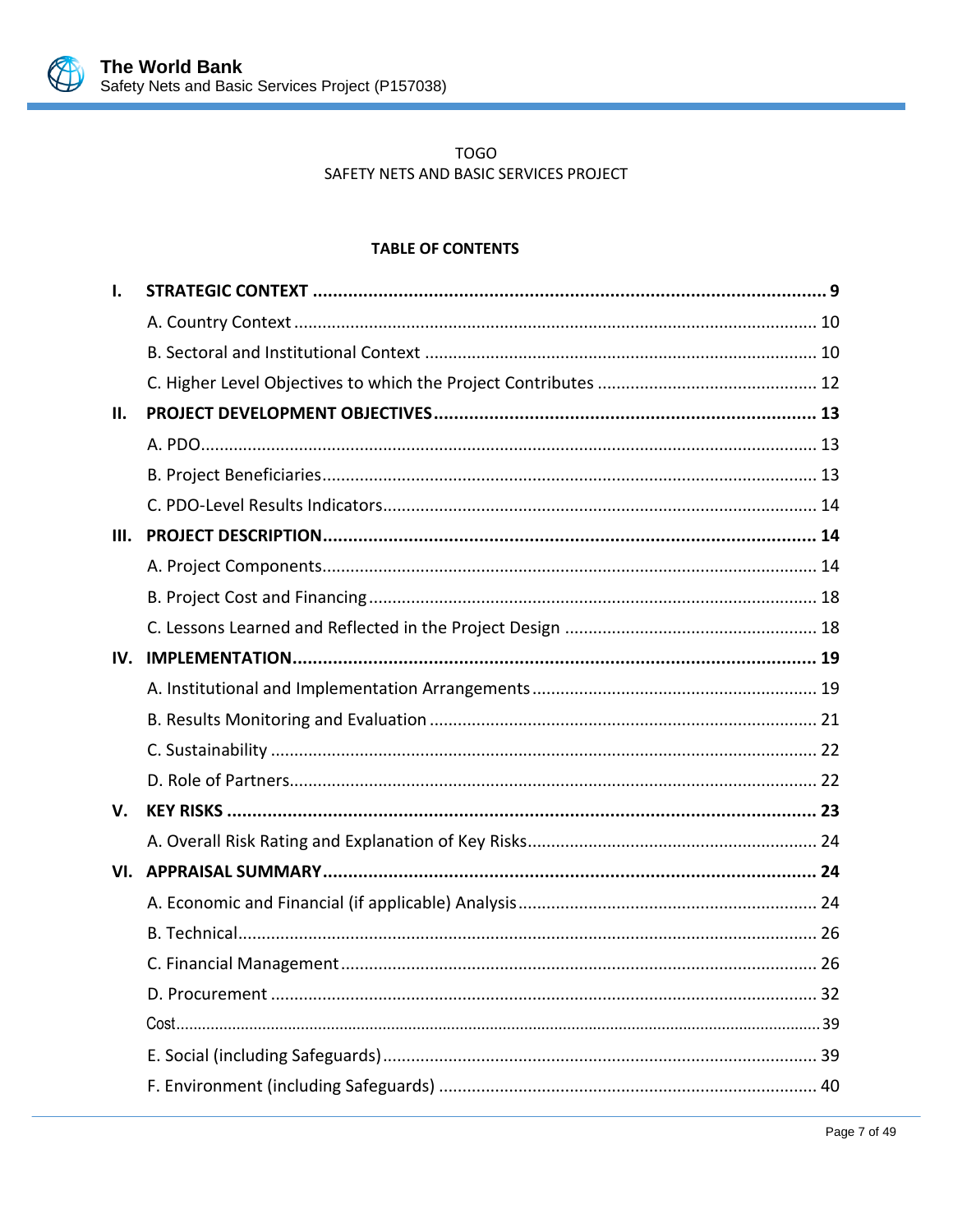TOGO

SAFETY NETS AND BASIC SERVICES PROJECT

**TABLE OF CONTENTS**

| | | |
|---|---|---|
| **I.** | **STRATEGIC CONTEXT** | **9** |
| | A. Country Context | 10 |
| | B. Sectoral and Institutional Context | 10 |
| | C. Higher Level Objectives to which the Project Contributes | 12 |
| **II.** | **PROJECT DEVELOPMENT OBJECTIVES** | **13** |
| | A. PDO | 13 |
| | B. Project Beneficiaries | 13 |
| | C. PDO-Level Results Indicators | 14 |
| **III.** | **PROJECT DESCRIPTION** | **14** |
| | A. Project Components | 14 |
| | B. Project Cost and Financing | 18 |
| | C. Lessons Learned and Reflected in the Project Design | 18 |
| **IV.** | **IMPLEMENTATION** | **19** |
| | A. Institutional and Implementation Arrangements | 19 |
| | B. Results Monitoring and Evaluation | 21 |
| | C. Sustainability | 22 |
| | D. Role of Partners | 22 |
| **V.** | **KEY RISKS** | **23** |
| | A. Overall Risk Rating and Explanation of Key Risks | 24 |
| **VI.** | **APPRAISAL SUMMARY** | **24** |
| | A. Economic and Financial (if applicable) Analysis | 24 |
| | B. Technical | 26 |
| | C. Financial Management | 26 |
| | D. Procurement | 32 |
| | Cost | 39 |
| | E. Social (including Safeguards) | 39 |
| | F. Environment (including Safeguards) | 40 |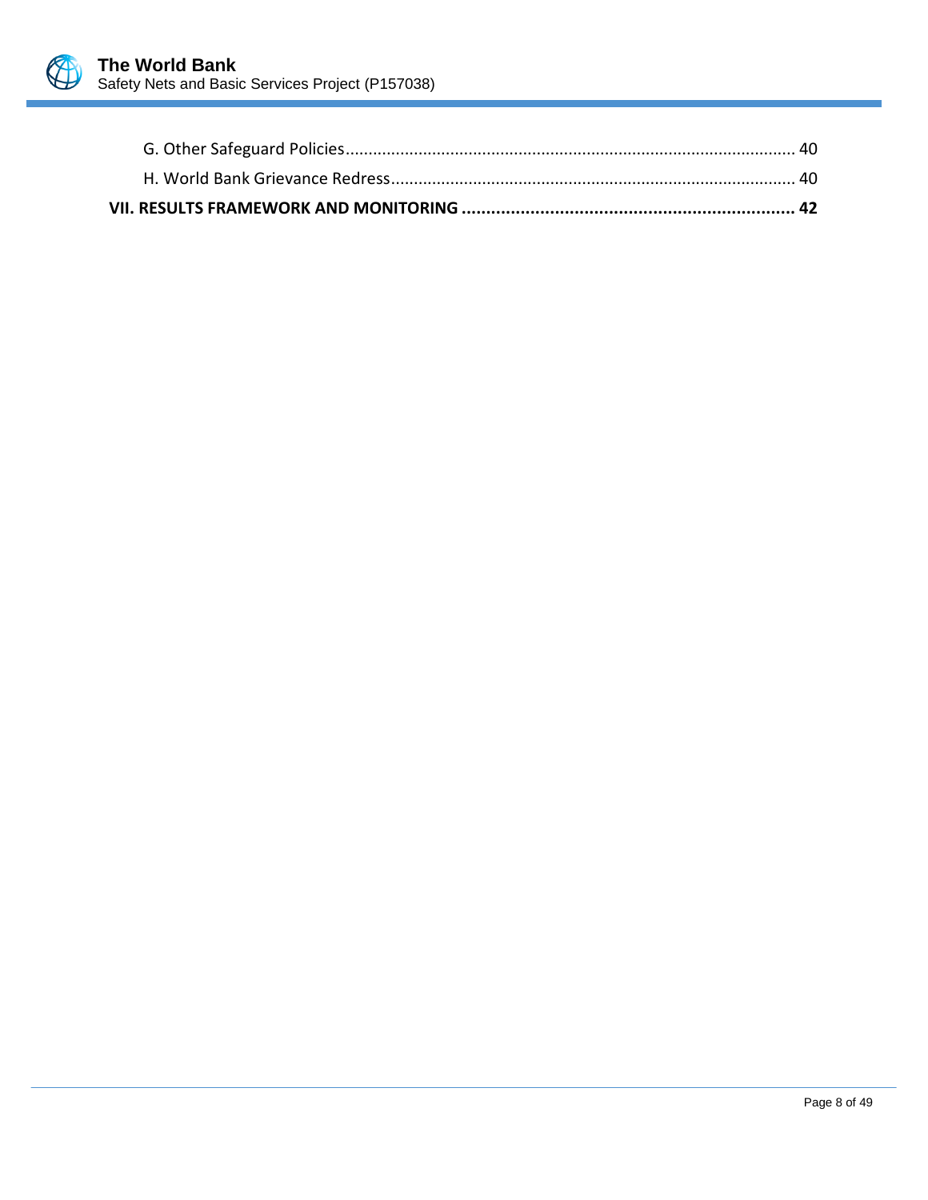G. Other Safeguard Policies ........................................................................................ 40

H. World Bank Grievance Redress ................................................................................ 40

**VII. RESULTS FRAMEWORK AND MONITORING ..................................................................... 42**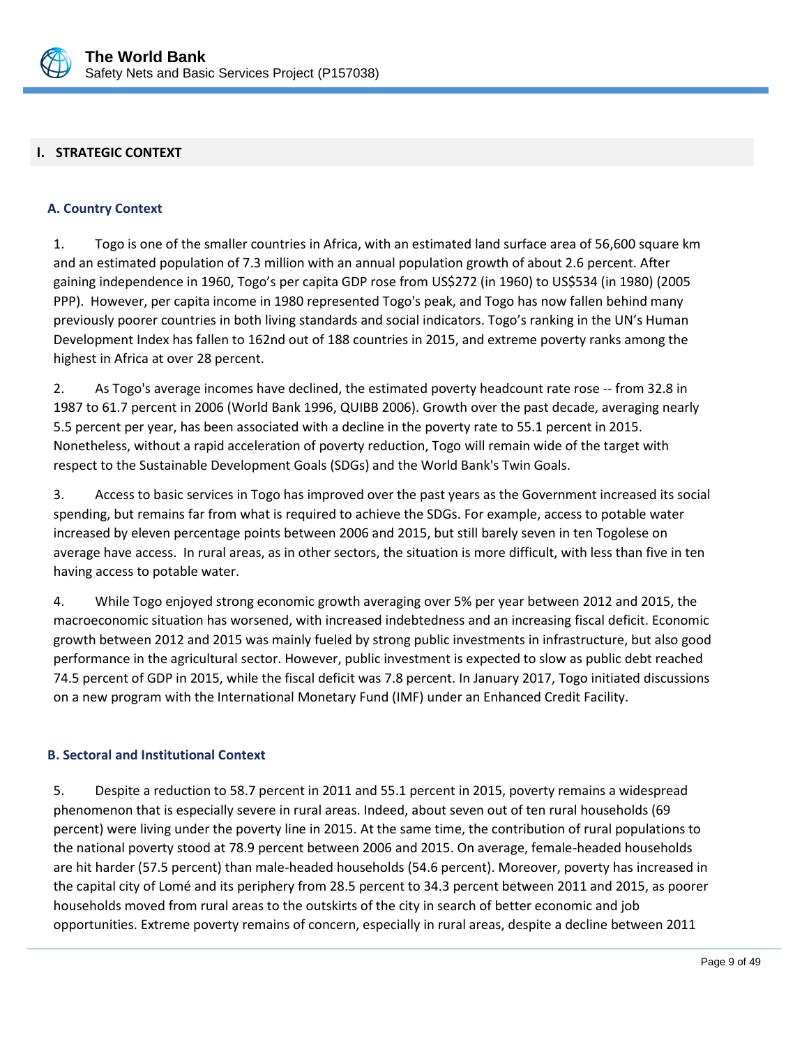## I. STRATEGIC CONTEXT

### A. Country Context

1. Togo is one of the smaller countries in Africa, with an estimated land surface area of 56,600 square km and an estimated population of 7.3 million with an annual population growth of about 2.6 percent. After gaining independence in 1960, Togo's per capita GDP rose from US$272 (in 1960) to US$534 (in 1980) (2005 PPP). However, per capita income in 1980 represented Togo's peak, and Togo has now fallen behind many previously poorer countries in both living standards and social indicators. Togo's ranking in the UN's Human Development Index has fallen to 162nd out of 188 countries in 2015, and extreme poverty ranks among the highest in Africa at over 28 percent.

2. As Togo's average incomes have declined, the estimated poverty headcount rate rose -- from 32.8 in 1987 to 61.7 percent in 2006 (World Bank 1996, QUIBB 2006). Growth over the past decade, averaging nearly 5.5 percent per year, has been associated with a decline in the poverty rate to 55.1 percent in 2015. Nonetheless, without a rapid acceleration of poverty reduction, Togo will remain wide of the target with respect to the Sustainable Development Goals (SDGs) and the World Bank's Twin Goals.

3. Access to basic services in Togo has improved over the past years as the Government increased its social spending, but remains far from what is required to achieve the SDGs. For example, access to potable water increased by eleven percentage points between 2006 and 2015, but still barely seven in ten Togolese on average have access. In rural areas, as in other sectors, the situation is more difficult, with less than five in ten having access to potable water.

4. While Togo enjoyed strong economic growth averaging over 5% per year between 2012 and 2015, the macroeconomic situation has worsened, with increased indebtedness and an increasing fiscal deficit. Economic growth between 2012 and 2015 was mainly fueled by strong public investments in infrastructure, but also good performance in the agricultural sector. However, public investment is expected to slow as public debt reached 74.5 percent of GDP in 2015, while the fiscal deficit was 7.8 percent. In January 2017, Togo initiated discussions on a new program with the International Monetary Fund (IMF) under an Enhanced Credit Facility.

### B. Sectoral and Institutional Context

5. Despite a reduction to 58.7 percent in 2011 and 55.1 percent in 2015, poverty remains a widespread phenomenon that is especially severe in rural areas. Indeed, about seven out of ten rural households (69 percent) were living under the poverty line in 2015. At the same time, the contribution of rural populations to the national poverty stood at 78.9 percent between 2006 and 2015. On average, female-headed households are hit harder (57.5 percent) than male-headed households (54.6 percent). Moreover, poverty has increased in the capital city of Lomé and its periphery from 28.5 percent to 34.3 percent between 2011 and 2015, as poorer households moved from rural areas to the outskirts of the city in search of better economic and job opportunities. Extreme poverty remains of concern, especially in rural areas, despite a decline between 2011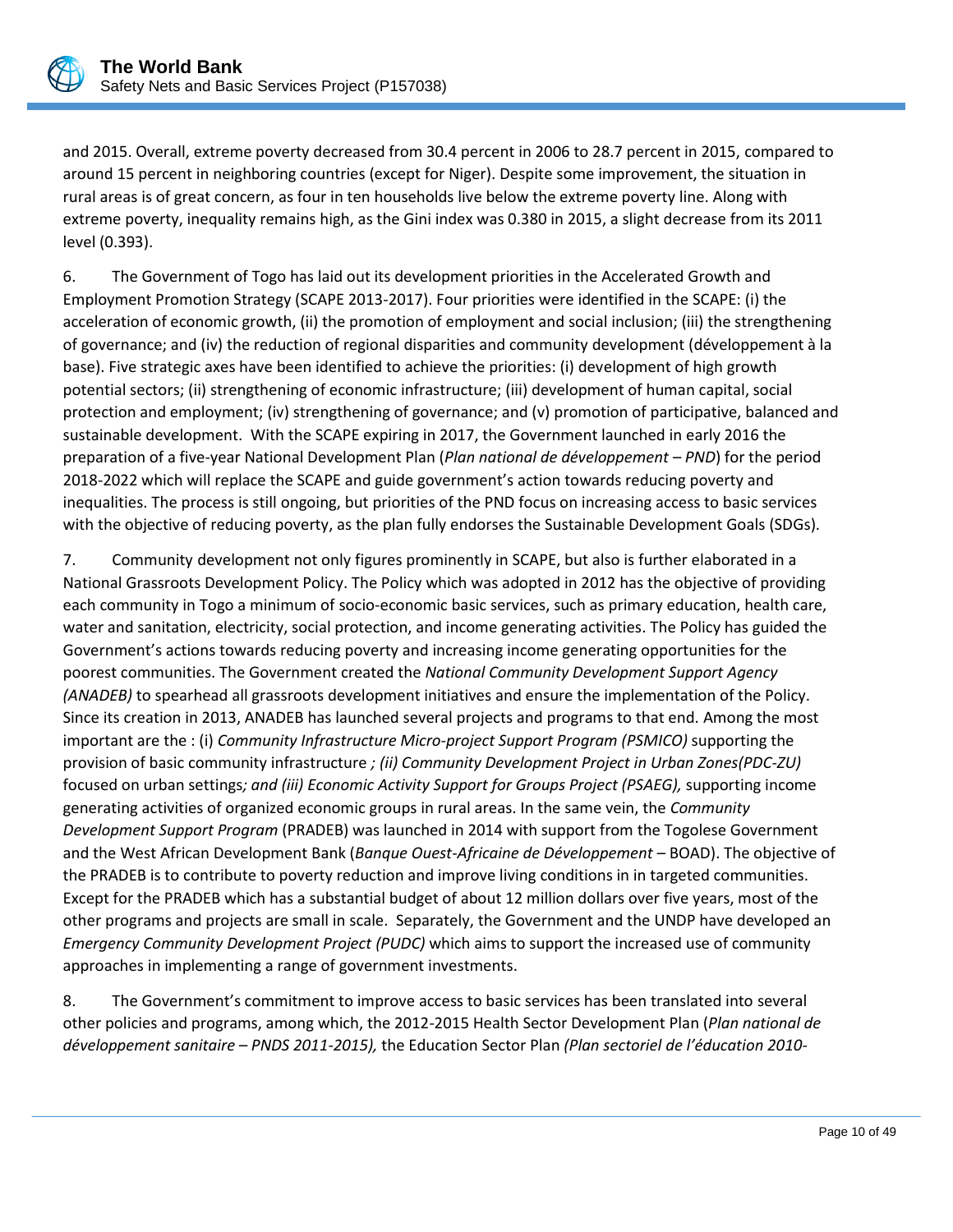and 2015. Overall, extreme poverty decreased from 30.4 percent in 2006 to 28.7 percent in 2015, compared to around 15 percent in neighboring countries (except for Niger). Despite some improvement, the situation in rural areas is of great concern, as four in ten households live below the extreme poverty line. Along with extreme poverty, inequality remains high, as the Gini index was 0.380 in 2015, a slight decrease from its 2011 level (0.393).

6. The Government of Togo has laid out its development priorities in the Accelerated Growth and Employment Promotion Strategy (SCAPE 2013-2017). Four priorities were identified in the SCAPE: (i) the acceleration of economic growth, (ii) the promotion of employment and social inclusion; (iii) the strengthening of governance; and (iv) the reduction of regional disparities and community development (développement à la base). Five strategic axes have been identified to achieve the priorities: (i) development of high growth potential sectors; (ii) strengthening of economic infrastructure; (iii) development of human capital, social protection and employment; (iv) strengthening of governance; and (v) promotion of participative, balanced and sustainable development. With the SCAPE expiring in 2017, the Government launched in early 2016 the preparation of a five-year National Development Plan (*Plan national de développement – PND*) for the period 2018-2022 which will replace the SCAPE and guide government's action towards reducing poverty and inequalities. The process is still ongoing, but priorities of the PND focus on increasing access to basic services with the objective of reducing poverty, as the plan fully endorses the Sustainable Development Goals (SDGs).

7. Community development not only figures prominently in SCAPE, but also is further elaborated in a National Grassroots Development Policy. The Policy which was adopted in 2012 has the objective of providing each community in Togo a minimum of socio-economic basic services, such as primary education, health care, water and sanitation, electricity, social protection, and income generating activities. The Policy has guided the Government's actions towards reducing poverty and increasing income generating opportunities for the poorest communities. The Government created the *National Community Development Support Agency (ANADEB)* to spearhead all grassroots development initiatives and ensure the implementation of the Policy. Since its creation in 2013, ANADEB has launched several projects and programs to that end. Among the most important are the : (i) *Community Infrastructure Micro-project Support Program (PSMICO)* supporting the provision of basic community infrastructure *; (ii) Community Development Project in Urban Zones(PDC-ZU)* focused on urban settings*; and (iii) Economic Activity Support for Groups Project (PSAEG),* supporting income generating activities of organized economic groups in rural areas. In the same vein, the *Community Development Support Program* (PRADEB) was launched in 2014 with support from the Togolese Government and the West African Development Bank (*Banque Ouest-Africaine de Développement* – BOAD). The objective of the PRADEB is to contribute to poverty reduction and improve living conditions in in targeted communities. Except for the PRADEB which has a substantial budget of about 12 million dollars over five years, most of the other programs and projects are small in scale. Separately, the Government and the UNDP have developed an *Emergency Community Development Project (PUDC)* which aims to support the increased use of community approaches in implementing a range of government investments.

8. The Government's commitment to improve access to basic services has been translated into several other policies and programs, among which, the 2012-2015 Health Sector Development Plan (*Plan national de développement sanitaire – PNDS 2011-2015),* the Education Sector Plan *(Plan sectoriel de l'éducation 2010-*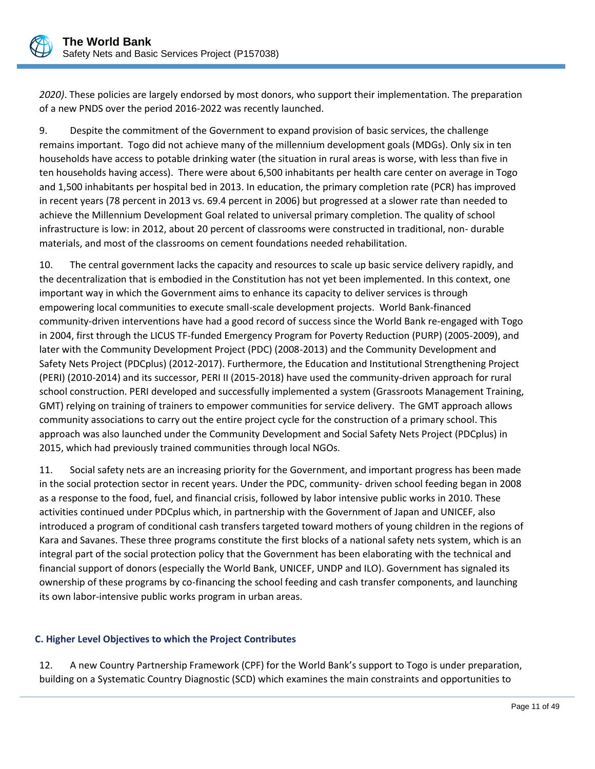*2020)*. These policies are largely endorsed by most donors, who support their implementation. The preparation of a new PNDS over the period 2016-2022 was recently launched.

9. Despite the commitment of the Government to expand provision of basic services, the challenge remains important. Togo did not achieve many of the millennium development goals (MDGs). Only six in ten households have access to potable drinking water (the situation in rural areas is worse, with less than five in ten households having access). There were about 6,500 inhabitants per health care center on average in Togo and 1,500 inhabitants per hospital bed in 2013. In education, the primary completion rate (PCR) has improved in recent years (78 percent in 2013 vs. 69.4 percent in 2006) but progressed at a slower rate than needed to achieve the Millennium Development Goal related to universal primary completion. The quality of school infrastructure is low: in 2012, about 20 percent of classrooms were constructed in traditional, non- durable materials, and most of the classrooms on cement foundations needed rehabilitation.

10. The central government lacks the capacity and resources to scale up basic service delivery rapidly, and the decentralization that is embodied in the Constitution has not yet been implemented. In this context, one important way in which the Government aims to enhance its capacity to deliver services is through empowering local communities to execute small-scale development projects. World Bank-financed community-driven interventions have had a good record of success since the World Bank re-engaged with Togo in 2004, first through the LICUS TF-funded Emergency Program for Poverty Reduction (PURP) (2005-2009), and later with the Community Development Project (PDC) (2008-2013) and the Community Development and Safety Nets Project (PDCplus) (2012-2017). Furthermore, the Education and Institutional Strengthening Project (PERI) (2010-2014) and its successor, PERI II (2015-2018) have used the community-driven approach for rural school construction. PERI developed and successfully implemented a system (Grassroots Management Training, GMT) relying on training of trainers to empower communities for service delivery. The GMT approach allows community associations to carry out the entire project cycle for the construction of a primary school. This approach was also launched under the Community Development and Social Safety Nets Project (PDCplus) in 2015, which had previously trained communities through local NGOs.

11. Social safety nets are an increasing priority for the Government, and important progress has been made in the social protection sector in recent years. Under the PDC, community- driven school feeding began in 2008 as a response to the food, fuel, and financial crisis, followed by labor intensive public works in 2010. These activities continued under PDCplus which, in partnership with the Government of Japan and UNICEF, also introduced a program of conditional cash transfers targeted toward mothers of young children in the regions of Kara and Savanes. These three programs constitute the first blocks of a national safety nets system, which is an integral part of the social protection policy that the Government has been elaborating with the technical and financial support of donors (especially the World Bank, UNICEF, UNDP and ILO). Government has signaled its ownership of these programs by co-financing the school feeding and cash transfer components, and launching its own labor-intensive public works program in urban areas.

### C. Higher Level Objectives to which the Project Contributes

12. A new Country Partnership Framework (CPF) for the World Bank's support to Togo is under preparation, building on a Systematic Country Diagnostic (SCD) which examines the main constraints and opportunities to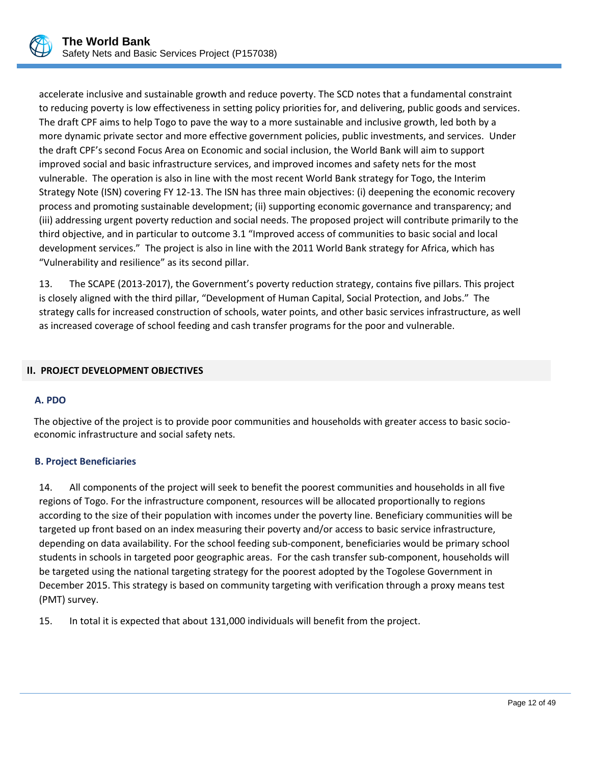accelerate inclusive and sustainable growth and reduce poverty. The SCD notes that a fundamental constraint to reducing poverty is low effectiveness in setting policy priorities for, and delivering, public goods and services. The draft CPF aims to help Togo to pave the way to a more sustainable and inclusive growth, led both by a more dynamic private sector and more effective government policies, public investments, and services. Under the draft CPF's second Focus Area on Economic and social inclusion, the World Bank will aim to support improved social and basic infrastructure services, and improved incomes and safety nets for the most vulnerable. The operation is also in line with the most recent World Bank strategy for Togo, the Interim Strategy Note (ISN) covering FY 12-13. The ISN has three main objectives: (i) deepening the economic recovery process and promoting sustainable development; (ii) supporting economic governance and transparency; and (iii) addressing urgent poverty reduction and social needs. The proposed project will contribute primarily to the third objective, and in particular to outcome 3.1 "Improved access of communities to basic social and local development services." The project is also in line with the 2011 World Bank strategy for Africa, which has "Vulnerability and resilience" as its second pillar.

13. The SCAPE (2013-2017), the Government's poverty reduction strategy, contains five pillars. This project is closely aligned with the third pillar, "Development of Human Capital, Social Protection, and Jobs." The strategy calls for increased construction of schools, water points, and other basic services infrastructure, as well as increased coverage of school feeding and cash transfer programs for the poor and vulnerable.

## II. PROJECT DEVELOPMENT OBJECTIVES

### A. PDO

The objective of the project is to provide poor communities and households with greater access to basic socio-economic infrastructure and social safety nets.

### B. Project Beneficiaries

14. All components of the project will seek to benefit the poorest communities and households in all five regions of Togo. For the infrastructure component, resources will be allocated proportionally to regions according to the size of their population with incomes under the poverty line. Beneficiary communities will be targeted up front based on an index measuring their poverty and/or access to basic service infrastructure, depending on data availability. For the school feeding sub-component, beneficiaries would be primary school students in schools in targeted poor geographic areas. For the cash transfer sub-component, households will be targeted using the national targeting strategy for the poorest adopted by the Togolese Government in December 2015. This strategy is based on community targeting with verification through a proxy means test (PMT) survey.

15. In total it is expected that about 131,000 individuals will benefit from the project.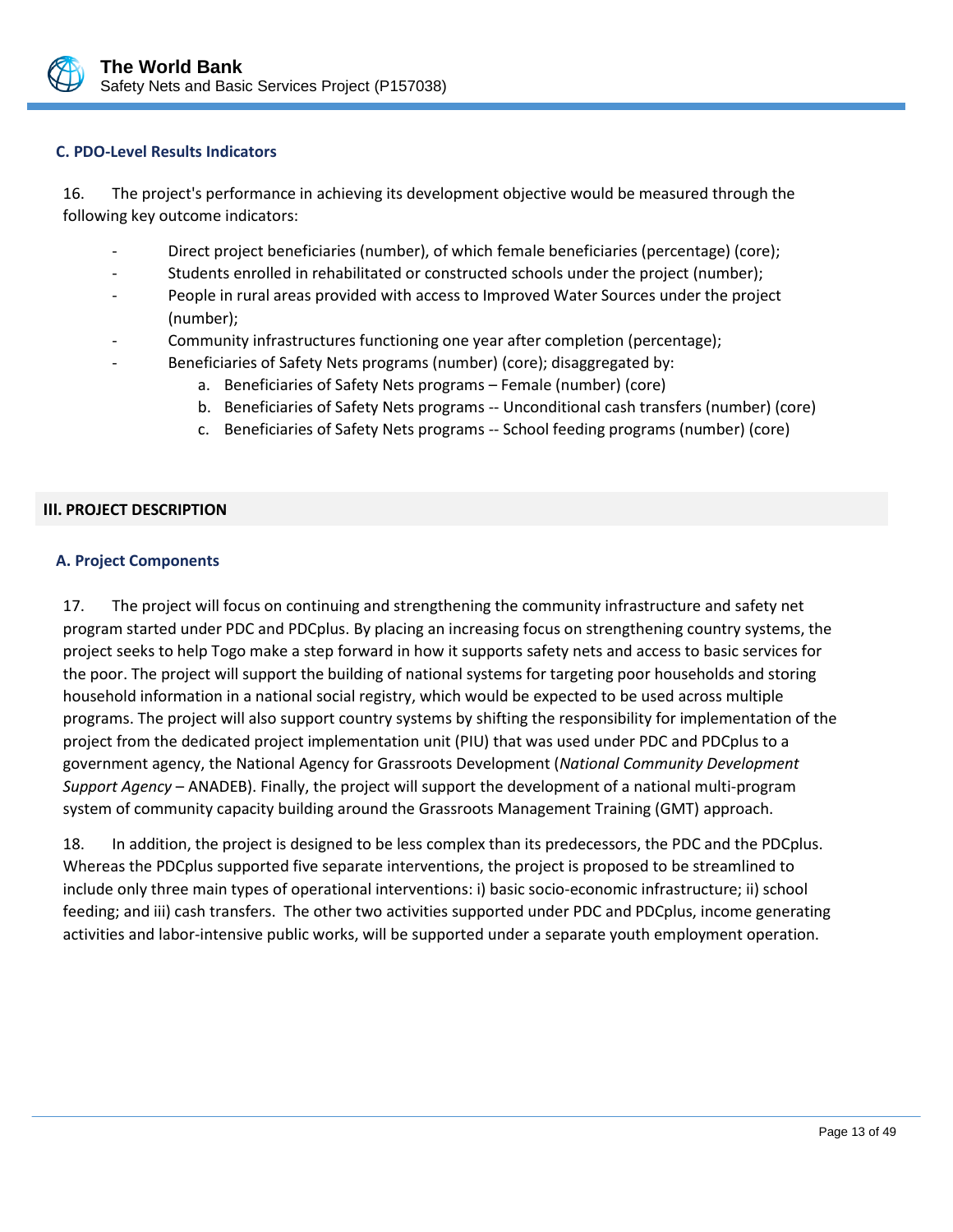### C. PDO-Level Results Indicators

16. The project's performance in achieving its development objective would be measured through the following key outcome indicators:

- Direct project beneficiaries (number), of which female beneficiaries (percentage) (core);
- Students enrolled in rehabilitated or constructed schools under the project (number);
- People in rural areas provided with access to Improved Water Sources under the project (number);
- Community infrastructures functioning one year after completion (percentage);
- Beneficiaries of Safety Nets programs (number) (core); disaggregated by:
    a. Beneficiaries of Safety Nets programs – Female (number) (core)
    b. Beneficiaries of Safety Nets programs -- Unconditional cash transfers (number) (core)
    c. Beneficiaries of Safety Nets programs -- School feeding programs (number) (core)

## III. PROJECT DESCRIPTION

### A. Project Components

17. The project will focus on continuing and strengthening the community infrastructure and safety net program started under PDC and PDCplus. By placing an increasing focus on strengthening country systems, the project seeks to help Togo make a step forward in how it supports safety nets and access to basic services for the poor. The project will support the building of national systems for targeting poor households and storing household information in a national social registry, which would be expected to be used across multiple programs. The project will also support country systems by shifting the responsibility for implementation of the project from the dedicated project implementation unit (PIU) that was used under PDC and PDCplus to a government agency, the National Agency for Grassroots Development (*National Community Development Support Agency* – ANADEB). Finally, the project will support the development of a national multi-program system of community capacity building around the Grassroots Management Training (GMT) approach.

18. In addition, the project is designed to be less complex than its predecessors, the PDC and the PDCplus. Whereas the PDCplus supported five separate interventions, the project is proposed to be streamlined to include only three main types of operational interventions: i) basic socio-economic infrastructure; ii) school feeding; and iii) cash transfers. The other two activities supported under PDC and PDCplus, income generating activities and labor-intensive public works, will be supported under a separate youth employment operation.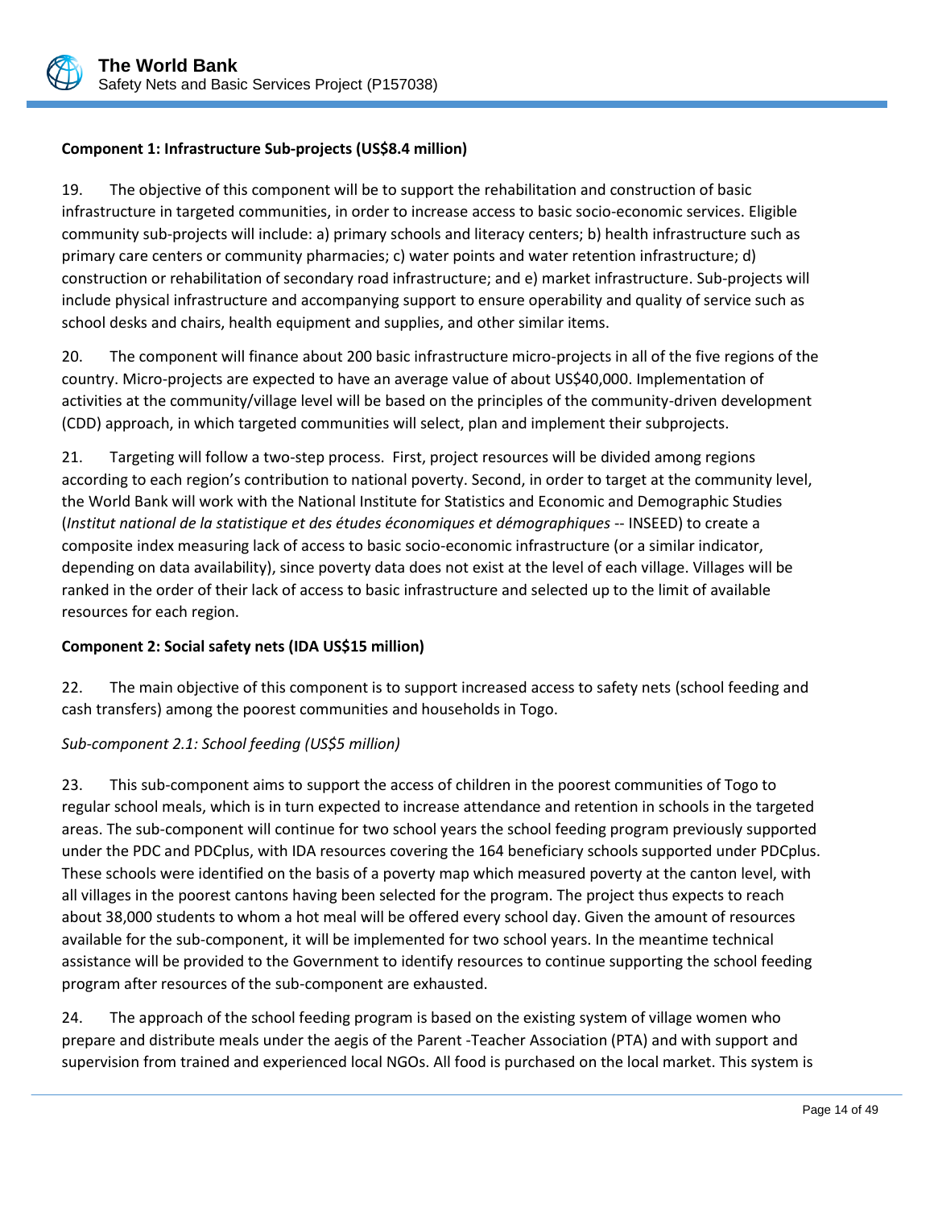**Component 1: Infrastructure Sub-projects (US$8.4 million)**

19. The objective of this component will be to support the rehabilitation and construction of basic infrastructure in targeted communities, in order to increase access to basic socio-economic services. Eligible community sub-projects will include: a) primary schools and literacy centers; b) health infrastructure such as primary care centers or community pharmacies; c) water points and water retention infrastructure; d) construction or rehabilitation of secondary road infrastructure; and e) market infrastructure. Sub-projects will include physical infrastructure and accompanying support to ensure operability and quality of service such as school desks and chairs, health equipment and supplies, and other similar items.

20. The component will finance about 200 basic infrastructure micro-projects in all of the five regions of the country. Micro-projects are expected to have an average value of about US$40,000. Implementation of activities at the community/village level will be based on the principles of the community-driven development (CDD) approach, in which targeted communities will select, plan and implement their subprojects.

21. Targeting will follow a two-step process. First, project resources will be divided among regions according to each region's contribution to national poverty. Second, in order to target at the community level, the World Bank will work with the National Institute for Statistics and Economic and Demographic Studies (*Institut national de la statistique et des études économiques et démographiques* -- INSEED) to create a composite index measuring lack of access to basic socio-economic infrastructure (or a similar indicator, depending on data availability), since poverty data does not exist at the level of each village. Villages will be ranked in the order of their lack of access to basic infrastructure and selected up to the limit of available resources for each region.

**Component 2: Social safety nets (IDA US$15 million)**

22. The main objective of this component is to support increased access to safety nets (school feeding and cash transfers) among the poorest communities and households in Togo.

*Sub-component 2.1: School feeding (US$5 million)*

23. This sub-component aims to support the access of children in the poorest communities of Togo to regular school meals, which is in turn expected to increase attendance and retention in schools in the targeted areas. The sub-component will continue for two school years the school feeding program previously supported under the PDC and PDCplus, with IDA resources covering the 164 beneficiary schools supported under PDCplus. These schools were identified on the basis of a poverty map which measured poverty at the canton level, with all villages in the poorest cantons having been selected for the program. The project thus expects to reach about 38,000 students to whom a hot meal will be offered every school day. Given the amount of resources available for the sub-component, it will be implemented for two school years. In the meantime technical assistance will be provided to the Government to identify resources to continue supporting the school feeding program after resources of the sub-component are exhausted.

24. The approach of the school feeding program is based on the existing system of village women who prepare and distribute meals under the aegis of the Parent -Teacher Association (PTA) and with support and supervision from trained and experienced local NGOs. All food is purchased on the local market. This system is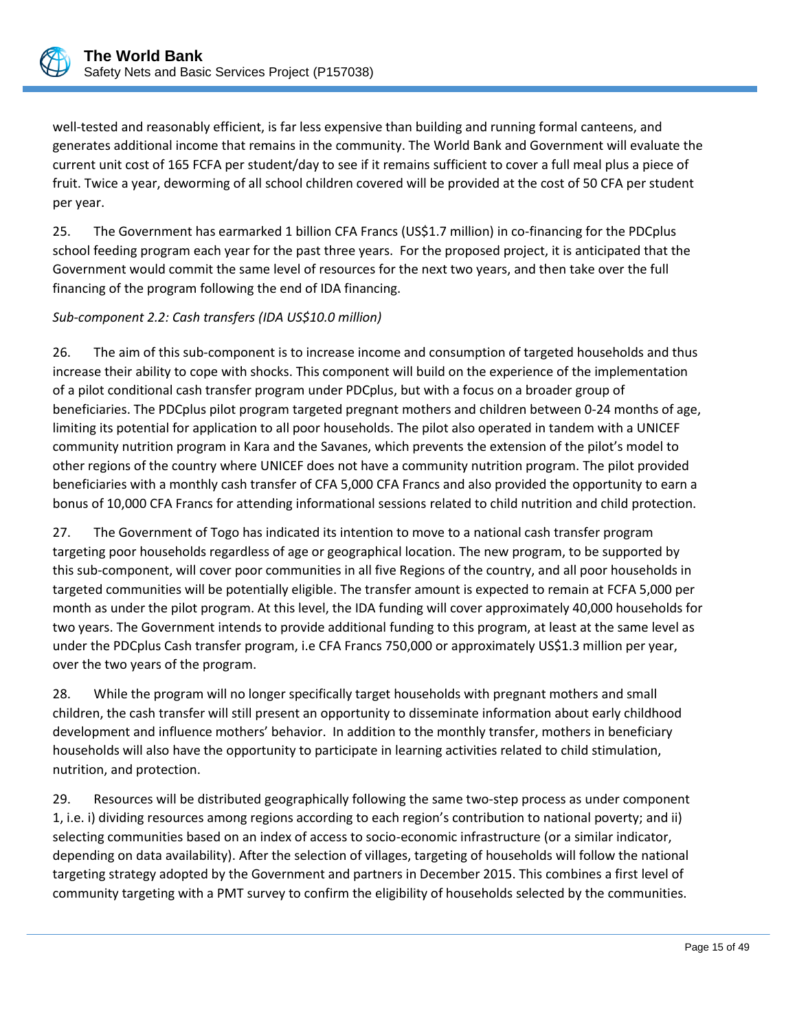well-tested and reasonably efficient, is far less expensive than building and running formal canteens, and generates additional income that remains in the community. The World Bank and Government will evaluate the current unit cost of 165 FCFA per student/day to see if it remains sufficient to cover a full meal plus a piece of fruit. Twice a year, deworming of all school children covered will be provided at the cost of 50 CFA per student per year.

25. The Government has earmarked 1 billion CFA Francs (US$1.7 million) in co-financing for the PDCplus school feeding program each year for the past three years. For the proposed project, it is anticipated that the Government would commit the same level of resources for the next two years, and then take over the full financing of the program following the end of IDA financing.

*Sub-component 2.2: Cash transfers (IDA US$10.0 million)*

26. The aim of this sub-component is to increase income and consumption of targeted households and thus increase their ability to cope with shocks. This component will build on the experience of the implementation of a pilot conditional cash transfer program under PDCplus, but with a focus on a broader group of beneficiaries. The PDCplus pilot program targeted pregnant mothers and children between 0-24 months of age, limiting its potential for application to all poor households. The pilot also operated in tandem with a UNICEF community nutrition program in Kara and the Savanes, which prevents the extension of the pilot's model to other regions of the country where UNICEF does not have a community nutrition program. The pilot provided beneficiaries with a monthly cash transfer of CFA 5,000 CFA Francs and also provided the opportunity to earn a bonus of 10,000 CFA Francs for attending informational sessions related to child nutrition and child protection.

27. The Government of Togo has indicated its intention to move to a national cash transfer program targeting poor households regardless of age or geographical location. The new program, to be supported by this sub-component, will cover poor communities in all five Regions of the country, and all poor households in targeted communities will be potentially eligible. The transfer amount is expected to remain at FCFA 5,000 per month as under the pilot program. At this level, the IDA funding will cover approximately 40,000 households for two years. The Government intends to provide additional funding to this program, at least at the same level as under the PDCplus Cash transfer program, i.e CFA Francs 750,000 or approximately US$1.3 million per year, over the two years of the program.

28. While the program will no longer specifically target households with pregnant mothers and small children, the cash transfer will still present an opportunity to disseminate information about early childhood development and influence mothers' behavior. In addition to the monthly transfer, mothers in beneficiary households will also have the opportunity to participate in learning activities related to child stimulation, nutrition, and protection.

29. Resources will be distributed geographically following the same two-step process as under component 1, i.e. i) dividing resources among regions according to each region's contribution to national poverty; and ii) selecting communities based on an index of access to socio-economic infrastructure (or a similar indicator, depending on data availability). After the selection of villages, targeting of households will follow the national targeting strategy adopted by the Government and partners in December 2015. This combines a first level of community targeting with a PMT survey to confirm the eligibility of households selected by the communities.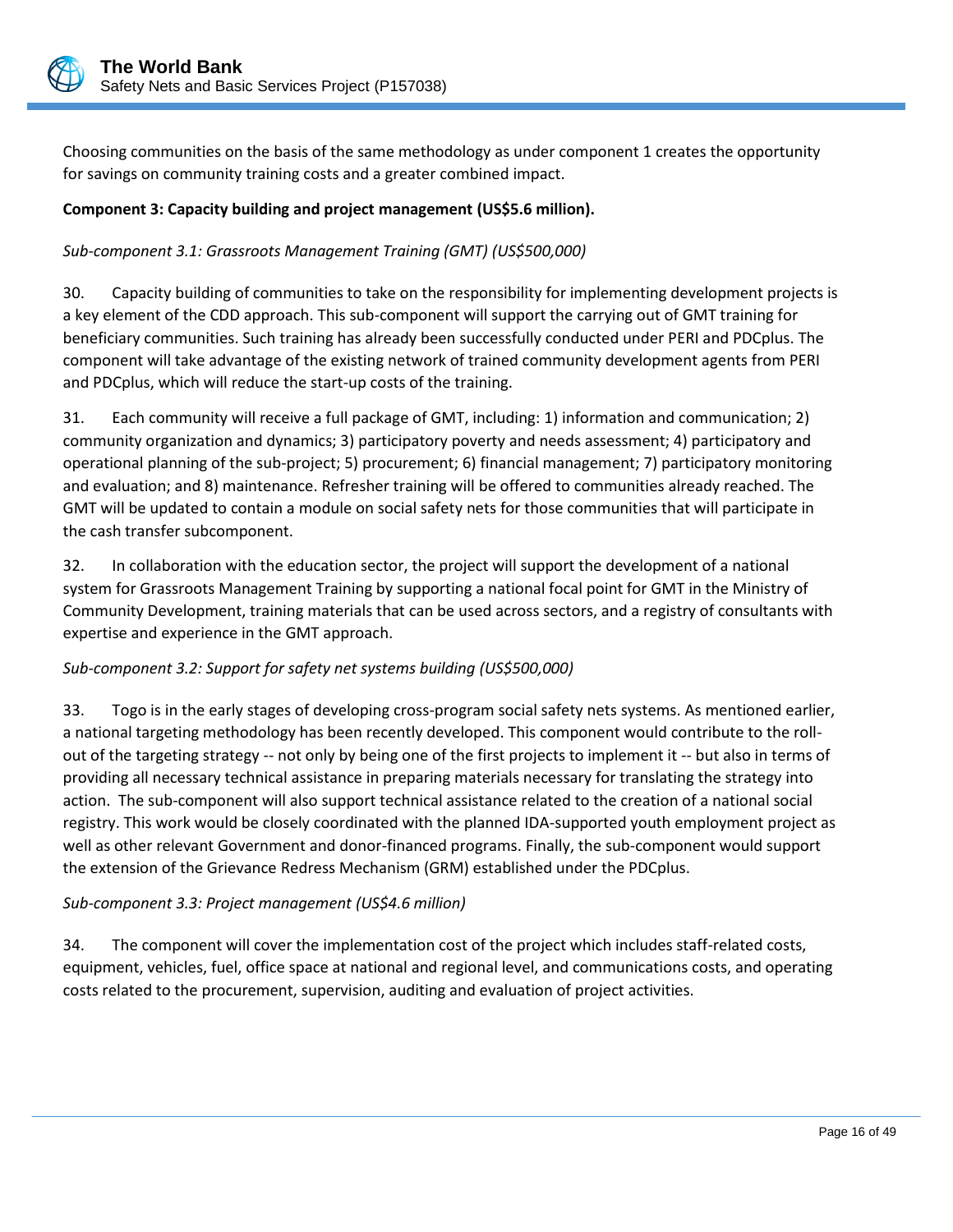Choosing communities on the basis of the same methodology as under component 1 creates the opportunity for savings on community training costs and a greater combined impact.

**Component 3: Capacity building and project management (US$5.6 million).**

*Sub-component 3.1: Grassroots Management Training (GMT) (US$500,000)*

30. Capacity building of communities to take on the responsibility for implementing development projects is a key element of the CDD approach. This sub-component will support the carrying out of GMT training for beneficiary communities. Such training has already been successfully conducted under PERI and PDCplus. The component will take advantage of the existing network of trained community development agents from PERI and PDCplus, which will reduce the start-up costs of the training.

31. Each community will receive a full package of GMT, including: 1) information and communication; 2) community organization and dynamics; 3) participatory poverty and needs assessment; 4) participatory and operational planning of the sub-project; 5) procurement; 6) financial management; 7) participatory monitoring and evaluation; and 8) maintenance. Refresher training will be offered to communities already reached. The GMT will be updated to contain a module on social safety nets for those communities that will participate in the cash transfer subcomponent.

32. In collaboration with the education sector, the project will support the development of a national system for Grassroots Management Training by supporting a national focal point for GMT in the Ministry of Community Development, training materials that can be used across sectors, and a registry of consultants with expertise and experience in the GMT approach.

*Sub-component 3.2: Support for safety net systems building (US$500,000)*

33. Togo is in the early stages of developing cross-program social safety nets systems. As mentioned earlier, a national targeting methodology has been recently developed. This component would contribute to the roll-out of the targeting strategy -- not only by being one of the first projects to implement it -- but also in terms of providing all necessary technical assistance in preparing materials necessary for translating the strategy into action. The sub-component will also support technical assistance related to the creation of a national social registry. This work would be closely coordinated with the planned IDA-supported youth employment project as well as other relevant Government and donor-financed programs. Finally, the sub-component would support the extension of the Grievance Redress Mechanism (GRM) established under the PDCplus.

*Sub-component 3.3: Project management (US$4.6 million)*

34. The component will cover the implementation cost of the project which includes staff-related costs, equipment, vehicles, fuel, office space at national and regional level, and communications costs, and operating costs related to the procurement, supervision, auditing and evaluation of project activities.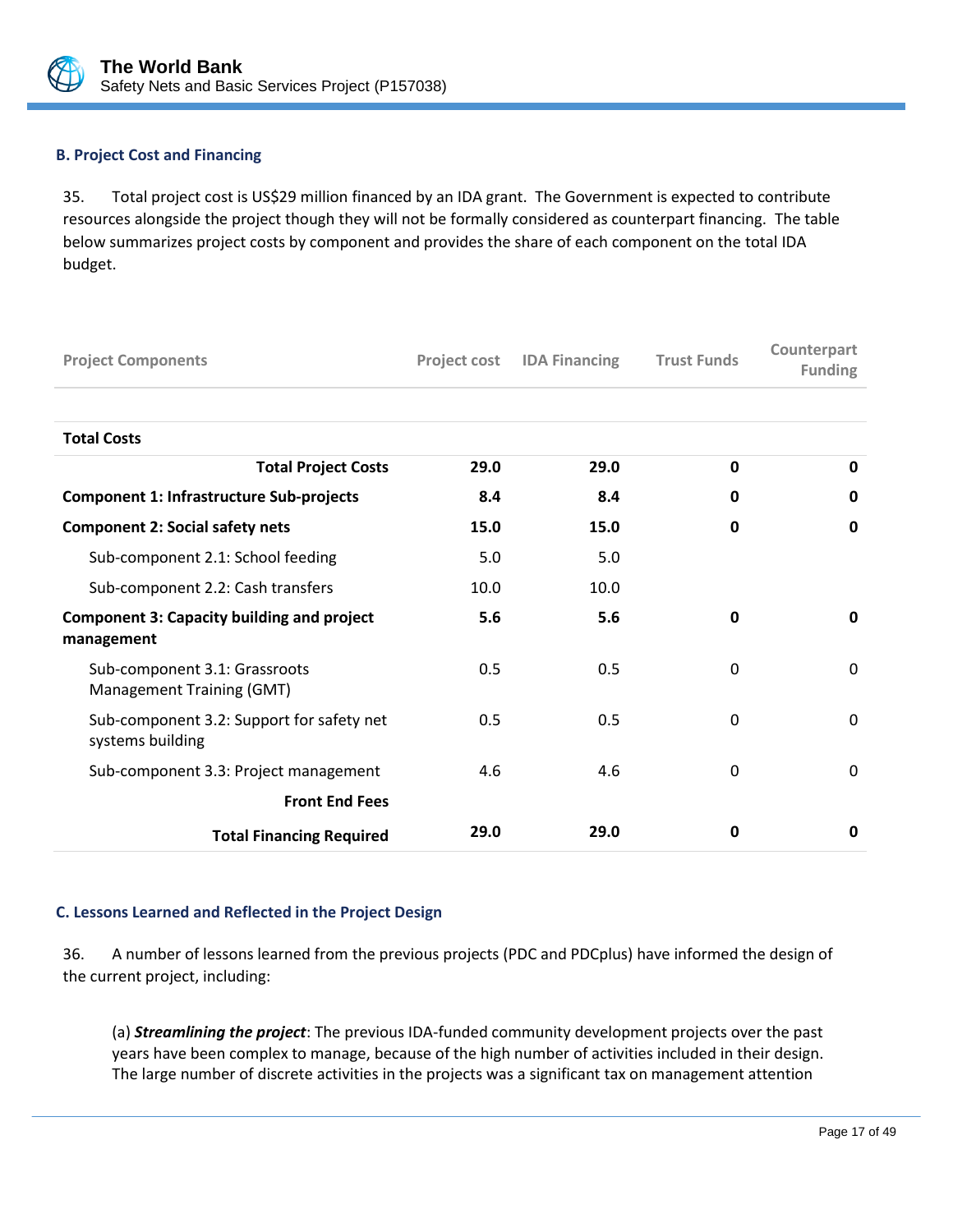### B. Project Cost and Financing

35. Total project cost is US$29 million financed by an IDA grant. The Government is expected to contribute resources alongside the project though they will not be formally considered as counterpart financing. The table below summarizes project costs by component and provides the share of each component on the total IDA budget.

| Project Components | Project cost | IDA Financing | Trust Funds | Counterpart Funding |
|---|---|---|---|---|
| **Total Costs** | | | | |
| **Total Project Costs** | **29.0** | **29.0** | **0** | **0** |
| **Component 1: Infrastructure Sub-projects** | **8.4** | **8.4** | **0** | **0** |
| **Component 2: Social safety nets** | **15.0** | **15.0** | **0** | **0** |
| Sub-component 2.1: School feeding | 5.0 | 5.0 | | |
| Sub-component 2.2: Cash transfers | 10.0 | 10.0 | | |
| **Component 3: Capacity building and project management** | **5.6** | **5.6** | **0** | **0** |
| Sub-component 3.1: Grassroots Management Training (GMT) | 0.5 | 0.5 | 0 | 0 |
| Sub-component 3.2: Support for safety net systems building | 0.5 | 0.5 | 0 | 0 |
| Sub-component 3.3: Project management | 4.6 | 4.6 | 0 | 0 |
| **Front End Fees** | | | | |
| **Total Financing Required** | **29.0** | **29.0** | **0** | **0** |

### C. Lessons Learned and Reflected in the Project Design

36. A number of lessons learned from the previous projects (PDC and PDCplus) have informed the design of the current project, including:

(a) ***Streamlining the project***: The previous IDA-funded community development projects over the past years have been complex to manage, because of the high number of activities included in their design. The large number of discrete activities in the projects was a significant tax on management attention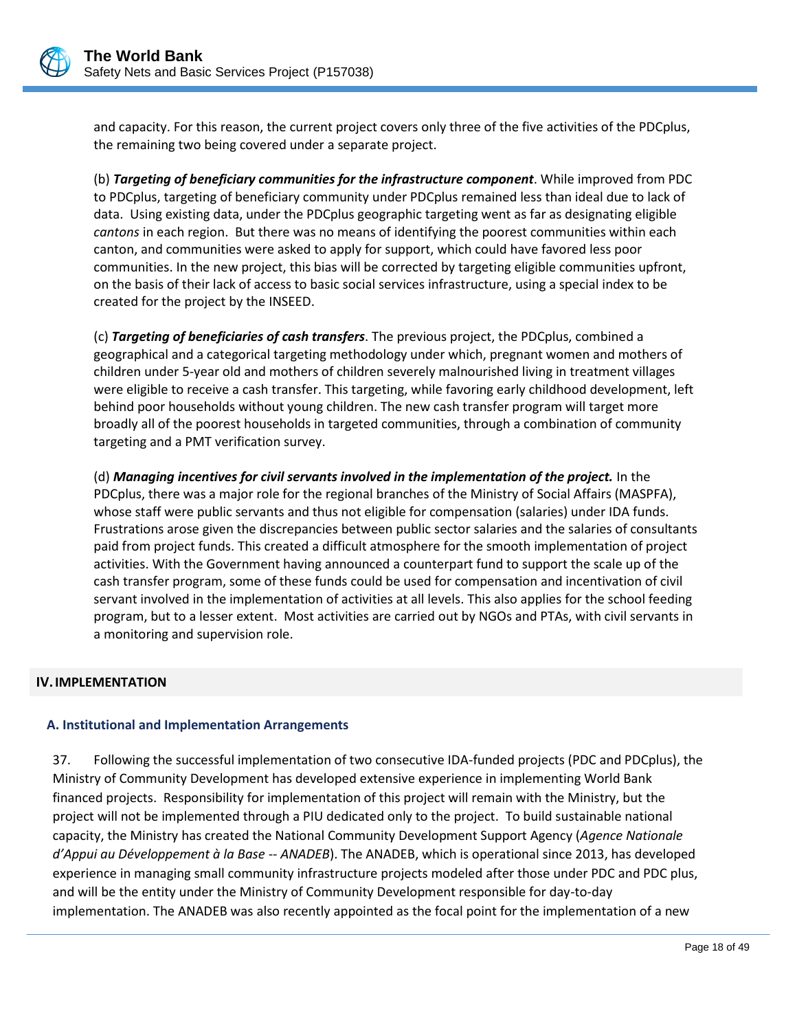and capacity. For this reason, the current project covers only three of the five activities of the PDCplus, the remaining two being covered under a separate project.

(b) ***Targeting of beneficiary communities for the infrastructure component***. While improved from PDC to PDCplus, targeting of beneficiary community under PDCplus remained less than ideal due to lack of data. Using existing data, under the PDCplus geographic targeting went as far as designating eligible *cantons* in each region. But there was no means of identifying the poorest communities within each canton, and communities were asked to apply for support, which could have favored less poor communities. In the new project, this bias will be corrected by targeting eligible communities upfront, on the basis of their lack of access to basic social services infrastructure, using a special index to be created for the project by the INSEED.

(c) ***Targeting of beneficiaries of cash transfers***. The previous project, the PDCplus, combined a geographical and a categorical targeting methodology under which, pregnant women and mothers of children under 5-year old and mothers of children severely malnourished living in treatment villages were eligible to receive a cash transfer. This targeting, while favoring early childhood development, left behind poor households without young children. The new cash transfer program will target more broadly all of the poorest households in targeted communities, through a combination of community targeting and a PMT verification survey.

(d) ***Managing incentives for civil servants involved in the implementation of the project.*** In the PDCplus, there was a major role for the regional branches of the Ministry of Social Affairs (MASPFA), whose staff were public servants and thus not eligible for compensation (salaries) under IDA funds. Frustrations arose given the discrepancies between public sector salaries and the salaries of consultants paid from project funds. This created a difficult atmosphere for the smooth implementation of project activities. With the Government having announced a counterpart fund to support the scale up of the cash transfer program, some of these funds could be used for compensation and incentivation of civil servant involved in the implementation of activities at all levels. This also applies for the school feeding program, but to a lesser extent. Most activities are carried out by NGOs and PTAs, with civil servants in a monitoring and supervision role.

## IV. IMPLEMENTATION

### A. Institutional and Implementation Arrangements

37. Following the successful implementation of two consecutive IDA-funded projects (PDC and PDCplus), the Ministry of Community Development has developed extensive experience in implementing World Bank financed projects. Responsibility for implementation of this project will remain with the Ministry, but the project will not be implemented through a PIU dedicated only to the project. To build sustainable national capacity, the Ministry has created the National Community Development Support Agency (*Agence Nationale d'Appui au Développement à la Base -- ANADEB*). The ANADEB, which is operational since 2013, has developed experience in managing small community infrastructure projects modeled after those under PDC and PDC plus, and will be the entity under the Ministry of Community Development responsible for day-to-day implementation. The ANADEB was also recently appointed as the focal point for the implementation of a new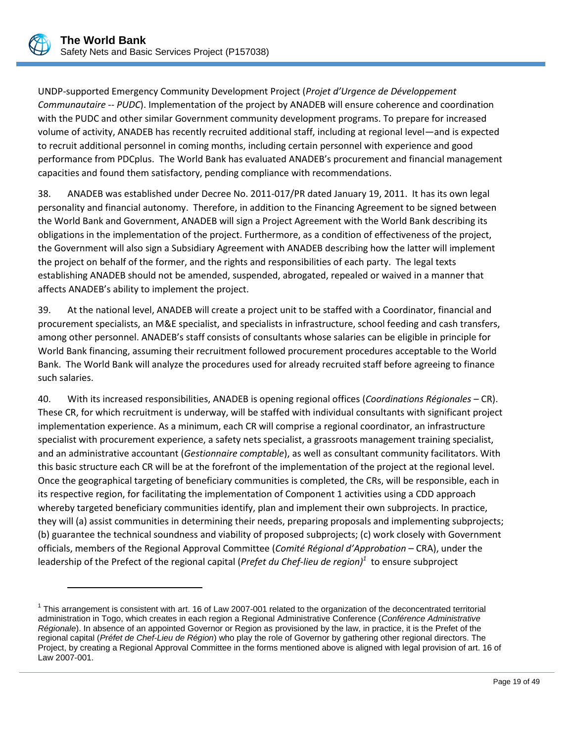UNDP-supported Emergency Community Development Project (*Projet d'Urgence de Développement Communautaire -- PUDC*). Implementation of the project by ANADEB will ensure coherence and coordination with the PUDC and other similar Government community development programs. To prepare for increased volume of activity, ANADEB has recently recruited additional staff, including at regional level—and is expected to recruit additional personnel in coming months, including certain personnel with experience and good performance from PDCplus. The World Bank has evaluated ANADEB's procurement and financial management capacities and found them satisfactory, pending compliance with recommendations.

38. ANADEB was established under Decree No. 2011-017/PR dated January 19, 2011. It has its own legal personality and financial autonomy. Therefore, in addition to the Financing Agreement to be signed between the World Bank and Government, ANADEB will sign a Project Agreement with the World Bank describing its obligations in the implementation of the project. Furthermore, as a condition of effectiveness of the project, the Government will also sign a Subsidiary Agreement with ANADEB describing how the latter will implement the project on behalf of the former, and the rights and responsibilities of each party. The legal texts establishing ANADEB should not be amended, suspended, abrogated, repealed or waived in a manner that affects ANADEB's ability to implement the project.

39. At the national level, ANADEB will create a project unit to be staffed with a Coordinator, financial and procurement specialists, an M&E specialist, and specialists in infrastructure, school feeding and cash transfers, among other personnel. ANADEB's staff consists of consultants whose salaries can be eligible in principle for World Bank financing, assuming their recruitment followed procurement procedures acceptable to the World Bank. The World Bank will analyze the procedures used for already recruited staff before agreeing to finance such salaries.

40. With its increased responsibilities, ANADEB is opening regional offices (*Coordinations Régionales* – CR). These CR, for which recruitment is underway, will be staffed with individual consultants with significant project implementation experience. As a minimum, each CR will comprise a regional coordinator, an infrastructure specialist with procurement experience, a safety nets specialist, a grassroots management training specialist, and an administrative accountant (*Gestionnaire comptable*), as well as consultant community facilitators. With this basic structure each CR will be at the forefront of the implementation of the project at the regional level. Once the geographical targeting of beneficiary communities is completed, the CRs, will be responsible, each in its respective region, for facilitating the implementation of Component 1 activities using a CDD approach whereby targeted beneficiary communities identify, plan and implement their own subprojects. In practice, they will (a) assist communities in determining their needs, preparing proposals and implementing subprojects; (b) guarantee the technical soundness and viability of proposed subprojects; (c) work closely with Government officials, members of the Regional Approval Committee (*Comité Régional d'Approbation* – CRA), under the leadership of the Prefect of the regional capital (*Prefet du Chef-lieu de region)*[1] to ensure subproject

---

[1] This arrangement is consistent with art. 16 of Law 2007-001 related to the organization of the deconcentrated territorial administration in Togo, which creates in each region a Regional Administrative Conference (*Conférence Administrative Régionale*). In absence of an appointed Governor or Region as provisioned by the law, in practice, it is the Prefet of the regional capital (*Préfet de Chef-Lieu de Région*) who play the role of Governor by gathering other regional directors. The Project, by creating a Regional Approval Committee in the forms mentioned above is aligned with legal provision of art. 16 of Law 2007-001.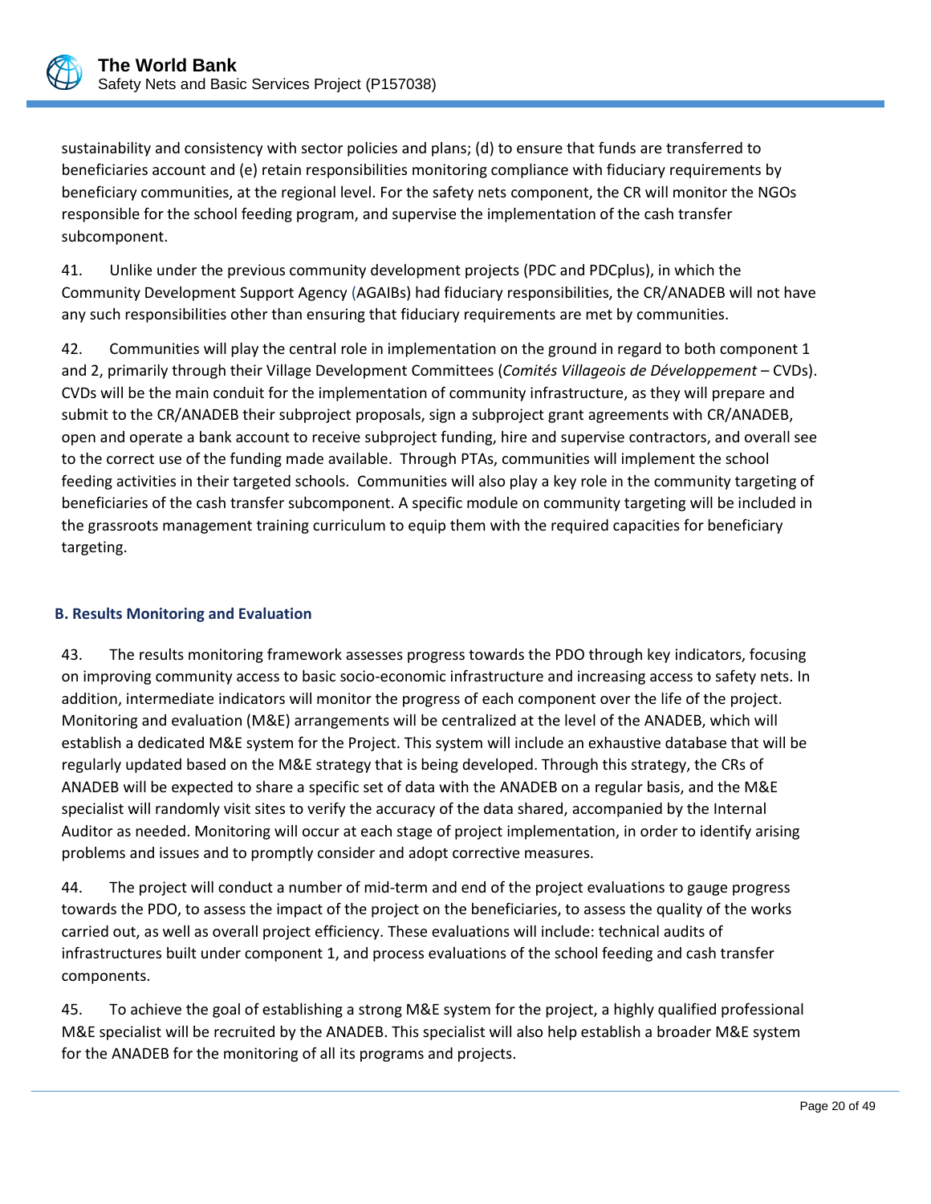sustainability and consistency with sector policies and plans; (d) to ensure that funds are transferred to beneficiaries account and (e) retain responsibilities monitoring compliance with fiduciary requirements by beneficiary communities, at the regional level. For the safety nets component, the CR will monitor the NGOs responsible for the school feeding program, and supervise the implementation of the cash transfer subcomponent.

41. Unlike under the previous community development projects (PDC and PDCplus), in which the Community Development Support Agency (AGAIBs) had fiduciary responsibilities, the CR/ANADEB will not have any such responsibilities other than ensuring that fiduciary requirements are met by communities.

42. Communities will play the central role in implementation on the ground in regard to both component 1 and 2, primarily through their Village Development Committees (*Comités Villageois de Développement* – CVDs). CVDs will be the main conduit for the implementation of community infrastructure, as they will prepare and submit to the CR/ANADEB their subproject proposals, sign a subproject grant agreements with CR/ANADEB, open and operate a bank account to receive subproject funding, hire and supervise contractors, and overall see to the correct use of the funding made available. Through PTAs, communities will implement the school feeding activities in their targeted schools. Communities will also play a key role in the community targeting of beneficiaries of the cash transfer subcomponent. A specific module on community targeting will be included in the grassroots management training curriculum to equip them with the required capacities for beneficiary targeting.

### B. Results Monitoring and Evaluation

43. The results monitoring framework assesses progress towards the PDO through key indicators, focusing on improving community access to basic socio-economic infrastructure and increasing access to safety nets. In addition, intermediate indicators will monitor the progress of each component over the life of the project. Monitoring and evaluation (M&E) arrangements will be centralized at the level of the ANADEB, which will establish a dedicated M&E system for the Project. This system will include an exhaustive database that will be regularly updated based on the M&E strategy that is being developed. Through this strategy, the CRs of ANADEB will be expected to share a specific set of data with the ANADEB on a regular basis, and the M&E specialist will randomly visit sites to verify the accuracy of the data shared, accompanied by the Internal Auditor as needed. Monitoring will occur at each stage of project implementation, in order to identify arising problems and issues and to promptly consider and adopt corrective measures.

44. The project will conduct a number of mid-term and end of the project evaluations to gauge progress towards the PDO, to assess the impact of the project on the beneficiaries, to assess the quality of the works carried out, as well as overall project efficiency. These evaluations will include: technical audits of infrastructures built under component 1, and process evaluations of the school feeding and cash transfer components.

45. To achieve the goal of establishing a strong M&E system for the project, a highly qualified professional M&E specialist will be recruited by the ANADEB. This specialist will also help establish a broader M&E system for the ANADEB for the monitoring of all its programs and projects.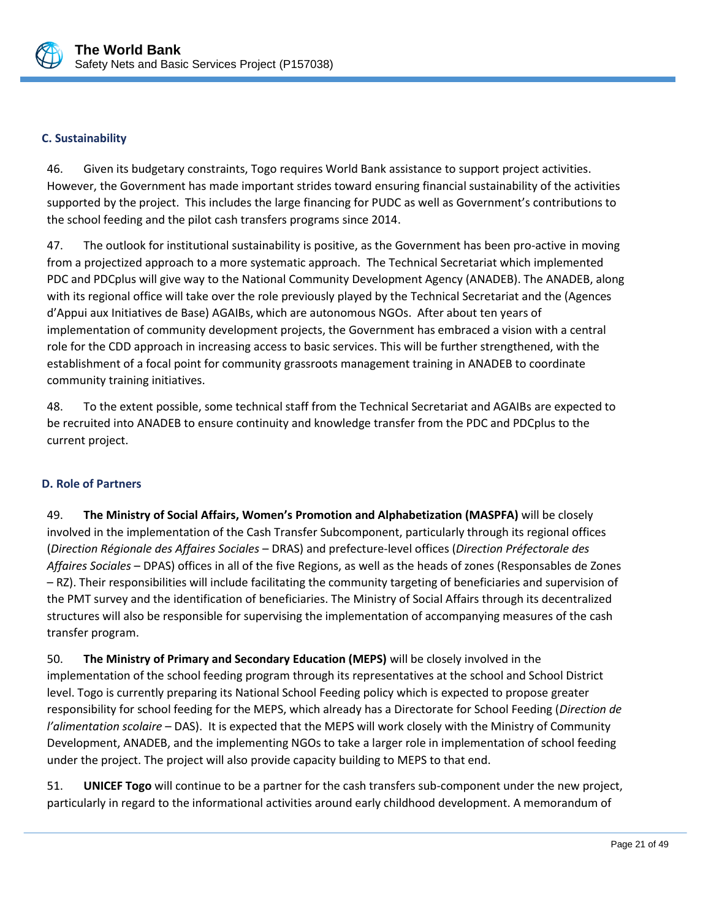### C. Sustainability

46. Given its budgetary constraints, Togo requires World Bank assistance to support project activities. However, the Government has made important strides toward ensuring financial sustainability of the activities supported by the project. This includes the large financing for PUDC as well as Government's contributions to the school feeding and the pilot cash transfers programs since 2014.

47. The outlook for institutional sustainability is positive, as the Government has been pro-active in moving from a projectized approach to a more systematic approach. The Technical Secretariat which implemented PDC and PDCplus will give way to the National Community Development Agency (ANADEB). The ANADEB, along with its regional office will take over the role previously played by the Technical Secretariat and the (Agences d'Appui aux Initiatives de Base) AGAIBs, which are autonomous NGOs. After about ten years of implementation of community development projects, the Government has embraced a vision with a central role for the CDD approach in increasing access to basic services. This will be further strengthened, with the establishment of a focal point for community grassroots management training in ANADEB to coordinate community training initiatives.

48. To the extent possible, some technical staff from the Technical Secretariat and AGAIBs are expected to be recruited into ANADEB to ensure continuity and knowledge transfer from the PDC and PDCplus to the current project.

### D. Role of Partners

49. **The Ministry of Social Affairs, Women's Promotion and Alphabetization (MASPFA)** will be closely involved in the implementation of the Cash Transfer Subcomponent, particularly through its regional offices (*Direction Régionale des Affaires Sociales* – DRAS) and prefecture-level offices (*Direction Préfectorale des Affaires Sociales* – DPAS) offices in all of the five Regions, as well as the heads of zones (Responsables de Zones – RZ). Their responsibilities will include facilitating the community targeting of beneficiaries and supervision of the PMT survey and the identification of beneficiaries. The Ministry of Social Affairs through its decentralized structures will also be responsible for supervising the implementation of accompanying measures of the cash transfer program.

50. **The Ministry of Primary and Secondary Education (MEPS)** will be closely involved in the implementation of the school feeding program through its representatives at the school and School District level. Togo is currently preparing its National School Feeding policy which is expected to propose greater responsibility for school feeding for the MEPS, which already has a Directorate for School Feeding (*Direction de l'alimentation scolaire* – DAS). It is expected that the MEPS will work closely with the Ministry of Community Development, ANADEB, and the implementing NGOs to take a larger role in implementation of school feeding under the project. The project will also provide capacity building to MEPS to that end.

51. **UNICEF Togo** will continue to be a partner for the cash transfers sub-component under the new project, particularly in regard to the informational activities around early childhood development. A memorandum of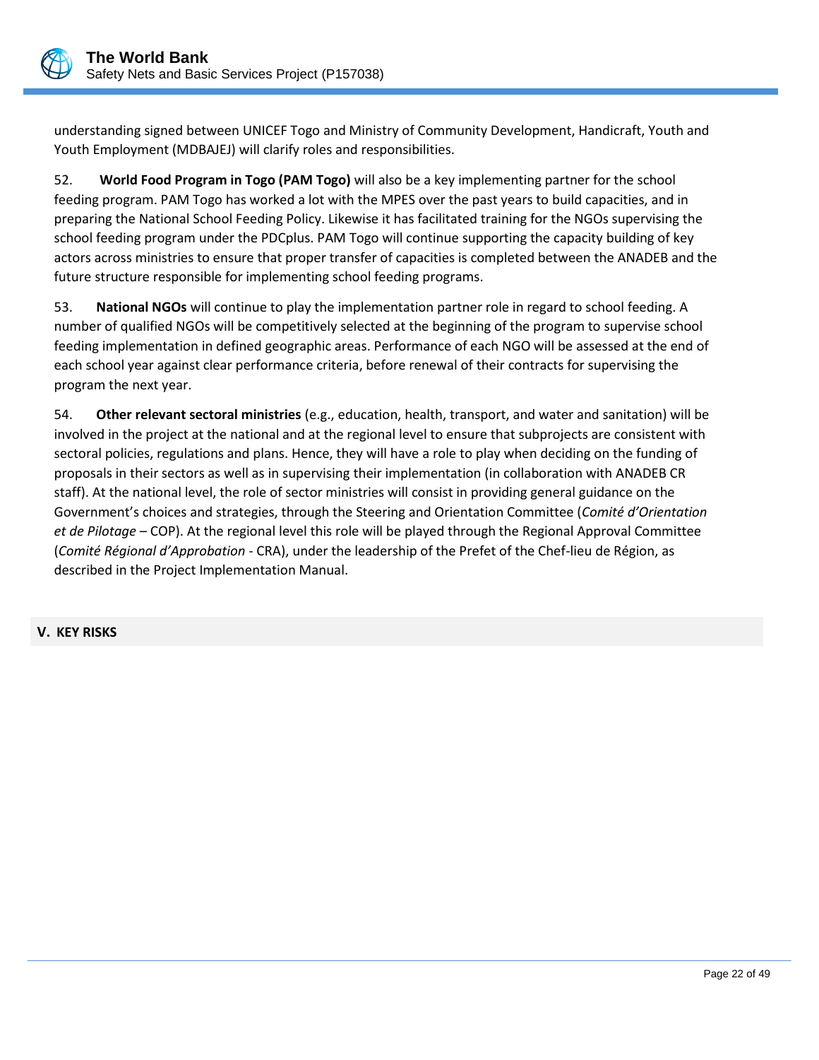understanding signed between UNICEF Togo and Ministry of Community Development, Handicraft, Youth and Youth Employment (MDBAJEJ) will clarify roles and responsibilities.

52. **World Food Program in Togo (PAM Togo)** will also be a key implementing partner for the school feeding program. PAM Togo has worked a lot with the MPES over the past years to build capacities, and in preparing the National School Feeding Policy. Likewise it has facilitated training for the NGOs supervising the school feeding program under the PDCplus. PAM Togo will continue supporting the capacity building of key actors across ministries to ensure that proper transfer of capacities is completed between the ANADEB and the future structure responsible for implementing school feeding programs.

53. **National NGOs** will continue to play the implementation partner role in regard to school feeding. A number of qualified NGOs will be competitively selected at the beginning of the program to supervise school feeding implementation in defined geographic areas. Performance of each NGO will be assessed at the end of each school year against clear performance criteria, before renewal of their contracts for supervising the program the next year.

54. **Other relevant sectoral ministries** (e.g., education, health, transport, and water and sanitation) will be involved in the project at the national and at the regional level to ensure that subprojects are consistent with sectoral policies, regulations and plans. Hence, they will have a role to play when deciding on the funding of proposals in their sectors as well as in supervising their implementation (in collaboration with ANADEB CR staff). At the national level, the role of sector ministries will consist in providing general guidance on the Government's choices and strategies, through the Steering and Orientation Committee (*Comité d'Orientation et de Pilotage* – COP). At the regional level this role will be played through the Regional Approval Committee (*Comité Régional d'Approbation* - CRA), under the leadership of the Prefet of the Chef-lieu de Région, as described in the Project Implementation Manual.

## V. KEY RISKS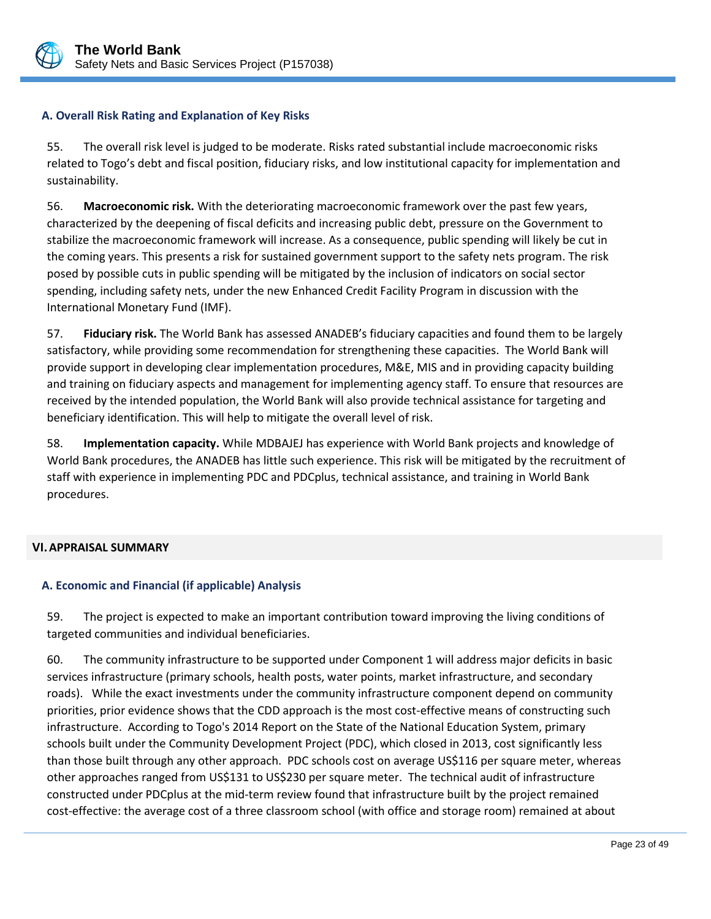### A. Overall Risk Rating and Explanation of Key Risks

55. The overall risk level is judged to be moderate. Risks rated substantial include macroeconomic risks related to Togo's debt and fiscal position, fiduciary risks, and low institutional capacity for implementation and sustainability.

56. **Macroeconomic risk.** With the deteriorating macroeconomic framework over the past few years, characterized by the deepening of fiscal deficits and increasing public debt, pressure on the Government to stabilize the macroeconomic framework will increase. As a consequence, public spending will likely be cut in the coming years. This presents a risk for sustained government support to the safety nets program. The risk posed by possible cuts in public spending will be mitigated by the inclusion of indicators on social sector spending, including safety nets, under the new Enhanced Credit Facility Program in discussion with the International Monetary Fund (IMF).

57. **Fiduciary risk.** The World Bank has assessed ANADEB's fiduciary capacities and found them to be largely satisfactory, while providing some recommendation for strengthening these capacities. The World Bank will provide support in developing clear implementation procedures, M&E, MIS and in providing capacity building and training on fiduciary aspects and management for implementing agency staff. To ensure that resources are received by the intended population, the World Bank will also provide technical assistance for targeting and beneficiary identification. This will help to mitigate the overall level of risk.

58. **Implementation capacity.** While MDBAJEJ has experience with World Bank projects and knowledge of World Bank procedures, the ANADEB has little such experience. This risk will be mitigated by the recruitment of staff with experience in implementing PDC and PDCplus, technical assistance, and training in World Bank procedures.

## VI. APPRAISAL SUMMARY

### A. Economic and Financial (if applicable) Analysis

59. The project is expected to make an important contribution toward improving the living conditions of targeted communities and individual beneficiaries.

60. The community infrastructure to be supported under Component 1 will address major deficits in basic services infrastructure (primary schools, health posts, water points, market infrastructure, and secondary roads). While the exact investments under the community infrastructure component depend on community priorities, prior evidence shows that the CDD approach is the most cost-effective means of constructing such infrastructure. According to Togo's 2014 Report on the State of the National Education System, primary schools built under the Community Development Project (PDC), which closed in 2013, cost significantly less than those built through any other approach. PDC schools cost on average US$116 per square meter, whereas other approaches ranged from US$131 to US$230 per square meter. The technical audit of infrastructure constructed under PDCplus at the mid-term review found that infrastructure built by the project remained cost-effective: the average cost of a three classroom school (with office and storage room) remained at about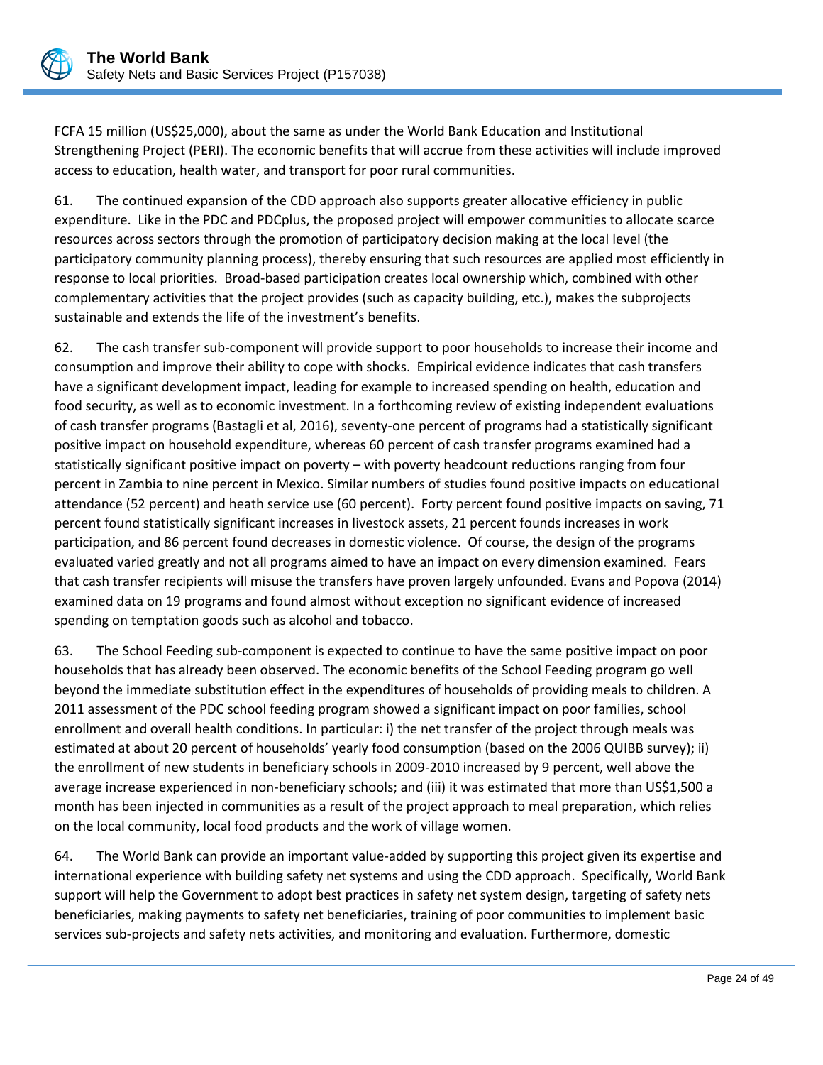FCFA 15 million (US$25,000), about the same as under the World Bank Education and Institutional Strengthening Project (PERI). The economic benefits that will accrue from these activities will include improved access to education, health water, and transport for poor rural communities.

61. The continued expansion of the CDD approach also supports greater allocative efficiency in public expenditure. Like in the PDC and PDCplus, the proposed project will empower communities to allocate scarce resources across sectors through the promotion of participatory decision making at the local level (the participatory community planning process), thereby ensuring that such resources are applied most efficiently in response to local priorities. Broad-based participation creates local ownership which, combined with other complementary activities that the project provides (such as capacity building, etc.), makes the subprojects sustainable and extends the life of the investment's benefits.

62. The cash transfer sub-component will provide support to poor households to increase their income and consumption and improve their ability to cope with shocks. Empirical evidence indicates that cash transfers have a significant development impact, leading for example to increased spending on health, education and food security, as well as to economic investment. In a forthcoming review of existing independent evaluations of cash transfer programs (Bastagli et al, 2016), seventy-one percent of programs had a statistically significant positive impact on household expenditure, whereas 60 percent of cash transfer programs examined had a statistically significant positive impact on poverty – with poverty headcount reductions ranging from four percent in Zambia to nine percent in Mexico. Similar numbers of studies found positive impacts on educational attendance (52 percent) and heath service use (60 percent). Forty percent found positive impacts on saving, 71 percent found statistically significant increases in livestock assets, 21 percent founds increases in work participation, and 86 percent found decreases in domestic violence. Of course, the design of the programs evaluated varied greatly and not all programs aimed to have an impact on every dimension examined. Fears that cash transfer recipients will misuse the transfers have proven largely unfounded. Evans and Popova (2014) examined data on 19 programs and found almost without exception no significant evidence of increased spending on temptation goods such as alcohol and tobacco.

63. The School Feeding sub-component is expected to continue to have the same positive impact on poor households that has already been observed. The economic benefits of the School Feeding program go well beyond the immediate substitution effect in the expenditures of households of providing meals to children. A 2011 assessment of the PDC school feeding program showed a significant impact on poor families, school enrollment and overall health conditions. In particular: i) the net transfer of the project through meals was estimated at about 20 percent of households' yearly food consumption (based on the 2006 QUIBB survey); ii) the enrollment of new students in beneficiary schools in 2009-2010 increased by 9 percent, well above the average increase experienced in non-beneficiary schools; and (iii) it was estimated that more than US$1,500 a month has been injected in communities as a result of the project approach to meal preparation, which relies on the local community, local food products and the work of village women.

64. The World Bank can provide an important value-added by supporting this project given its expertise and international experience with building safety net systems and using the CDD approach. Specifically, World Bank support will help the Government to adopt best practices in safety net system design, targeting of safety nets beneficiaries, making payments to safety net beneficiaries, training of poor communities to implement basic services sub-projects and safety nets activities, and monitoring and evaluation. Furthermore, domestic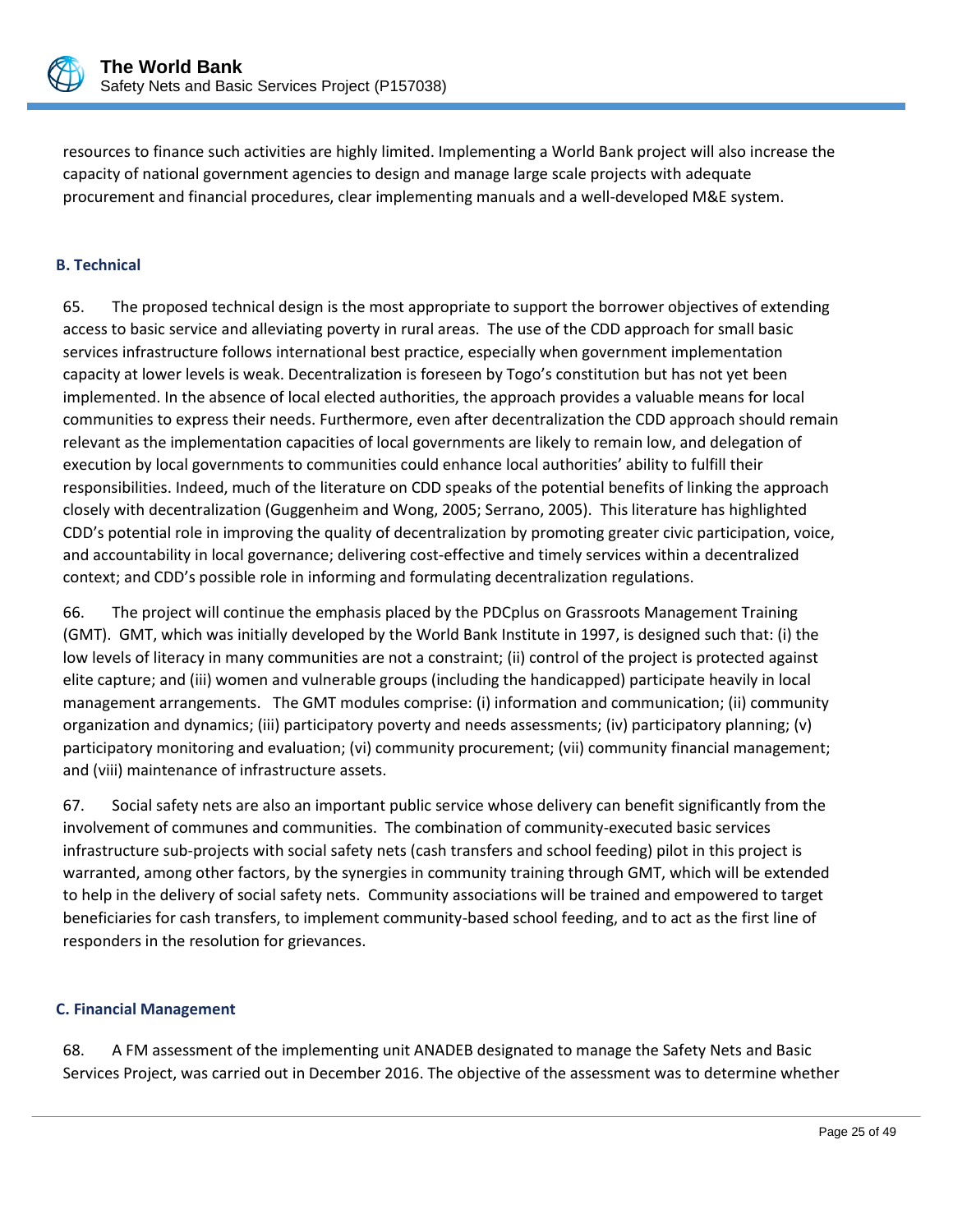resources to finance such activities are highly limited. Implementing a World Bank project will also increase the capacity of national government agencies to design and manage large scale projects with adequate procurement and financial procedures, clear implementing manuals and a well-developed M&E system.

### B. Technical

65. The proposed technical design is the most appropriate to support the borrower objectives of extending access to basic service and alleviating poverty in rural areas. The use of the CDD approach for small basic services infrastructure follows international best practice, especially when government implementation capacity at lower levels is weak. Decentralization is foreseen by Togo's constitution but has not yet been implemented. In the absence of local elected authorities, the approach provides a valuable means for local communities to express their needs. Furthermore, even after decentralization the CDD approach should remain relevant as the implementation capacities of local governments are likely to remain low, and delegation of execution by local governments to communities could enhance local authorities' ability to fulfill their responsibilities. Indeed, much of the literature on CDD speaks of the potential benefits of linking the approach closely with decentralization (Guggenheim and Wong, 2005; Serrano, 2005). This literature has highlighted CDD's potential role in improving the quality of decentralization by promoting greater civic participation, voice, and accountability in local governance; delivering cost-effective and timely services within a decentralized context; and CDD's possible role in informing and formulating decentralization regulations.

66. The project will continue the emphasis placed by the PDCplus on Grassroots Management Training (GMT). GMT, which was initially developed by the World Bank Institute in 1997, is designed such that: (i) the low levels of literacy in many communities are not a constraint; (ii) control of the project is protected against elite capture; and (iii) women and vulnerable groups (including the handicapped) participate heavily in local management arrangements. The GMT modules comprise: (i) information and communication; (ii) community organization and dynamics; (iii) participatory poverty and needs assessments; (iv) participatory planning; (v) participatory monitoring and evaluation; (vi) community procurement; (vii) community financial management; and (viii) maintenance of infrastructure assets.

67. Social safety nets are also an important public service whose delivery can benefit significantly from the involvement of communes and communities. The combination of community-executed basic services infrastructure sub-projects with social safety nets (cash transfers and school feeding) pilot in this project is warranted, among other factors, by the synergies in community training through GMT, which will be extended to help in the delivery of social safety nets. Community associations will be trained and empowered to target beneficiaries for cash transfers, to implement community-based school feeding, and to act as the first line of responders in the resolution for grievances.

### C. Financial Management

68. A FM assessment of the implementing unit ANADEB designated to manage the Safety Nets and Basic Services Project, was carried out in December 2016. The objective of the assessment was to determine whether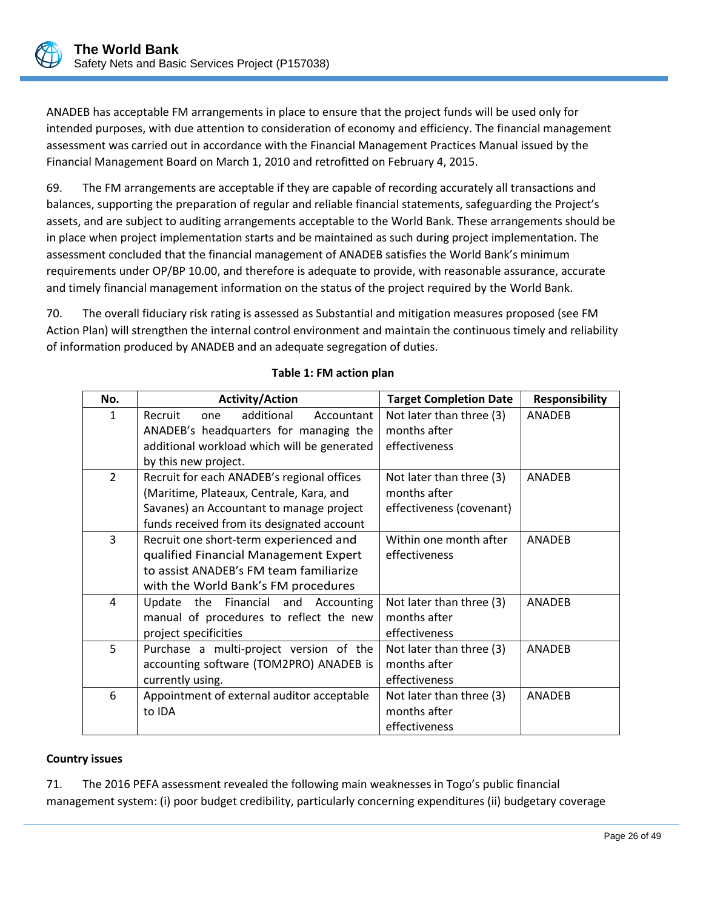ANADEB has acceptable FM arrangements in place to ensure that the project funds will be used only for intended purposes, with due attention to consideration of economy and efficiency. The financial management assessment was carried out in accordance with the Financial Management Practices Manual issued by the Financial Management Board on March 1, 2010 and retrofitted on February 4, 2015.

69. The FM arrangements are acceptable if they are capable of recording accurately all transactions and balances, supporting the preparation of regular and reliable financial statements, safeguarding the Project's assets, and are subject to auditing arrangements acceptable to the World Bank. These arrangements should be in place when project implementation starts and be maintained as such during project implementation. The assessment concluded that the financial management of ANADEB satisfies the World Bank's minimum requirements under OP/BP 10.00, and therefore is adequate to provide, with reasonable assurance, accurate and timely financial management information on the status of the project required by the World Bank.

70. The overall fiduciary risk rating is assessed as Substantial and mitigation measures proposed (see FM Action Plan) will strengthen the internal control environment and maintain the continuous timely and reliability of information produced by ANADEB and an adequate segregation of duties.

**Table 1: FM action plan**

| No. | Activity/Action | Target Completion Date | Responsibility |
|---|---|---|---|
| 1 | Recruit one additional Accountant ANADEB's headquarters for managing the additional workload which will be generated by this new project. | Not later than three (3) months after effectiveness | ANADEB |
| 2 | Recruit for each ANADEB's regional offices (Maritime, Plateaux, Centrale, Kara, and Savanes) an Accountant to manage project funds received from its designated account | Not later than three (3) months after effectiveness (covenant) | ANADEB |
| 3 | Recruit one short-term experienced and qualified Financial Management Expert to assist ANADEB's FM team familiarize with the World Bank's FM procedures | Within one month after effectiveness | ANADEB |
| 4 | Update the Financial and Accounting manual of procedures to reflect the new project specificities | Not later than three (3) months after effectiveness | ANADEB |
| 5 | Purchase a multi-project version of the accounting software (TOM2PRO) ANADEB is currently using. | Not later than three (3) months after effectiveness | ANADEB |
| 6 | Appointment of external auditor acceptable to IDA | Not later than three (3) months after effectiveness | ANADEB |

**Country issues**

71. The 2016 PEFA assessment revealed the following main weaknesses in Togo's public financial management system: (i) poor budget credibility, particularly concerning expenditures (ii) budgetary coverage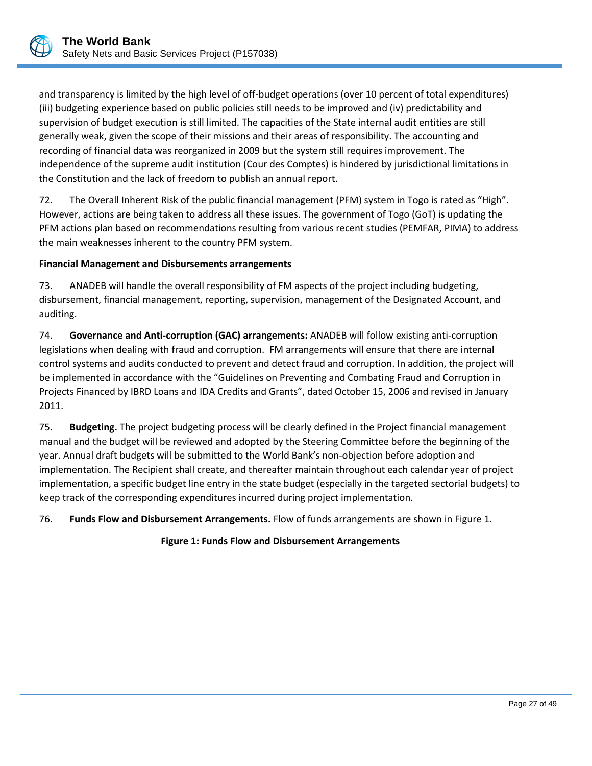and transparency is limited by the high level of off-budget operations (over 10 percent of total expenditures) (iii) budgeting experience based on public policies still needs to be improved and (iv) predictability and supervision of budget execution is still limited. The capacities of the State internal audit entities are still generally weak, given the scope of their missions and their areas of responsibility. The accounting and recording of financial data was reorganized in 2009 but the system still requires improvement. The independence of the supreme audit institution (Cour des Comptes) is hindered by jurisdictional limitations in the Constitution and the lack of freedom to publish an annual report.

72. The Overall Inherent Risk of the public financial management (PFM) system in Togo is rated as "High". However, actions are being taken to address all these issues. The government of Togo (GoT) is updating the PFM actions plan based on recommendations resulting from various recent studies (PEMFAR, PIMA) to address the main weaknesses inherent to the country PFM system.

**Financial Management and Disbursements arrangements**

73. ANADEB will handle the overall responsibility of FM aspects of the project including budgeting, disbursement, financial management, reporting, supervision, management of the Designated Account, and auditing.

74. **Governance and Anti-corruption (GAC) arrangements:** ANADEB will follow existing anti-corruption legislations when dealing with fraud and corruption. FM arrangements will ensure that there are internal control systems and audits conducted to prevent and detect fraud and corruption. In addition, the project will be implemented in accordance with the "Guidelines on Preventing and Combating Fraud and Corruption in Projects Financed by IBRD Loans and IDA Credits and Grants", dated October 15, 2006 and revised in January 2011.

75. **Budgeting.** The project budgeting process will be clearly defined in the Project financial management manual and the budget will be reviewed and adopted by the Steering Committee before the beginning of the year. Annual draft budgets will be submitted to the World Bank's non-objection before adoption and implementation. The Recipient shall create, and thereafter maintain throughout each calendar year of project implementation, a specific budget line entry in the state budget (especially in the targeted sectorial budgets) to keep track of the corresponding expenditures incurred during project implementation.

76. **Funds Flow and Disbursement Arrangements.** Flow of funds arrangements are shown in Figure 1.

**Figure 1: Funds Flow and Disbursement Arrangements**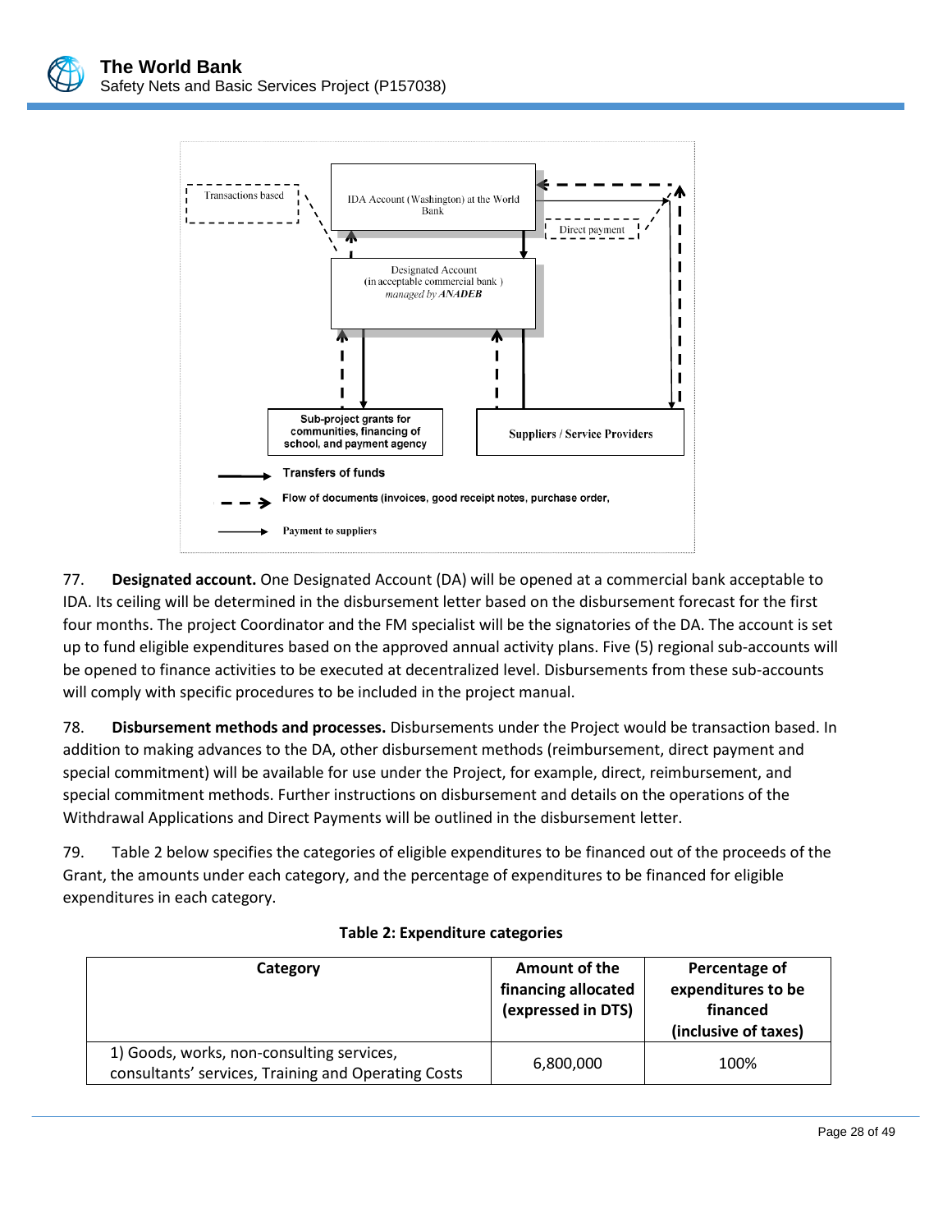Transactions based

IDA Account (Washington) at the World Bank

Direct payment

Designated Account
(in acceptable commercial bank )
*managed by* ***ANADEB***

**Sub-project grants for communities, financing of school, and payment agency**

**Suppliers / Service Providers**

**Transfers of funds**

**Flow of documents (invoices, good receipt notes, purchase order,**

**Payment to suppliers**

77. **Designated account.** One Designated Account (DA) will be opened at a commercial bank acceptable to IDA. Its ceiling will be determined in the disbursement letter based on the disbursement forecast for the first four months. The project Coordinator and the FM specialist will be the signatories of the DA. The account is set up to fund eligible expenditures based on the approved annual activity plans. Five (5) regional sub-accounts will be opened to finance activities to be executed at decentralized level. Disbursements from these sub-accounts will comply with specific procedures to be included in the project manual.

78. **Disbursement methods and processes.** Disbursements under the Project would be transaction based. In addition to making advances to the DA, other disbursement methods (reimbursement, direct payment and special commitment) will be available for use under the Project, for example, direct, reimbursement, and special commitment methods. Further instructions on disbursement and details on the operations of the Withdrawal Applications and Direct Payments will be outlined in the disbursement letter.

79. Table 2 below specifies the categories of eligible expenditures to be financed out of the proceeds of the Grant, the amounts under each category, and the percentage of expenditures to be financed for eligible expenditures in each category.

**Table 2: Expenditure categories**

| Category | Amount of the financing allocated (expressed in DTS) | Percentage of expenditures to be financed (inclusive of taxes) |
|---|---|---|
| 1) Goods, works, non-consulting services, consultants' services, Training and Operating Costs | 6,800,000 | 100% |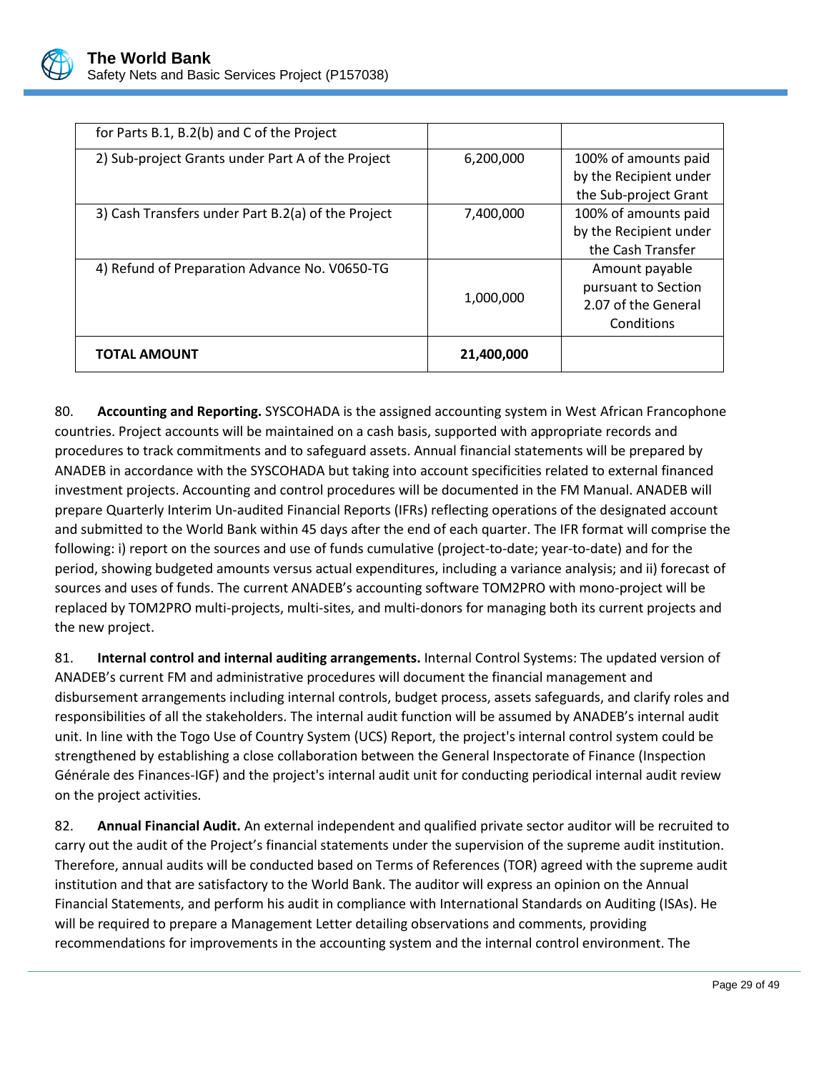| for Parts B.1, B.2(b) and C of the Project | | |
|---|---|---|
| 2) Sub-project Grants under Part A of the Project | 6,200,000 | 100% of amounts paid by the Recipient under the Sub-project Grant |
| 3) Cash Transfers under Part B.2(a) of the Project | 7,400,000 | 100% of amounts paid by the Recipient under the Cash Transfer |
| 4) Refund of Preparation Advance No. V0650-TG | 1,000,000 | Amount payable pursuant to Section 2.07 of the General Conditions |
| **TOTAL AMOUNT** | **21,400,000** | |

80. **Accounting and Reporting.** SYSCOHADA is the assigned accounting system in West African Francophone countries. Project accounts will be maintained on a cash basis, supported with appropriate records and procedures to track commitments and to safeguard assets. Annual financial statements will be prepared by ANADEB in accordance with the SYSCOHADA but taking into account specificities related to external financed investment projects. Accounting and control procedures will be documented in the FM Manual. ANADEB will prepare Quarterly Interim Un-audited Financial Reports (IFRs) reflecting operations of the designated account and submitted to the World Bank within 45 days after the end of each quarter. The IFR format will comprise the following: i) report on the sources and use of funds cumulative (project-to-date; year-to-date) and for the period, showing budgeted amounts versus actual expenditures, including a variance analysis; and ii) forecast of sources and uses of funds. The current ANADEB's accounting software TOM2PRO with mono-project will be replaced by TOM2PRO multi-projects, multi-sites, and multi-donors for managing both its current projects and the new project.

81. **Internal control and internal auditing arrangements.** Internal Control Systems: The updated version of ANADEB's current FM and administrative procedures will document the financial management and disbursement arrangements including internal controls, budget process, assets safeguards, and clarify roles and responsibilities of all the stakeholders. The internal audit function will be assumed by ANADEB's internal audit unit. In line with the Togo Use of Country System (UCS) Report, the project's internal control system could be strengthened by establishing a close collaboration between the General Inspectorate of Finance (Inspection Générale des Finances-IGF) and the project's internal audit unit for conducting periodical internal audit review on the project activities.

82. **Annual Financial Audit.** An external independent and qualified private sector auditor will be recruited to carry out the audit of the Project's financial statements under the supervision of the supreme audit institution. Therefore, annual audits will be conducted based on Terms of References (TOR) agreed with the supreme audit institution and that are satisfactory to the World Bank. The auditor will express an opinion on the Annual Financial Statements, and perform his audit in compliance with International Standards on Auditing (ISAs). He will be required to prepare a Management Letter detailing observations and comments, providing recommendations for improvements in the accounting system and the internal control environment. The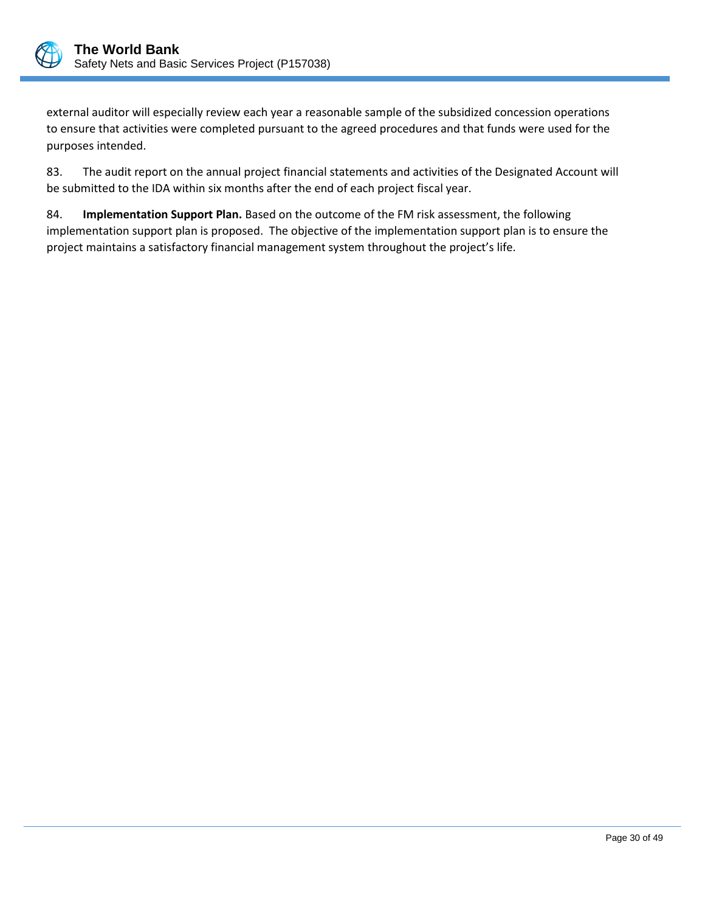external auditor will especially review each year a reasonable sample of the subsidized concession operations to ensure that activities were completed pursuant to the agreed procedures and that funds were used for the purposes intended.

83. The audit report on the annual project financial statements and activities of the Designated Account will be submitted to the IDA within six months after the end of each project fiscal year.

84. **Implementation Support Plan.** Based on the outcome of the FM risk assessment, the following implementation support plan is proposed. The objective of the implementation support plan is to ensure the project maintains a satisfactory financial management system throughout the project's life.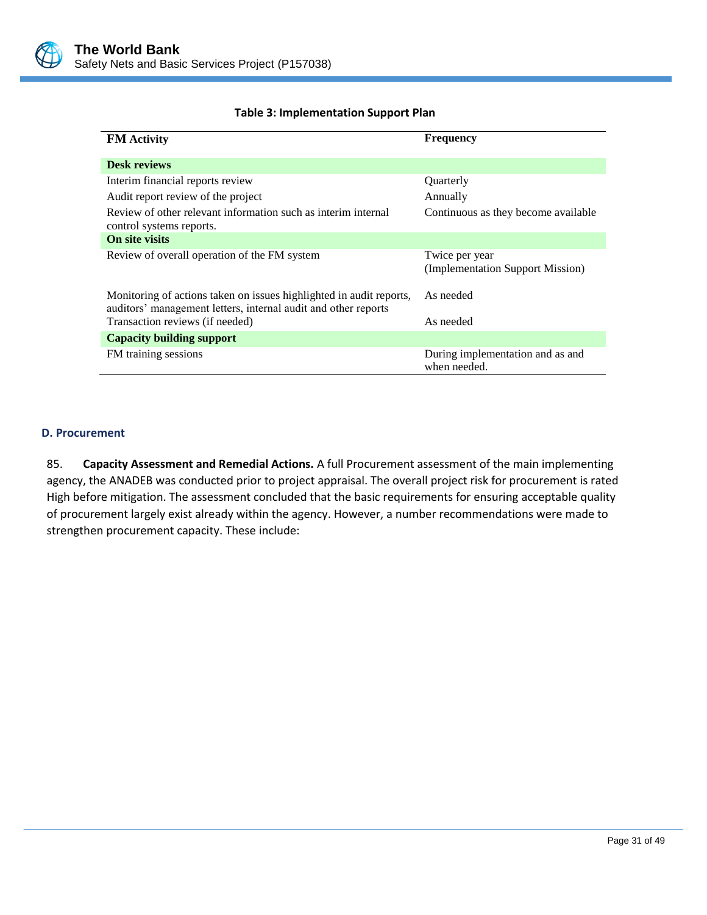**Table 3: Implementation Support Plan**

| FM Activity | Frequency |
|---|---|
| **Desk reviews** | |
| Interim financial reports review | Quarterly |
| Audit report review of the project | Annually |
| Review of other relevant information such as interim internal control systems reports. | Continuous as they become available |
| **On site visits** | |
| Review of overall operation of the FM system | Twice per year (Implementation Support Mission) |
| Monitoring of actions taken on issues highlighted in audit reports, auditors' management letters, internal audit and other reports | As needed |
| Transaction reviews (if needed) | As needed |
| **Capacity building support** | |
| FM training sessions | During implementation and as and when needed. |

#### D. Procurement

85. **Capacity Assessment and Remedial Actions.** A full Procurement assessment of the main implementing agency, the ANADEB was conducted prior to project appraisal. The overall project risk for procurement is rated High before mitigation. The assessment concluded that the basic requirements for ensuring acceptable quality of procurement largely exist already within the agency. However, a number recommendations were made to strengthen procurement capacity. These include: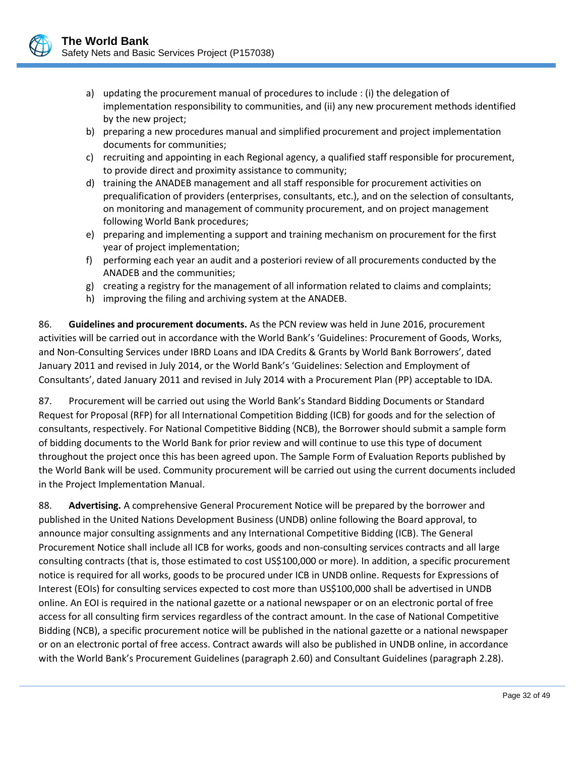a) updating the procurement manual of procedures to include : (i) the delegation of implementation responsibility to communities, and (ii) any new procurement methods identified by the new project;
b) preparing a new procedures manual and simplified procurement and project implementation documents for communities;
c) recruiting and appointing in each Regional agency, a qualified staff responsible for procurement, to provide direct and proximity assistance to community;
d) training the ANADEB management and all staff responsible for procurement activities on prequalification of providers (enterprises, consultants, etc.), and on the selection of consultants, on monitoring and management of community procurement, and on project management following World Bank procedures;
e) preparing and implementing a support and training mechanism on procurement for the first year of project implementation;
f) performing each year an audit and a posteriori review of all procurements conducted by the ANADEB and the communities;
g) creating a registry for the management of all information related to claims and complaints;
h) improving the filing and archiving system at the ANADEB.

86. **Guidelines and procurement documents.** As the PCN review was held in June 2016, procurement activities will be carried out in accordance with the World Bank's 'Guidelines: Procurement of Goods, Works, and Non-Consulting Services under IBRD Loans and IDA Credits & Grants by World Bank Borrowers', dated January 2011 and revised in July 2014, or the World Bank's 'Guidelines: Selection and Employment of Consultants', dated January 2011 and revised in July 2014 with a Procurement Plan (PP) acceptable to IDA.

87. Procurement will be carried out using the World Bank's Standard Bidding Documents or Standard Request for Proposal (RFP) for all International Competition Bidding (ICB) for goods and for the selection of consultants, respectively. For National Competitive Bidding (NCB), the Borrower should submit a sample form of bidding documents to the World Bank for prior review and will continue to use this type of document throughout the project once this has been agreed upon. The Sample Form of Evaluation Reports published by the World Bank will be used. Community procurement will be carried out using the current documents included in the Project Implementation Manual.

88. **Advertising.** A comprehensive General Procurement Notice will be prepared by the borrower and published in the United Nations Development Business (UNDB) online following the Board approval, to announce major consulting assignments and any International Competitive Bidding (ICB). The General Procurement Notice shall include all ICB for works, goods and non-consulting services contracts and all large consulting contracts (that is, those estimated to cost US$100,000 or more). In addition, a specific procurement notice is required for all works, goods to be procured under ICB in UNDB online. Requests for Expressions of Interest (EOIs) for consulting services expected to cost more than US$100,000 shall be advertised in UNDB online. An EOI is required in the national gazette or a national newspaper or on an electronic portal of free access for all consulting firm services regardless of the contract amount. In the case of National Competitive Bidding (NCB), a specific procurement notice will be published in the national gazette or a national newspaper or on an electronic portal of free access. Contract awards will also be published in UNDB online, in accordance with the World Bank's Procurement Guidelines (paragraph 2.60) and Consultant Guidelines (paragraph 2.28).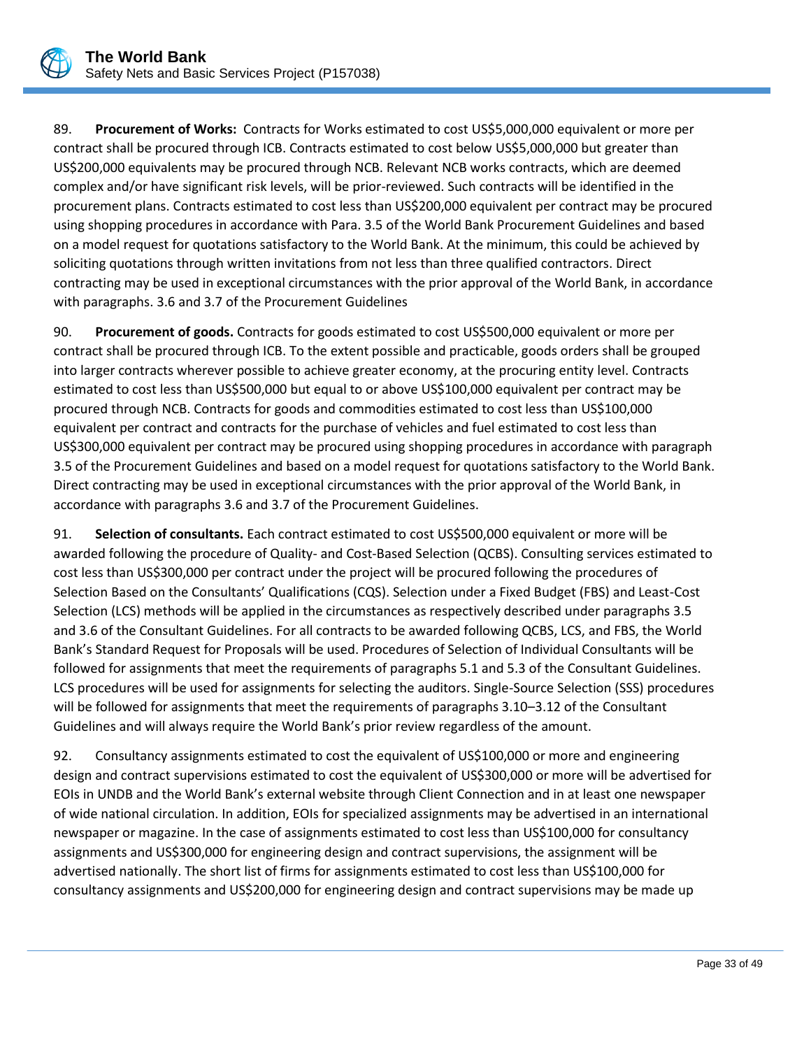89. **Procurement of Works:** Contracts for Works estimated to cost US$5,000,000 equivalent or more per contract shall be procured through ICB. Contracts estimated to cost below US$5,000,000 but greater than US$200,000 equivalents may be procured through NCB. Relevant NCB works contracts, which are deemed complex and/or have significant risk levels, will be prior-reviewed. Such contracts will be identified in the procurement plans. Contracts estimated to cost less than US$200,000 equivalent per contract may be procured using shopping procedures in accordance with Para. 3.5 of the World Bank Procurement Guidelines and based on a model request for quotations satisfactory to the World Bank. At the minimum, this could be achieved by soliciting quotations through written invitations from not less than three qualified contractors. Direct contracting may be used in exceptional circumstances with the prior approval of the World Bank, in accordance with paragraphs. 3.6 and 3.7 of the Procurement Guidelines

90. **Procurement of goods.** Contracts for goods estimated to cost US$500,000 equivalent or more per contract shall be procured through ICB. To the extent possible and practicable, goods orders shall be grouped into larger contracts wherever possible to achieve greater economy, at the procuring entity level. Contracts estimated to cost less than US$500,000 but equal to or above US$100,000 equivalent per contract may be procured through NCB. Contracts for goods and commodities estimated to cost less than US$100,000 equivalent per contract and contracts for the purchase of vehicles and fuel estimated to cost less than US$300,000 equivalent per contract may be procured using shopping procedures in accordance with paragraph 3.5 of the Procurement Guidelines and based on a model request for quotations satisfactory to the World Bank. Direct contracting may be used in exceptional circumstances with the prior approval of the World Bank, in accordance with paragraphs 3.6 and 3.7 of the Procurement Guidelines.

91. **Selection of consultants.** Each contract estimated to cost US$500,000 equivalent or more will be awarded following the procedure of Quality- and Cost-Based Selection (QCBS). Consulting services estimated to cost less than US$300,000 per contract under the project will be procured following the procedures of Selection Based on the Consultants' Qualifications (CQS). Selection under a Fixed Budget (FBS) and Least-Cost Selection (LCS) methods will be applied in the circumstances as respectively described under paragraphs 3.5 and 3.6 of the Consultant Guidelines. For all contracts to be awarded following QCBS, LCS, and FBS, the World Bank's Standard Request for Proposals will be used. Procedures of Selection of Individual Consultants will be followed for assignments that meet the requirements of paragraphs 5.1 and 5.3 of the Consultant Guidelines. LCS procedures will be used for assignments for selecting the auditors. Single-Source Selection (SSS) procedures will be followed for assignments that meet the requirements of paragraphs 3.10–3.12 of the Consultant Guidelines and will always require the World Bank's prior review regardless of the amount.

92. Consultancy assignments estimated to cost the equivalent of US$100,000 or more and engineering design and contract supervisions estimated to cost the equivalent of US$300,000 or more will be advertised for EOIs in UNDB and the World Bank's external website through Client Connection and in at least one newspaper of wide national circulation. In addition, EOIs for specialized assignments may be advertised in an international newspaper or magazine. In the case of assignments estimated to cost less than US$100,000 for consultancy assignments and US$300,000 for engineering design and contract supervisions, the assignment will be advertised nationally. The short list of firms for assignments estimated to cost less than US$100,000 for consultancy assignments and US$200,000 for engineering design and contract supervisions may be made up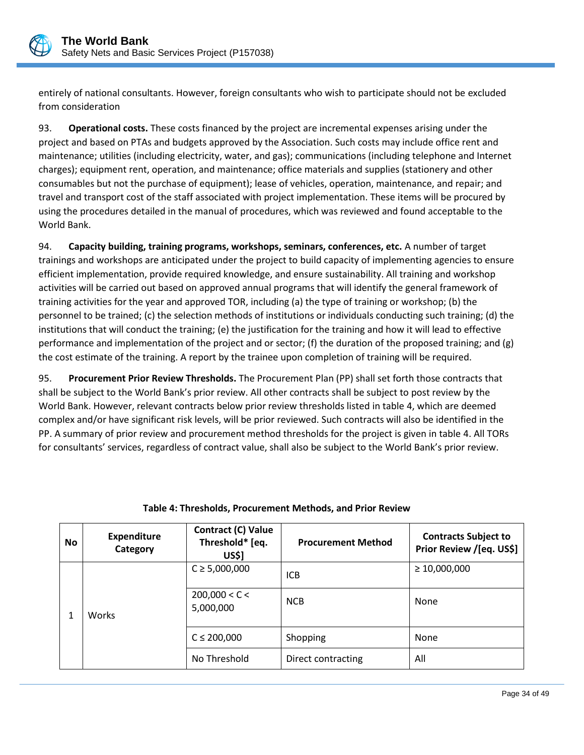entirely of national consultants. However, foreign consultants who wish to participate should not be excluded from consideration

93. **Operational costs.** These costs financed by the project are incremental expenses arising under the project and based on PTAs and budgets approved by the Association. Such costs may include office rent and maintenance; utilities (including electricity, water, and gas); communications (including telephone and Internet charges); equipment rent, operation, and maintenance; office materials and supplies (stationery and other consumables but not the purchase of equipment); lease of vehicles, operation, maintenance, and repair; and travel and transport cost of the staff associated with project implementation. These items will be procured by using the procedures detailed in the manual of procedures, which was reviewed and found acceptable to the World Bank.

94. **Capacity building, training programs, workshops, seminars, conferences, etc.** A number of target trainings and workshops are anticipated under the project to build capacity of implementing agencies to ensure efficient implementation, provide required knowledge, and ensure sustainability. All training and workshop activities will be carried out based on approved annual programs that will identify the general framework of training activities for the year and approved TOR, including (a) the type of training or workshop; (b) the personnel to be trained; (c) the selection methods of institutions or individuals conducting such training; (d) the institutions that will conduct the training; (e) the justification for the training and how it will lead to effective performance and implementation of the project and or sector; (f) the duration of the proposed training; and (g) the cost estimate of the training. A report by the trainee upon completion of training will be required.

95. **Procurement Prior Review Thresholds.** The Procurement Plan (PP) shall set forth those contracts that shall be subject to the World Bank's prior review. All other contracts shall be subject to post review by the World Bank. However, relevant contracts below prior review thresholds listed in table 4, which are deemed complex and/or have significant risk levels, will be prior reviewed. Such contracts will also be identified in the PP. A summary of prior review and procurement method thresholds for the project is given in table 4. All TORs for consultants' services, regardless of contract value, shall also be subject to the World Bank's prior review.

**Table 4: Thresholds, Procurement Methods, and Prior Review**

| No | Expenditure Category | Contract (C) Value Threshold* [eq. US$] | Procurement Method | Contracts Subject to Prior Review /[eq. US$] |
|---|---|---|---|---|
| 1 | Works | C ≥ 5,000,000 | ICB | ≥ 10,000,000 |
| | | 200,000 < C < 5,000,000 | NCB | None |
| | | C ≤ 200,000 | Shopping | None |
| | | No Threshold | Direct contracting | All |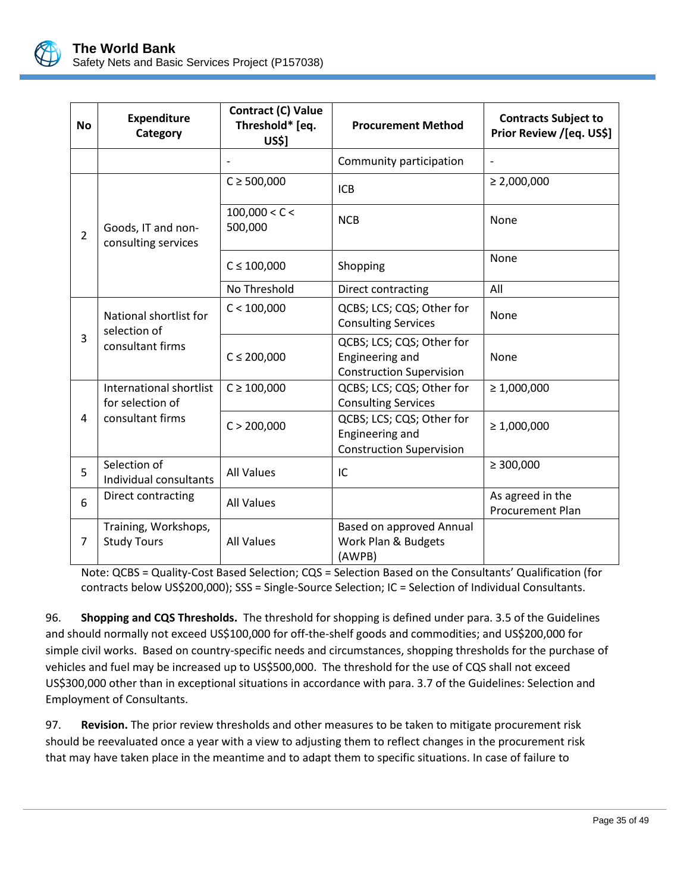| No | Expenditure Category | Contract (C) Value Threshold* [eq. US$] | Procurement Method | Contracts Subject to Prior Review /[eq. US$] |
|---|---|---|---|---|
| | | - | Community participation | - |
| 2 | Goods, IT and non-consulting services | C ≥ 500,000 | ICB | ≥ 2,000,000 |
| | | 100,000 < C < 500,000 | NCB | None |
| | | C ≤ 100,000 | Shopping | None |
| | | No Threshold | Direct contracting | All |
| 3 | National shortlist for selection of consultant firms | C < 100,000 | QCBS; LCS; CQS; Other for Consulting Services | None |
| | | C ≤ 200,000 | QCBS; LCS; CQS; Other for Engineering and Construction Supervision | None |
| 4 | International shortlist for selection of consultant firms | C ≥ 100,000 | QCBS; LCS; CQS; Other for Consulting Services | ≥ 1,000,000 |
| | | C > 200,000 | QCBS; LCS; CQS; Other for Engineering and Construction Supervision | ≥ 1,000,000 |
| 5 | Selection of Individual consultants | All Values | IC | ≥ 300,000 |
| 6 | Direct contracting | All Values | | As agreed in the Procurement Plan |
| 7 | Training, Workshops, Study Tours | All Values | Based on approved Annual Work Plan & Budgets (AWPB) | |

Note: QCBS = Quality-Cost Based Selection; CQS = Selection Based on the Consultants' Qualification (for contracts below US$200,000); SSS = Single-Source Selection; IC = Selection of Individual Consultants.

96. **Shopping and CQS Thresholds.** The threshold for shopping is defined under para. 3.5 of the Guidelines and should normally not exceed US$100,000 for off-the-shelf goods and commodities; and US$200,000 for simple civil works. Based on country-specific needs and circumstances, shopping thresholds for the purchase of vehicles and fuel may be increased up to US$500,000. The threshold for the use of CQS shall not exceed US$300,000 other than in exceptional situations in accordance with para. 3.7 of the Guidelines: Selection and Employment of Consultants.

97. **Revision.** The prior review thresholds and other measures to be taken to mitigate procurement risk should be reevaluated once a year with a view to adjusting them to reflect changes in the procurement risk that may have taken place in the meantime and to adapt them to specific situations. In case of failure to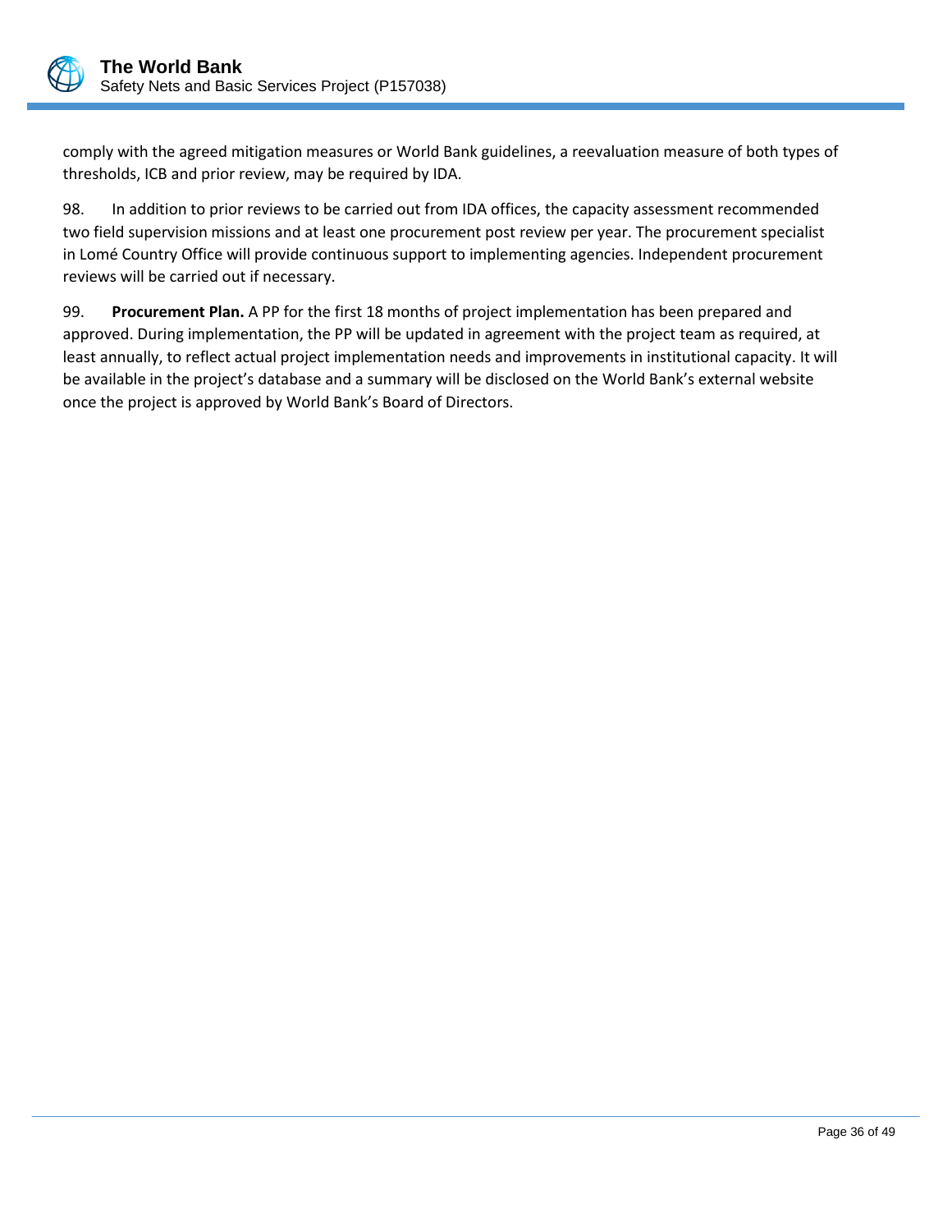comply with the agreed mitigation measures or World Bank guidelines, a reevaluation measure of both types of thresholds, ICB and prior review, may be required by IDA.

98. In addition to prior reviews to be carried out from IDA offices, the capacity assessment recommended two field supervision missions and at least one procurement post review per year. The procurement specialist in Lomé Country Office will provide continuous support to implementing agencies. Independent procurement reviews will be carried out if necessary.

99. **Procurement Plan.** A PP for the first 18 months of project implementation has been prepared and approved. During implementation, the PP will be updated in agreement with the project team as required, at least annually, to reflect actual project implementation needs and improvements in institutional capacity. It will be available in the project's database and a summary will be disclosed on the World Bank's external website once the project is approved by World Bank's Board of Directors.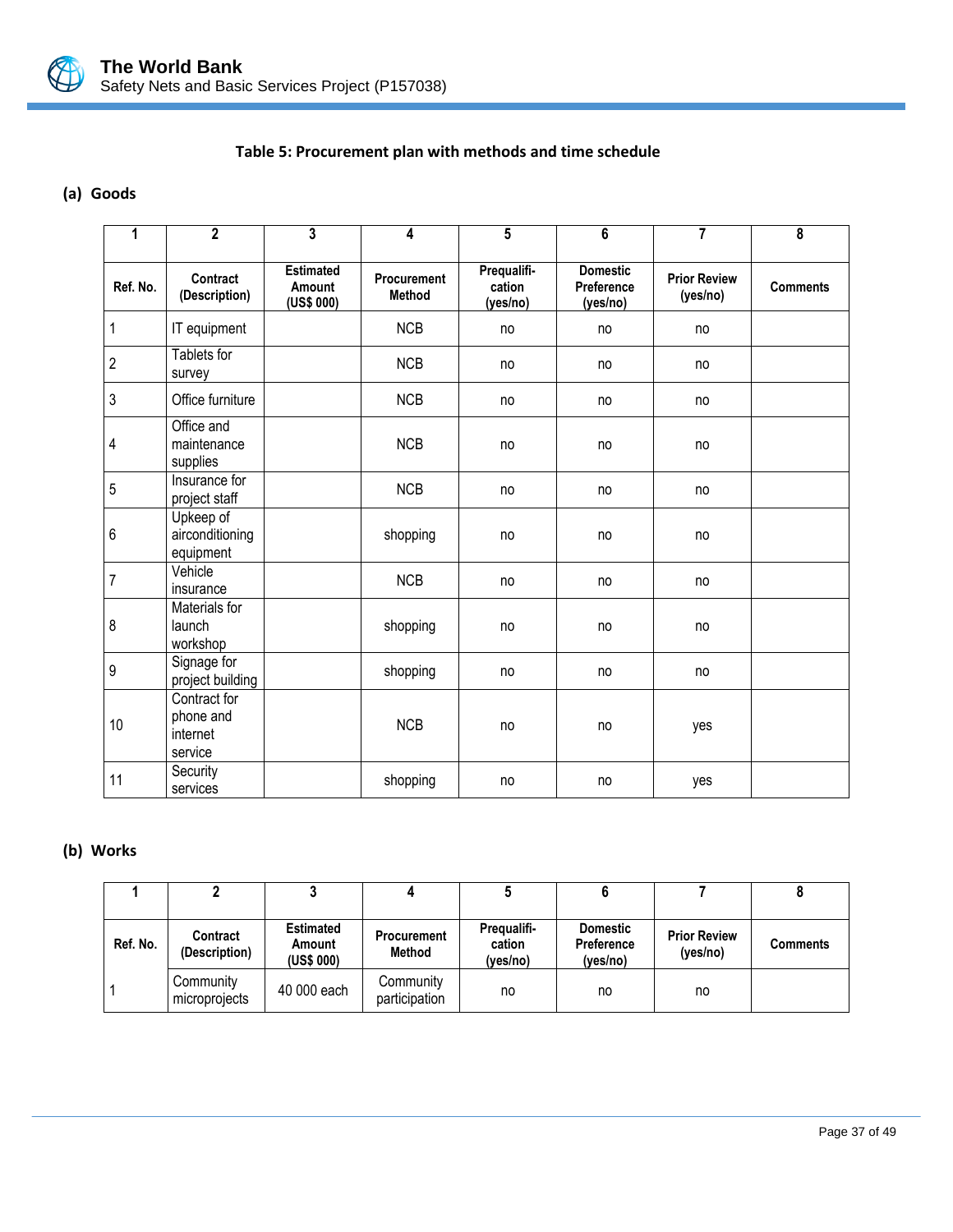**Table 5: Procurement plan with methods and time schedule**

**(a) Goods**

| 1 | 2 | 3 | 4 | 5 | 6 | 7 | 8 |
|---|---|---|---|---|---|---|---|
| Ref. No. | Contract (Description) | Estimated Amount (US$ 000) | Procurement Method | Prequalifi-cation (yes/no) | Domestic Preference (yes/no) | Prior Review (yes/no) | Comments |
| 1 | IT equipment | | NCB | no | no | no | |
| 2 | Tablets for survey | | NCB | no | no | no | |
| 3 | Office furniture | | NCB | no | no | no | |
| 4 | Office and maintenance supplies | | NCB | no | no | no | |
| 5 | Insurance for project staff | | NCB | no | no | no | |
| 6 | Upkeep of airconditioning equipment | | shopping | no | no | no | |
| 7 | Vehicle insurance | | NCB | no | no | no | |
| 8 | Materials for launch workshop | | shopping | no | no | no | |
| 9 | Signage for project building | | shopping | no | no | no | |
| 10 | Contract for phone and internet service | | NCB | no | no | yes | |
| 11 | Security services | | shopping | no | no | yes | |

**(b) Works**

| 1 | 2 | 3 | 4 | 5 | 6 | 7 | 8 |
|---|---|---|---|---|---|---|---|
| Ref. No. | Contract (Description) | Estimated Amount (US$ 000) | Procurement Method | Prequalifi-cation (yes/no) | Domestic Preference (yes/no) | Prior Review (yes/no) | Comments |
| 1 | Community microprojects | 40 000 each | Community participation | no | no | no | |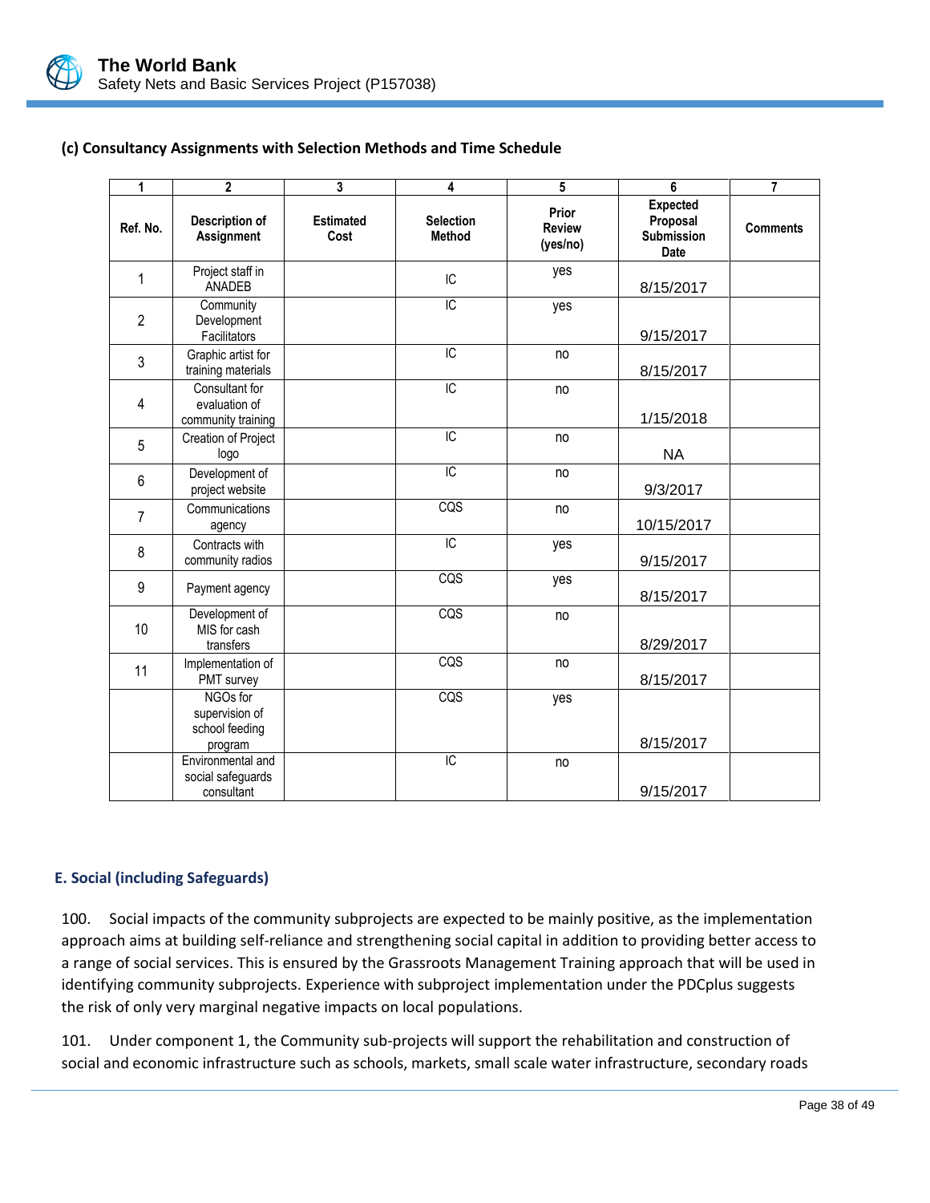### (c) Consultancy Assignments with Selection Methods and Time Schedule

| 1 | 2 | 3 | 4 | 5 | 6 | 7 |
|---|---|---|---|---|---|---|
| **Ref. No.** | **Description of Assignment** | **Estimated Cost** | **Selection Method** | **Prior Review (yes/no)** | **Expected Proposal Submission Date** | **Comments** |
| 1 | Project staff in ANADEB | | IC | yes | 8/15/2017 | |
| 2 | Community Development Facilitators | | IC | yes | 9/15/2017 | |
| 3 | Graphic artist for training materials | | IC | no | 8/15/2017 | |
| 4 | Consultant for evaluation of community training | | IC | no | 1/15/2018 | |
| 5 | Creation of Project logo | | IC | no | NA | |
| 6 | Development of project website | | IC | no | 9/3/2017 | |
| 7 | Communications agency | | CQS | no | 10/15/2017 | |
| 8 | Contracts with community radios | | IC | yes | 9/15/2017 | |
| 9 | Payment agency | | CQS | yes | 8/15/2017 | |
| 10 | Development of MIS for cash transfers | | CQS | no | 8/29/2017 | |
| 11 | Implementation of PMT survey | | CQS | no | 8/15/2017 | |
| | NGOs for supervision of school feeding program | | CQS | yes | 8/15/2017 | |
| | Environmental and social safeguards consultant | | IC | no | 9/15/2017 | |

## E. Social (including Safeguards)

100. Social impacts of the community subprojects are expected to be mainly positive, as the implementation approach aims at building self-reliance and strengthening social capital in addition to providing better access to a range of social services. This is ensured by the Grassroots Management Training approach that will be used in identifying community subprojects. Experience with subproject implementation under the PDCplus suggests the risk of only very marginal negative impacts on local populations.

101. Under component 1, the Community sub-projects will support the rehabilitation and construction of social and economic infrastructure such as schools, markets, small scale water infrastructure, secondary roads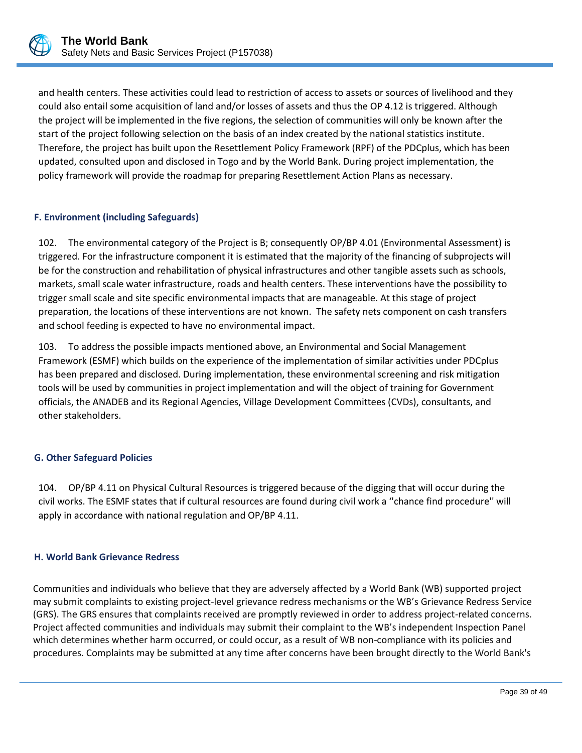and health centers. These activities could lead to restriction of access to assets or sources of livelihood and they could also entail some acquisition of land and/or losses of assets and thus the OP 4.12 is triggered. Although the project will be implemented in the five regions, the selection of communities will only be known after the start of the project following selection on the basis of an index created by the national statistics institute. Therefore, the project has built upon the Resettlement Policy Framework (RPF) of the PDCplus, which has been updated, consulted upon and disclosed in Togo and by the World Bank. During project implementation, the policy framework will provide the roadmap for preparing Resettlement Action Plans as necessary.

### F. Environment (including Safeguards)

102. The environmental category of the Project is B; consequently OP/BP 4.01 (Environmental Assessment) is triggered. For the infrastructure component it is estimated that the majority of the financing of subprojects will be for the construction and rehabilitation of physical infrastructures and other tangible assets such as schools, markets, small scale water infrastructure, roads and health centers. These interventions have the possibility to trigger small scale and site specific environmental impacts that are manageable. At this stage of project preparation, the locations of these interventions are not known. The safety nets component on cash transfers and school feeding is expected to have no environmental impact.

103. To address the possible impacts mentioned above, an Environmental and Social Management Framework (ESMF) which builds on the experience of the implementation of similar activities under PDCplus has been prepared and disclosed. During implementation, these environmental screening and risk mitigation tools will be used by communities in project implementation and will the object of training for Government officials, the ANADEB and its Regional Agencies, Village Development Committees (CVDs), consultants, and other stakeholders.

### G. Other Safeguard Policies

104. OP/BP 4.11 on Physical Cultural Resources is triggered because of the digging that will occur during the civil works. The ESMF states that if cultural resources are found during civil work a ''chance find procedure'' will apply in accordance with national regulation and OP/BP 4.11.

### H. World Bank Grievance Redress

Communities and individuals who believe that they are adversely affected by a World Bank (WB) supported project may submit complaints to existing project-level grievance redress mechanisms or the WB's Grievance Redress Service (GRS). The GRS ensures that complaints received are promptly reviewed in order to address project-related concerns. Project affected communities and individuals may submit their complaint to the WB's independent Inspection Panel which determines whether harm occurred, or could occur, as a result of WB non-compliance with its policies and procedures. Complaints may be submitted at any time after concerns have been brought directly to the World Bank's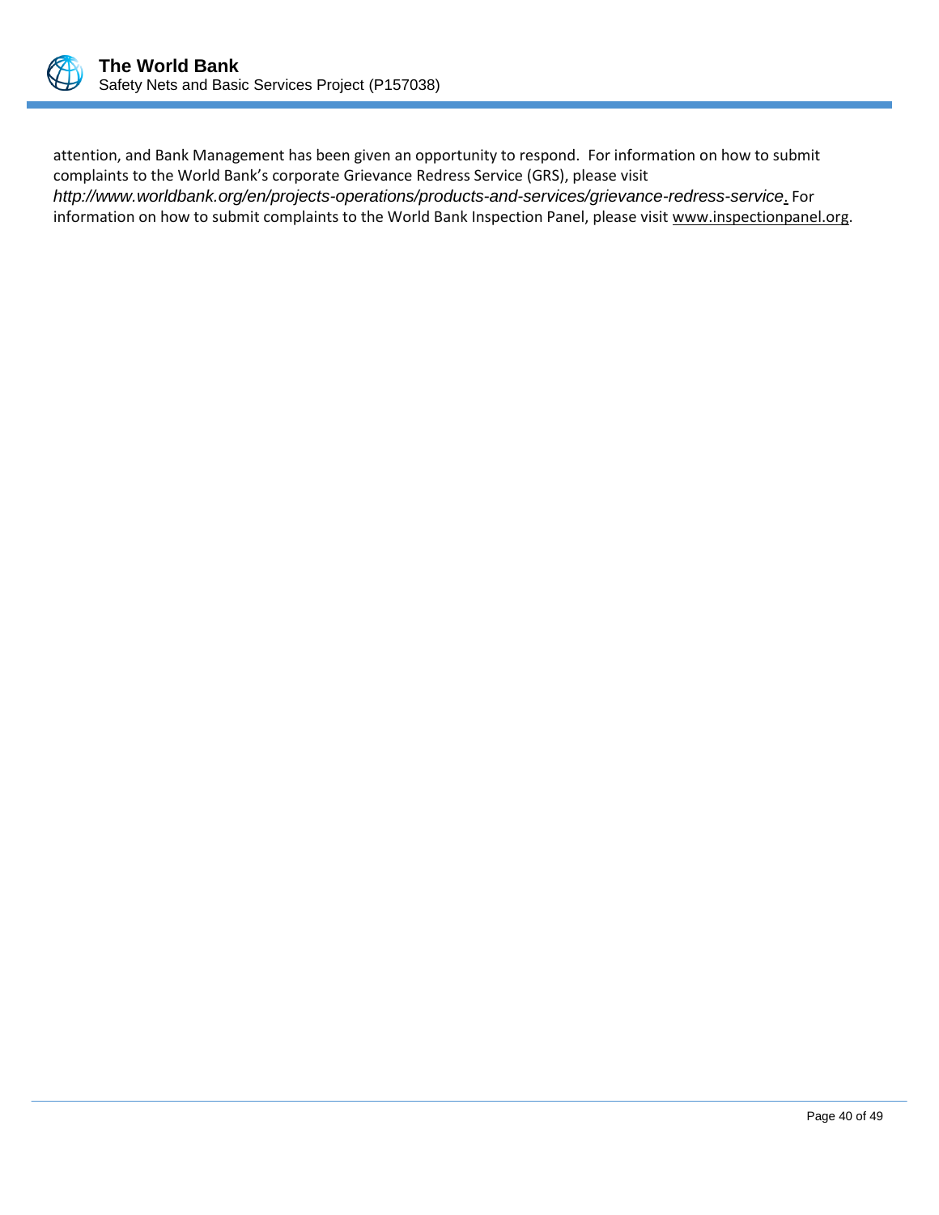attention, and Bank Management has been given an opportunity to respond. For information on how to submit complaints to the World Bank's corporate Grievance Redress Service (GRS), please visit *http://www.worldbank.org/en/projects-operations/products-and-services/grievance-redress-service*. For information on how to submit complaints to the World Bank Inspection Panel, please visit www.inspectionpanel.org.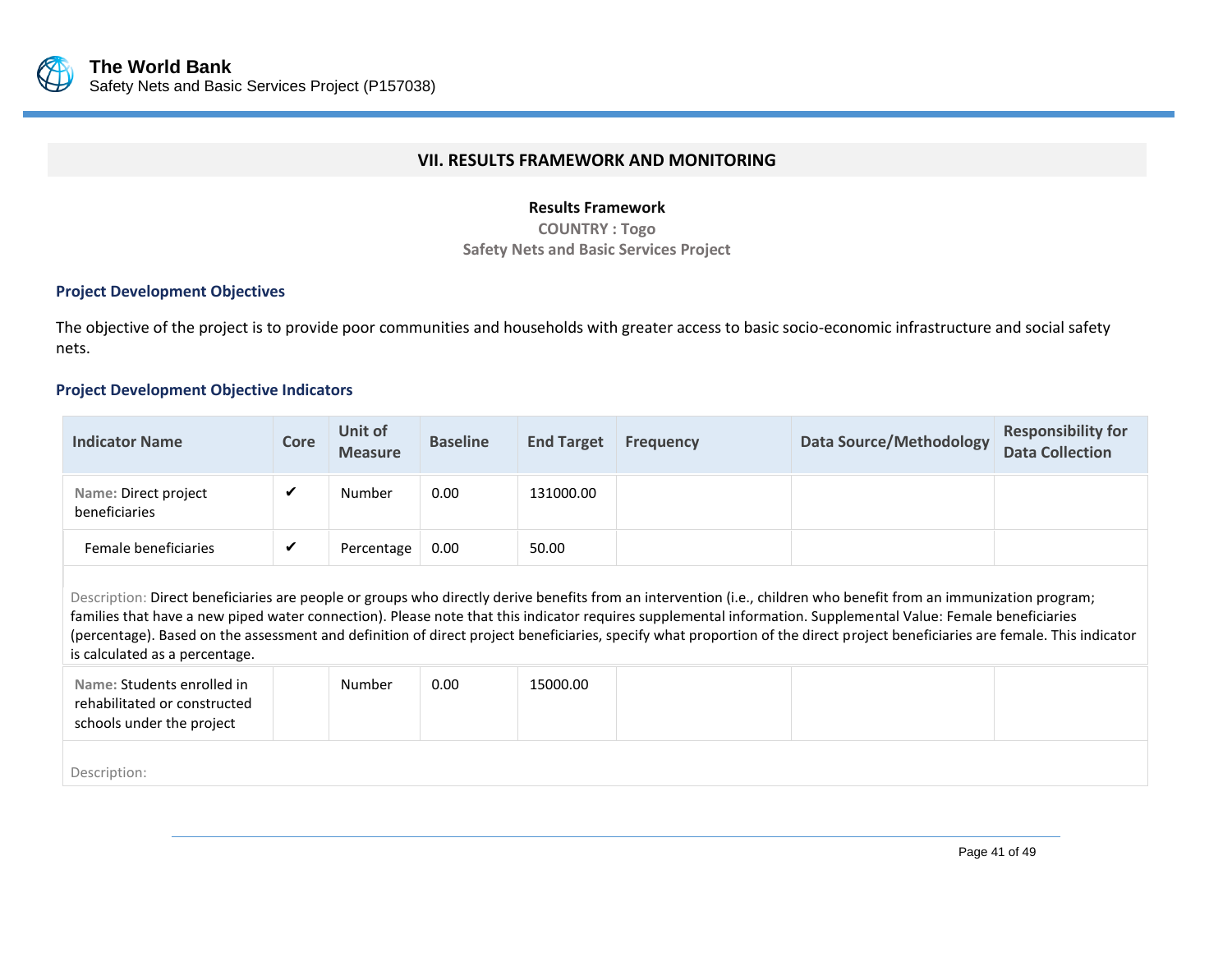## VII. RESULTS FRAMEWORK AND MONITORING

**Results Framework**

**COUNTRY : Togo**

**Safety Nets and Basic Services Project**

### Project Development Objectives

The objective of the project is to provide poor communities and households with greater access to basic socio-economic infrastructure and social safety nets.

### Project Development Objective Indicators

| Indicator Name | Core | Unit of Measure | Baseline | End Target | Frequency | Data Source/Methodology | Responsibility for Data Collection |
|---|---|---|---|---|---|---|---|
| Name: Direct project beneficiaries | ✔ | Number | 0.00 | 131000.00 | | | |
| Female beneficiaries | ✔ | Percentage | 0.00 | 50.00 | | | |
| Description: Direct beneficiaries are people or groups who directly derive benefits from an intervention (i.e., children who benefit from an immunization program; families that have a new piped water connection). Please note that this indicator requires supplemental information. Supplemental Value: Female beneficiaries (percentage). Based on the assessment and definition of direct project beneficiaries, specify what proportion of the direct project beneficiaries are female. This indicator is calculated as a percentage. | | | | | | | |
| Name: Students enrolled in rehabilitated or constructed schools under the project | | Number | 0.00 | 15000.00 | | | |
| Description: | | | | | | | |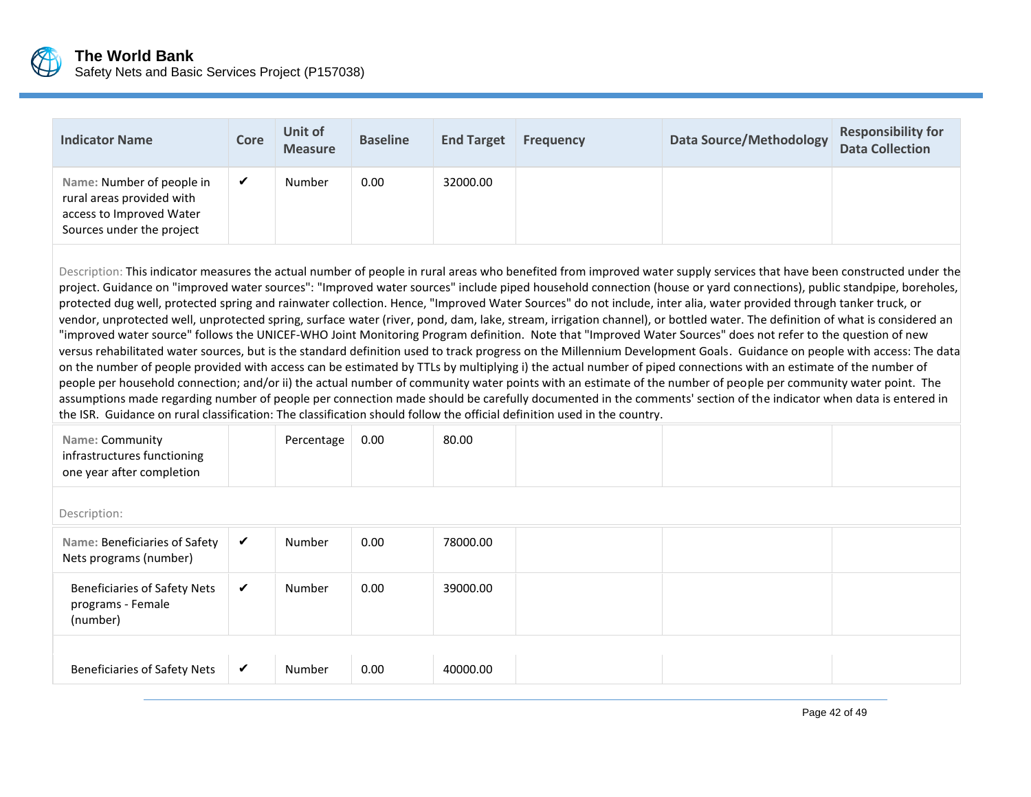| Indicator Name | Core | Unit of Measure | Baseline | End Target | Frequency | Data Source/Methodology | Responsibility for Data Collection |
|---|---|---|---|---|---|---|---|
| Name: Number of people in rural areas provided with access to Improved Water Sources under the project | ✔ | Number | 0.00 | 32000.00 | | | |
| Description: This indicator measures the actual number of people in rural areas who benefited from improved water supply services that have been constructed under the project. Guidance on "improved water sources": "Improved water sources" include piped household connection (house or yard connections), public standpipe, boreholes, protected dug well, protected spring and rainwater collection. Hence, "Improved Water Sources" do not include, inter alia, water provided through tanker truck, or vendor, unprotected well, unprotected spring, surface water (river, pond, dam, lake, stream, irrigation channel), or bottled water. The definition of what is considered an "improved water source" follows the UNICEF-WHO Joint Monitoring Program definition. Note that "Improved Water Sources" does not refer to the question of new versus rehabilitated water sources, but is the standard definition used to track progress on the Millennium Development Goals. Guidance on people with access: The data on the number of people provided with access can be estimated by TTLs by multiplying i) the actual number of piped connections with an estimate of the number of people per household connection; and/or ii) the actual number of community water points with an estimate of the number of people per community water point. The assumptions made regarding number of people per connection made should be carefully documented in the comments' section of the indicator when data is entered in the ISR. Guidance on rural classification: The classification should follow the official definition used in the country. | | | | | | | |
| Name: Community infrastructures functioning one year after completion | | Percentage | 0.00 | 80.00 | | | |
| Description: | | | | | | | |
| Name: Beneficiaries of Safety Nets programs (number) | ✔ | Number | 0.00 | 78000.00 | | | |
| Beneficiaries of Safety Nets programs - Female (number) | ✔ | Number | 0.00 | 39000.00 | | | |
| Beneficiaries of Safety Nets | ✔ | Number | 0.00 | 40000.00 | | | |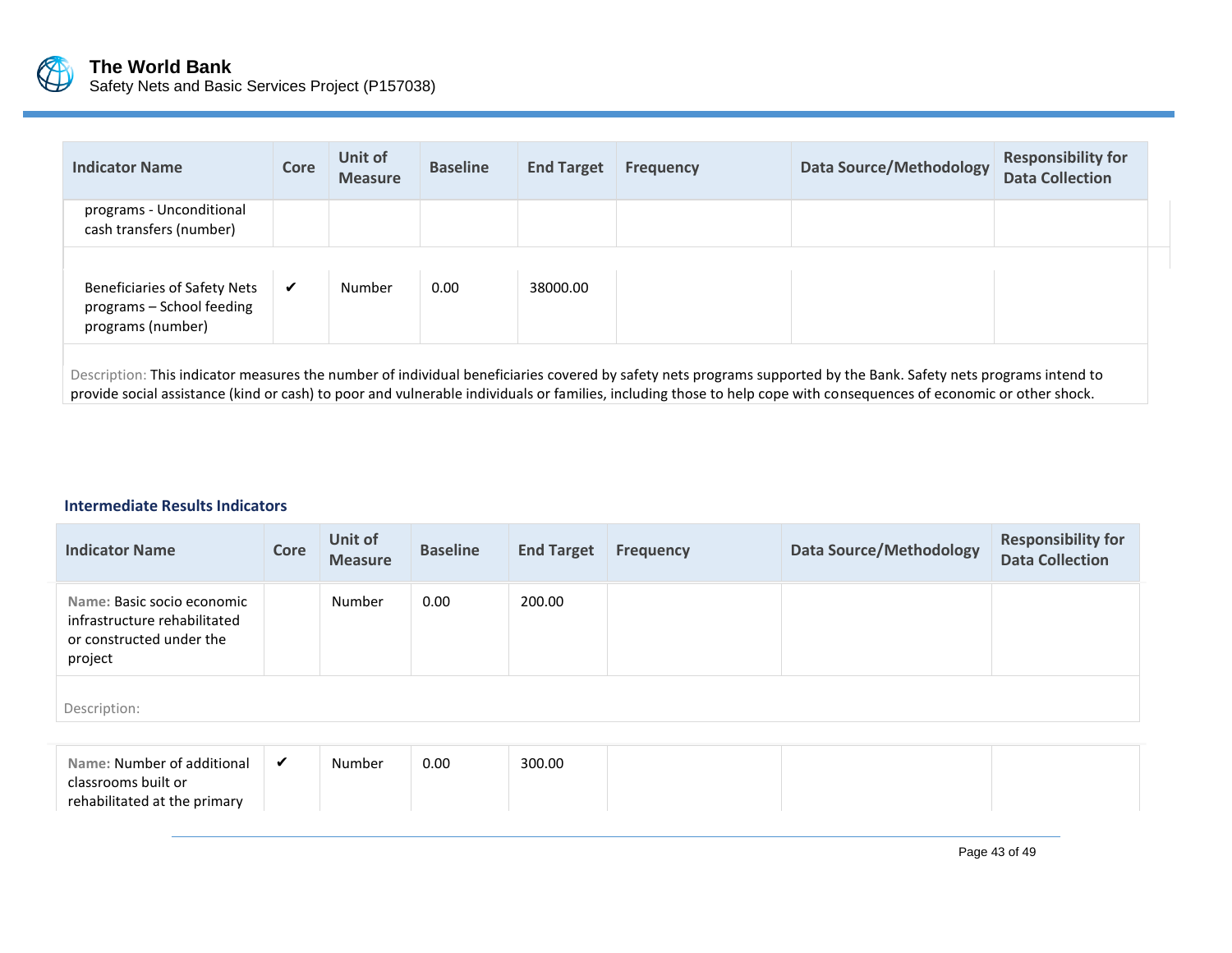| Indicator Name | Core | Unit of Measure | Baseline | End Target | Frequency | Data Source/Methodology | Responsibility for Data Collection |
|---|---|---|---|---|---|---|---|
| programs - Unconditional cash transfers (number) | | | | | | | |
| Beneficiaries of Safety Nets programs – School feeding programs (number) | ✔ | Number | 0.00 | 38000.00 | | | |

Description: This indicator measures the number of individual beneficiaries covered by safety nets programs supported by the Bank. Safety nets programs intend to provide social assistance (kind or cash) to poor and vulnerable individuals or families, including those to help cope with consequences of economic or other shock.

### Intermediate Results Indicators

| Indicator Name | Core | Unit of Measure | Baseline | End Target | Frequency | Data Source/Methodology | Responsibility for Data Collection |
|---|---|---|---|---|---|---|---|
| Name: Basic socio economic infrastructure rehabilitated or constructed under the project | | Number | 0.00 | 200.00 | | | |

Description:

| Indicator Name | Core | Unit of Measure | Baseline | End Target | Frequency | Data Source/Methodology | Responsibility for Data Collection |
|---|---|---|---|---|---|---|---|
| Name: Number of additional classrooms built or rehabilitated at the primary | ✔ | Number | 0.00 | 300.00 | | | |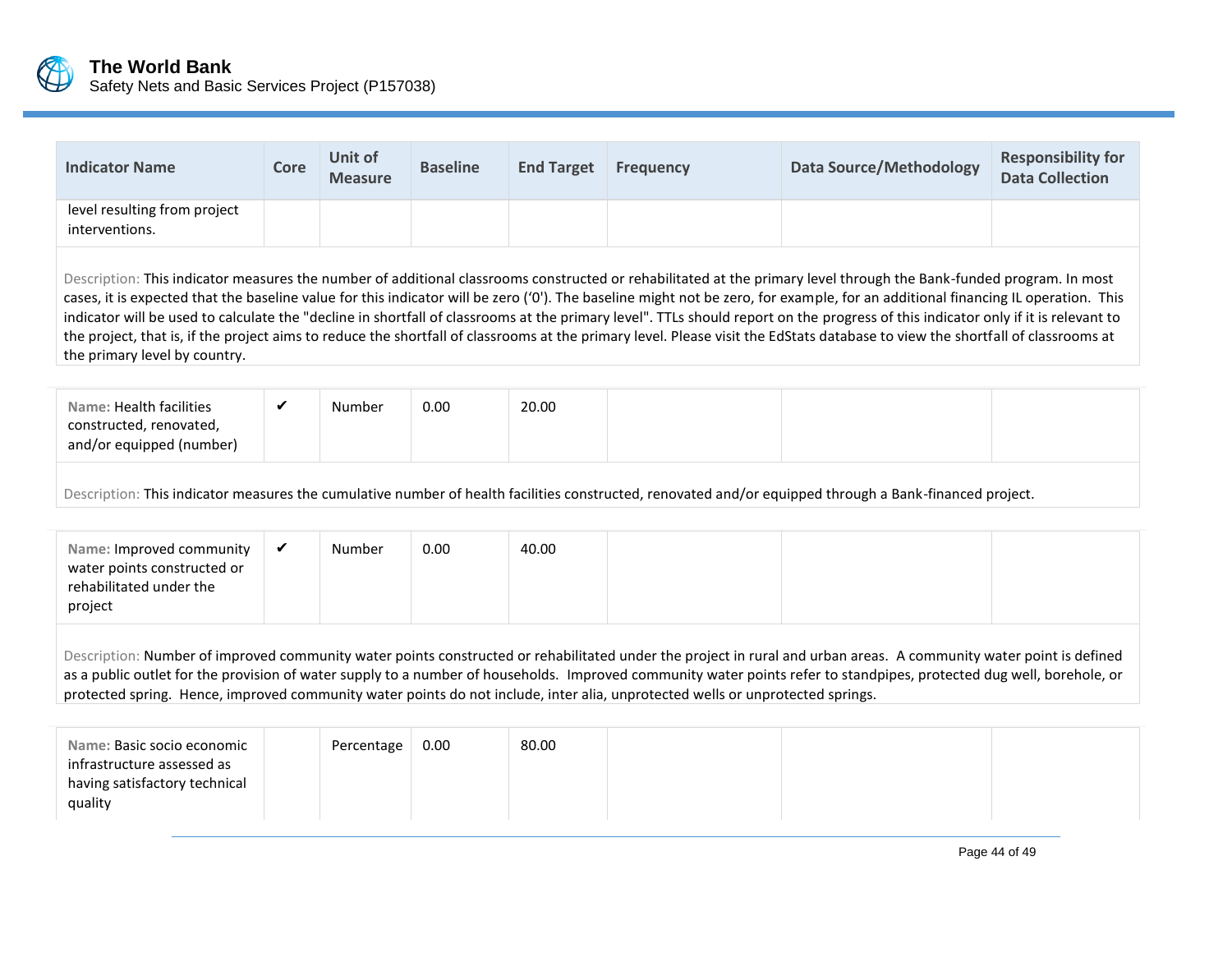| Indicator Name | Core | Unit of Measure | Baseline | End Target | Frequency | Data Source/Methodology | Responsibility for Data Collection |
|---|---|---|---|---|---|---|---|
| level resulting from project interventions. | | | | | | | |
| Description: This indicator measures the number of additional classrooms constructed or rehabilitated at the primary level through the Bank-funded program. In most cases, it is expected that the baseline value for this indicator will be zero ('0'). The baseline might not be zero, for example, for an additional financing IL operation. This indicator will be used to calculate the "decline in shortfall of classrooms at the primary level". TTLs should report on the progress of this indicator only if it is relevant to the project, that is, if the project aims to reduce the shortfall of classrooms at the primary level. Please visit the EdStats database to view the shortfall of classrooms at the primary level by country. | | | | | | | |
| Name: Health facilities constructed, renovated, and/or equipped (number) | ✔ | Number | 0.00 | 20.00 | | | |
| Description: This indicator measures the cumulative number of health facilities constructed, renovated and/or equipped through a Bank-financed project. | | | | | | | |
| Name: Improved community water points constructed or rehabilitated under the project | ✔ | Number | 0.00 | 40.00 | | | |
| Description: Number of improved community water points constructed or rehabilitated under the project in rural and urban areas. A community water point is defined as a public outlet for the provision of water supply to a number of households. Improved community water points refer to standpipes, protected dug well, borehole, or protected spring. Hence, improved community water points do not include, inter alia, unprotected wells or unprotected springs. | | | | | | | |
| Name: Basic socio economic infrastructure assessed as having satisfactory technical quality | | Percentage | 0.00 | 80.00 | | | |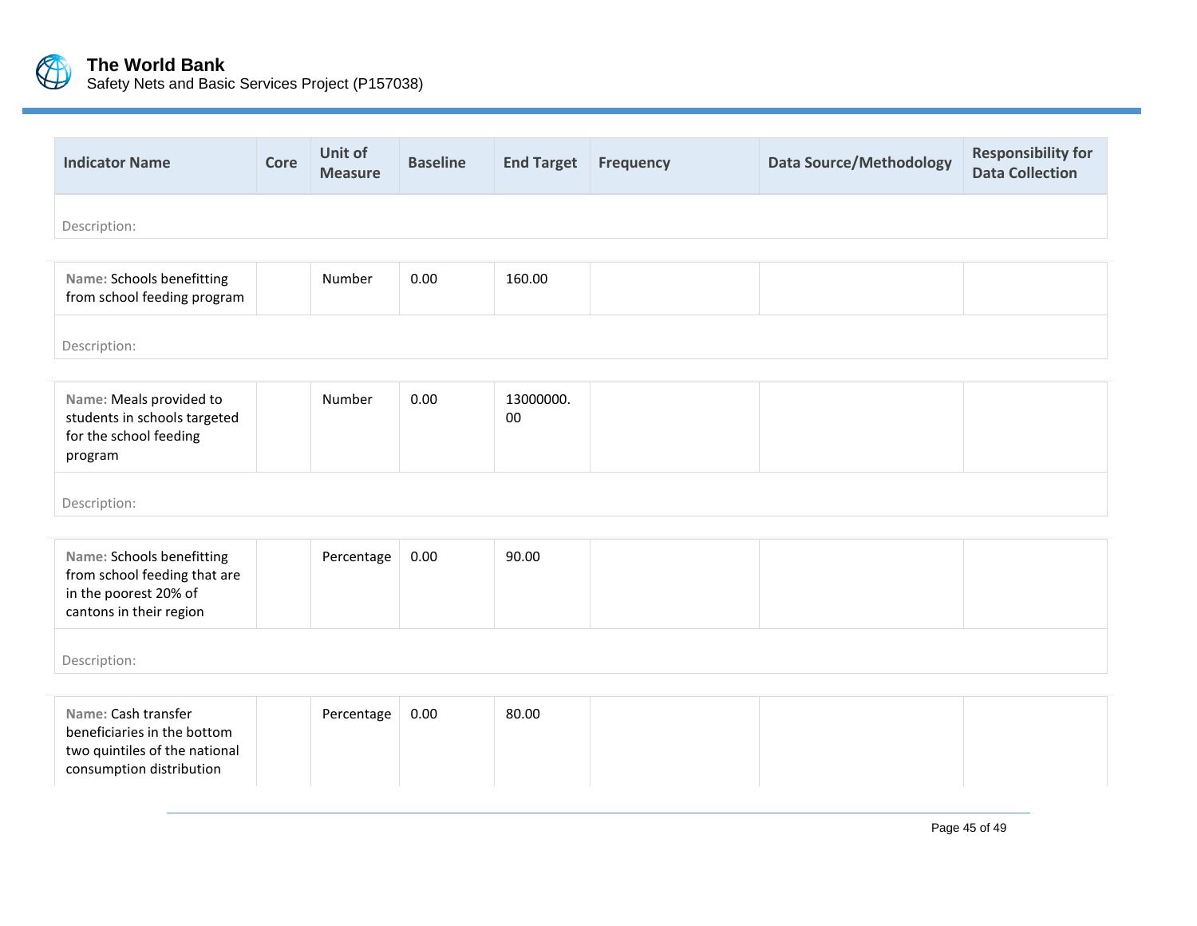| Indicator Name | Core | Unit of Measure | Baseline | End Target | Frequency | Data Source/Methodology | Responsibility for Data Collection |
|---|---|---|---|---|---|---|---|
| Description: | | | | | | | |
| Name: Schools benefitting from school feeding program | | Number | 0.00 | 160.00 | | | |
| Description: | | | | | | | |
| Name: Meals provided to students in schools targeted for the school feeding program | | Number | 0.00 | 13000000.00 | | | |
| Description: | | | | | | | |
| Name: Schools benefitting from school feeding that are in the poorest 20% of cantons in their region | | Percentage | 0.00 | 90.00 | | | |
| Description: | | | | | | | |
| Name: Cash transfer beneficiaries in the bottom two quintiles of the national consumption distribution | | Percentage | 0.00 | 80.00 | | | |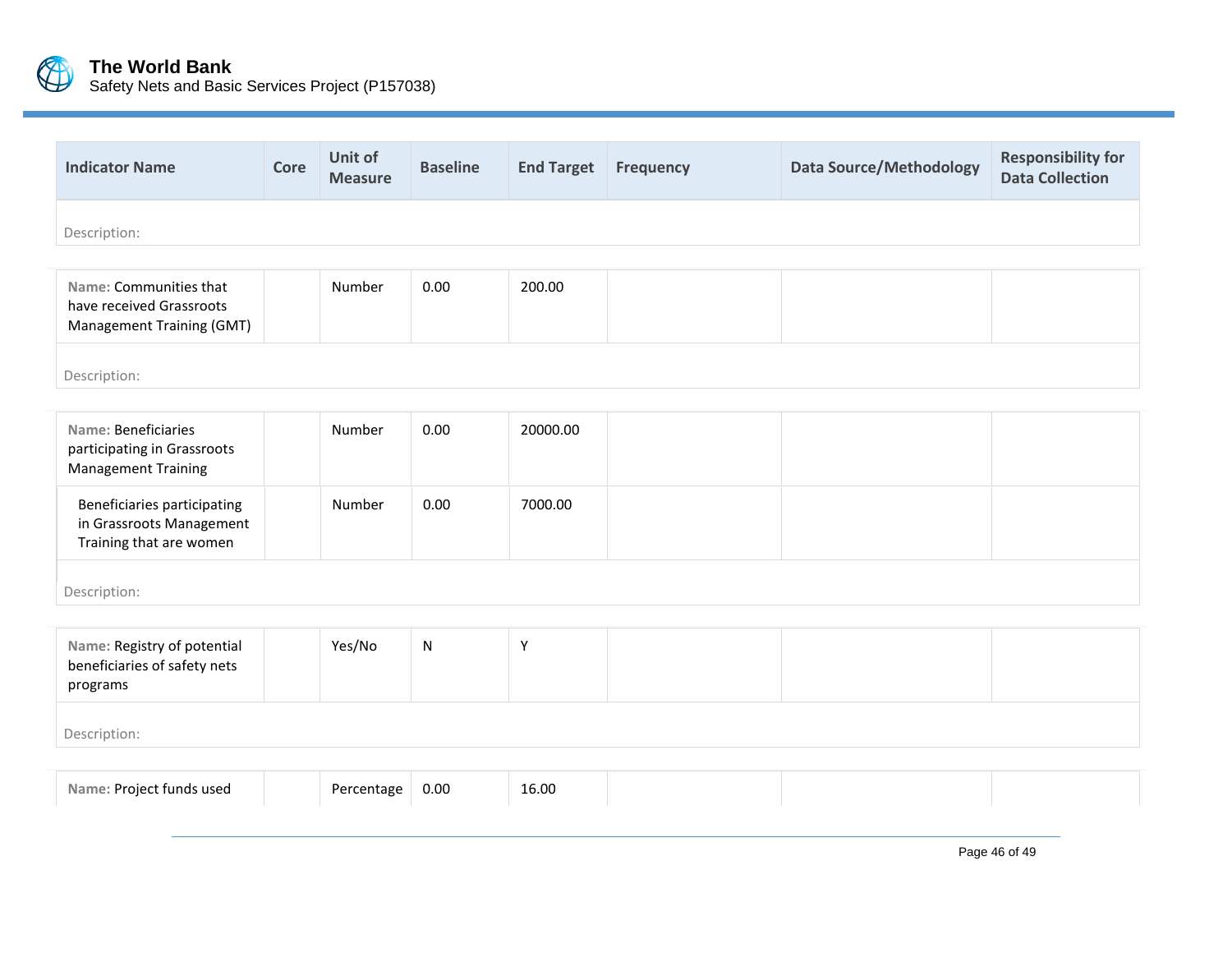| Indicator Name | Core | Unit of Measure | Baseline | End Target | Frequency | Data Source/Methodology | Responsibility for Data Collection |
|---|---|---|---|---|---|---|---|
| Description: | | | | | | | |
| **Name:** Communities that have received Grassroots Management Training (GMT) | | Number | 0.00 | 200.00 | | | |
| Description: | | | | | | | |
| **Name:** Beneficiaries participating in Grassroots Management Training | | Number | 0.00 | 20000.00 | | | |
| Beneficiaries participating in Grassroots Management Training that are women | | Number | 0.00 | 7000.00 | | | |
| Description: | | | | | | | |
| **Name:** Registry of potential beneficiaries of safety nets programs | | Yes/No | N | Y | | | |
| Description: | | | | | | | |
| **Name:** Project funds used | | Percentage | 0.00 | 16.00 | | | |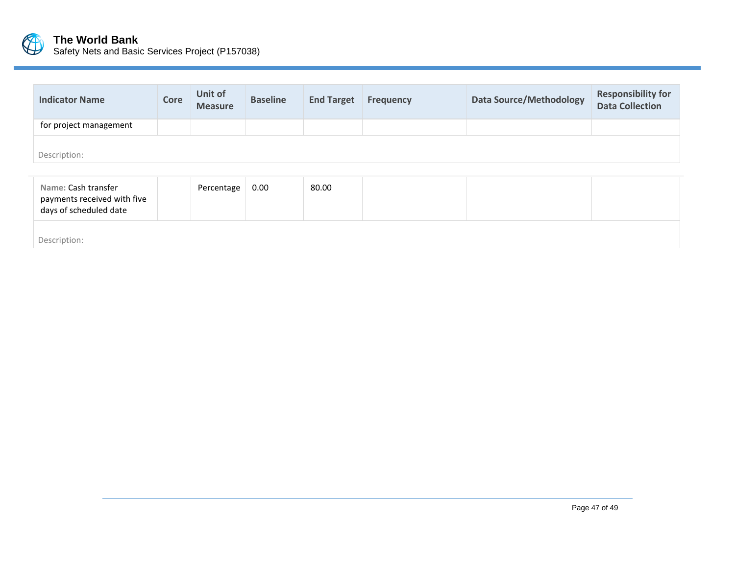| Indicator Name | Core | Unit of Measure | Baseline | End Target | Frequency | Data Source/Methodology | Responsibility for Data Collection |
|---|---|---|---|---|---|---|---|
| for project management | | | | | | | |
| Description: | | | | | | | |
| Name: Cash transfer payments received with five days of scheduled date | | Percentage | 0.00 | 80.00 | | | |
| Description: | | | | | | | |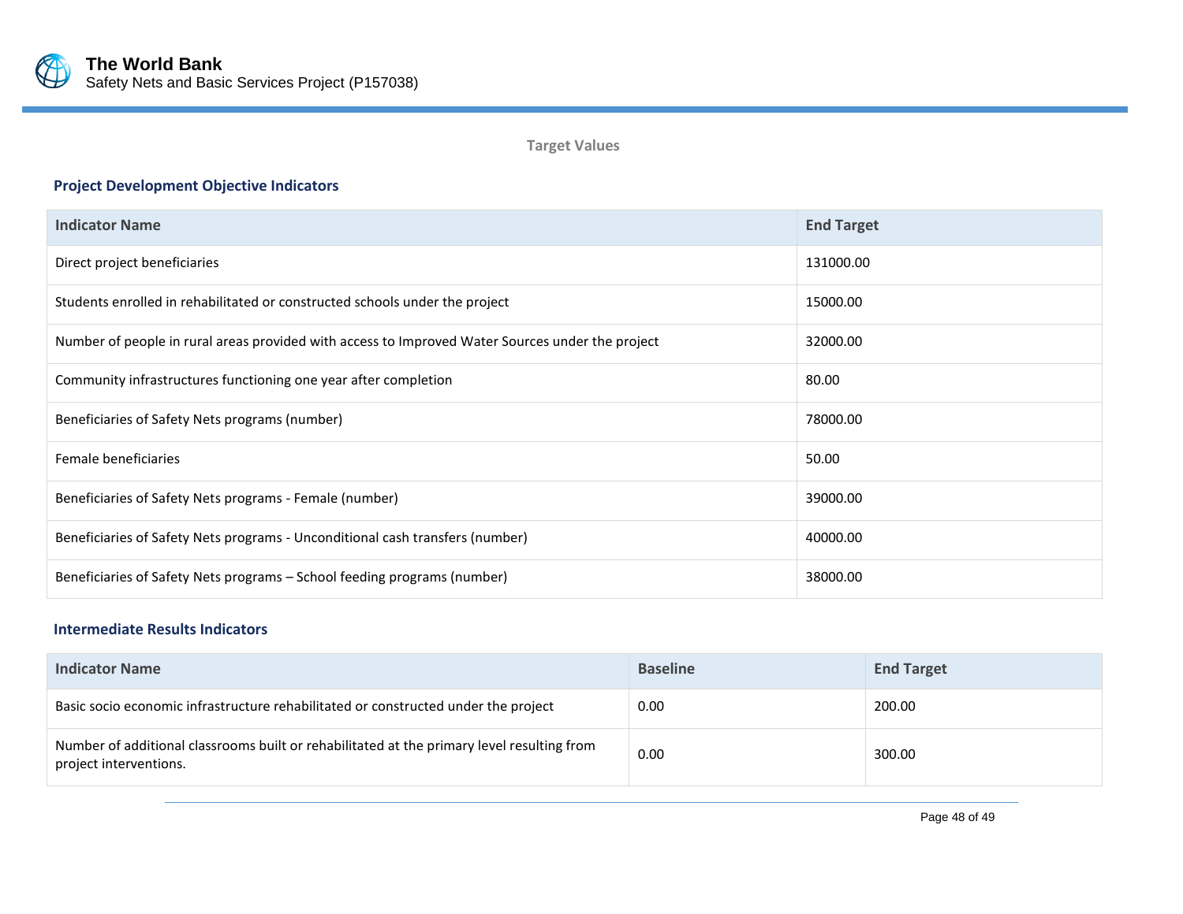### Target Values

#### Project Development Objective Indicators

| Indicator Name | End Target |
|---|---|
| Direct project beneficiaries | 131000.00 |
| Students enrolled in rehabilitated or constructed schools under the project | 15000.00 |
| Number of people in rural areas provided with access to Improved Water Sources under the project | 32000.00 |
| Community infrastructures functioning one year after completion | 80.00 |
| Beneficiaries of Safety Nets programs (number) | 78000.00 |
| Female beneficiaries | 50.00 |
| Beneficiaries of Safety Nets programs - Female (number) | 39000.00 |
| Beneficiaries of Safety Nets programs - Unconditional cash transfers (number) | 40000.00 |
| Beneficiaries of Safety Nets programs – School feeding programs (number) | 38000.00 |

#### Intermediate Results Indicators

| Indicator Name | Baseline | End Target |
|---|---|---|
| Basic socio economic infrastructure rehabilitated or constructed under the project | 0.00 | 200.00 |
| Number of additional classrooms built or rehabilitated at the primary level resulting from project interventions. | 0.00 | 300.00 |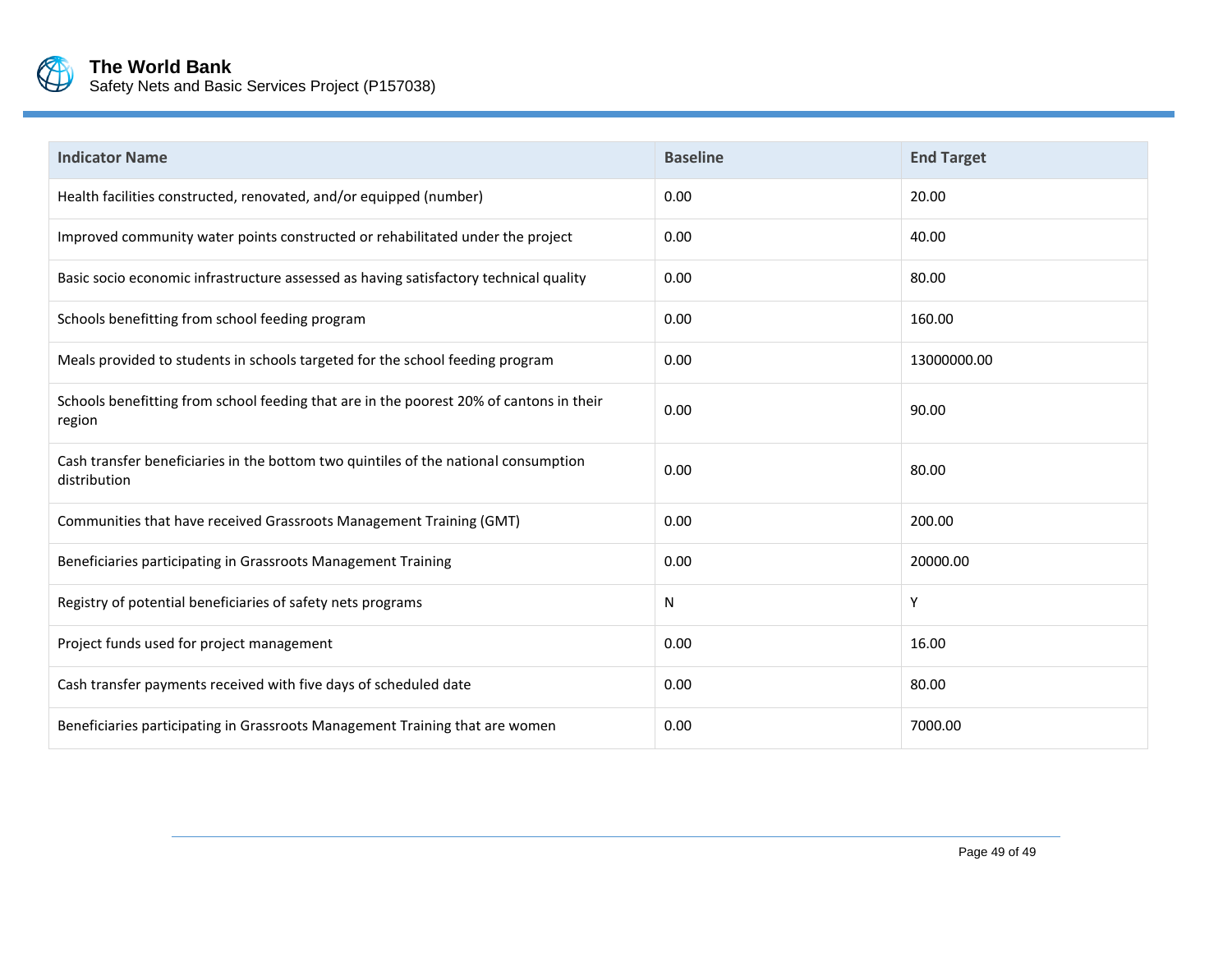| Indicator Name | Baseline | End Target |
| --- | --- | --- |
| Health facilities constructed, renovated, and/or equipped (number) | 0.00 | 20.00 |
| Improved community water points constructed or rehabilitated under the project | 0.00 | 40.00 |
| Basic socio economic infrastructure assessed as having satisfactory technical quality | 0.00 | 80.00 |
| Schools benefitting from school feeding program | 0.00 | 160.00 |
| Meals provided to students in schools targeted for the school feeding program | 0.00 | 13000000.00 |
| Schools benefitting from school feeding that are in the poorest 20% of cantons in their region | 0.00 | 90.00 |
| Cash transfer beneficiaries in the bottom two quintiles of the national consumption distribution | 0.00 | 80.00 |
| Communities that have received Grassroots Management Training (GMT) | 0.00 | 200.00 |
| Beneficiaries participating in Grassroots Management Training | 0.00 | 20000.00 |
| Registry of potential beneficiaries of safety nets programs | N | Y |
| Project funds used for project management | 0.00 | 16.00 |
| Cash transfer payments received with five days of scheduled date | 0.00 | 80.00 |
| Beneficiaries participating in Grassroots Management Training that are women | 0.00 | 7000.00 |